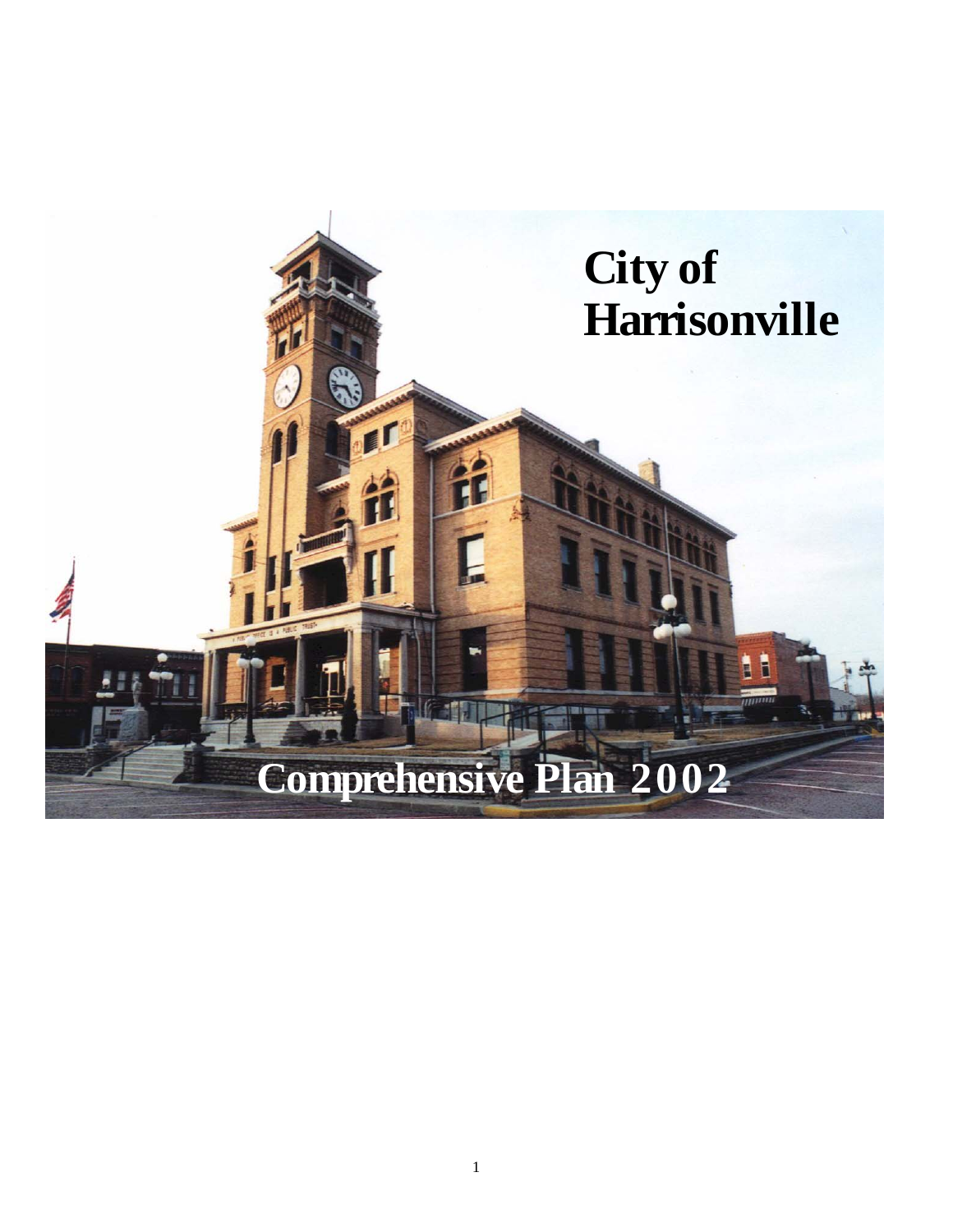# City of Harrisonville

# Comprehensive Plan 2002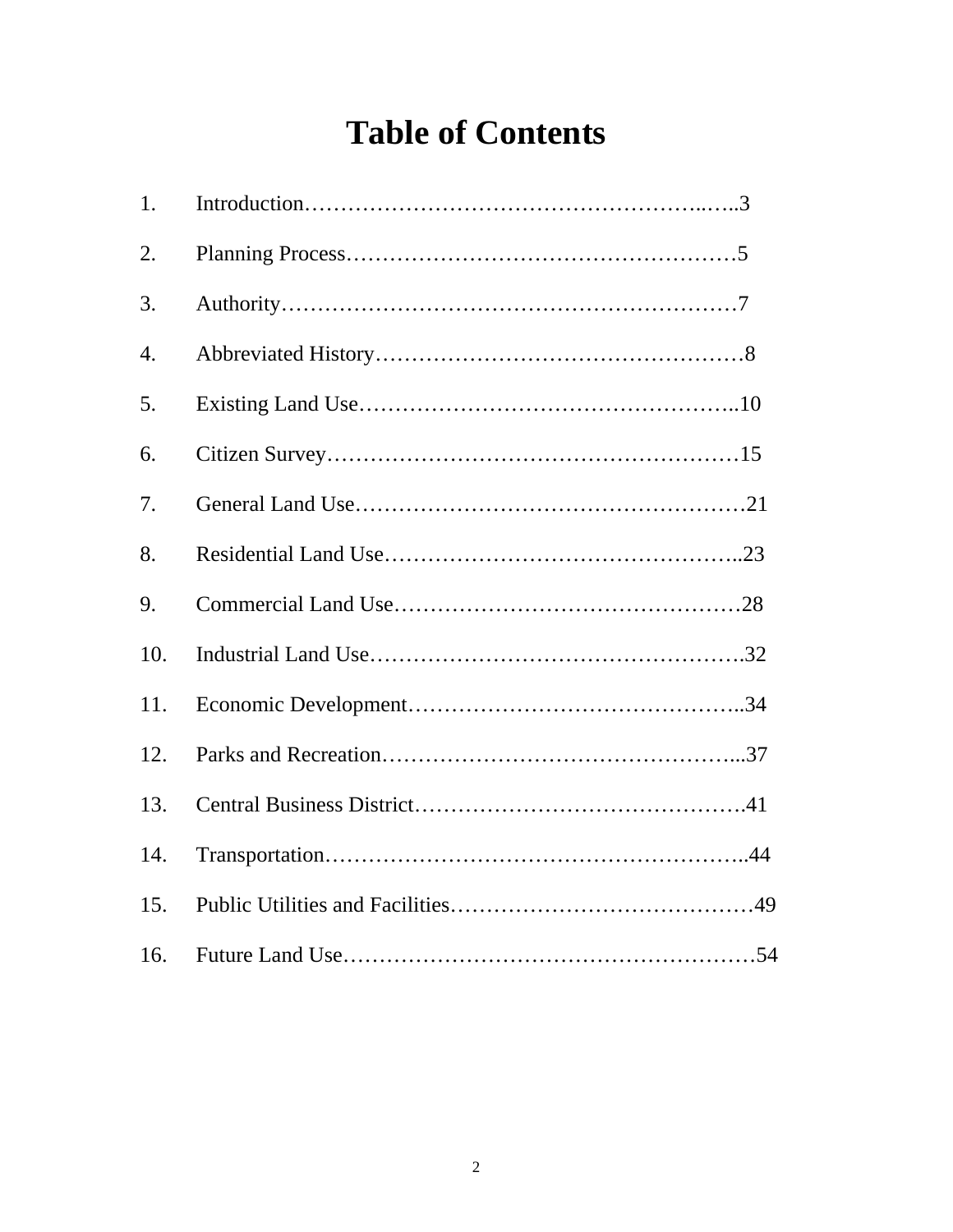# Table of Contents

1. Introduction……………………………………………..…..3
2. Planning Process………………………………………………5
3. Authority………………………………………………………7
4. Abbreviated History……………………………………………8
5. Existing Land Use……………………………………………..10
6. Citizen Survey…………………………………………………15
7. General Land Use………………………………………………21
8. Residential Land Use…………………………………………..23
9. Commercial Land Use…………………………………………28
10. Industrial Land Use…………………………………………….32
11. Economic Development………………………………………..34
12. Parks and Recreation…………………………………………...37
13. Central Business District……………………………………….41
14. Transportation…………………………………………………..44
15. Public Utilities and Facilities……………………………………49
16. Future Land Use…………………………………………………54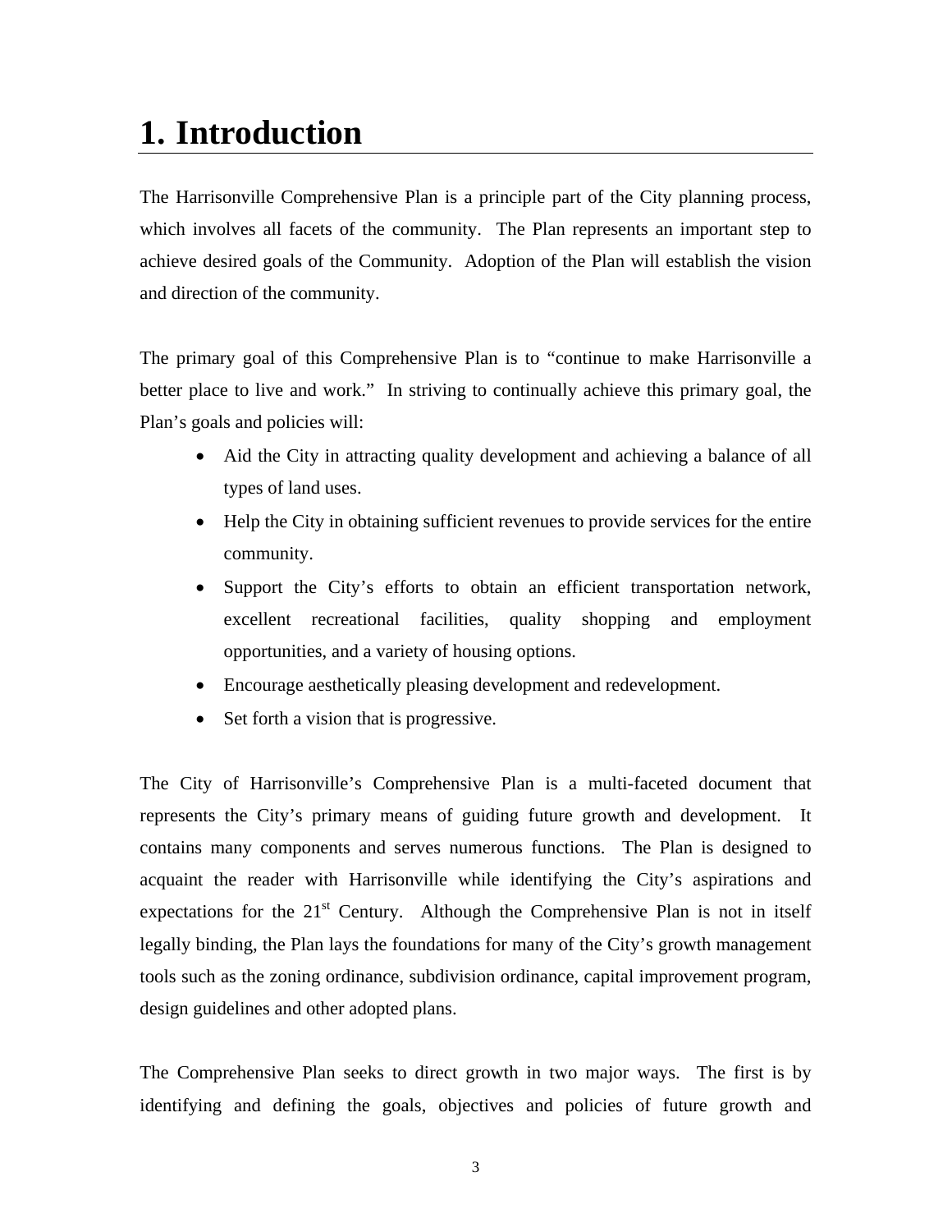# 1. Introduction

The Harrisonville Comprehensive Plan is a principle part of the City planning process, which involves all facets of the community. The Plan represents an important step to achieve desired goals of the Community. Adoption of the Plan will establish the vision and direction of the community.

The primary goal of this Comprehensive Plan is to "continue to make Harrisonville a better place to live and work." In striving to continually achieve this primary goal, the Plan's goals and policies will:

- Aid the City in attracting quality development and achieving a balance of all types of land uses.
- Help the City in obtaining sufficient revenues to provide services for the entire community.
- Support the City's efforts to obtain an efficient transportation network, excellent recreational facilities, quality shopping and employment opportunities, and a variety of housing options.
- Encourage aesthetically pleasing development and redevelopment.
- Set forth a vision that is progressive.

The City of Harrisonville's Comprehensive Plan is a multi-faceted document that represents the City's primary means of guiding future growth and development. It contains many components and serves numerous functions. The Plan is designed to acquaint the reader with Harrisonville while identifying the City's aspirations and expectations for the 21st Century. Although the Comprehensive Plan is not in itself legally binding, the Plan lays the foundations for many of the City's growth management tools such as the zoning ordinance, subdivision ordinance, capital improvement program, design guidelines and other adopted plans.

The Comprehensive Plan seeks to direct growth in two major ways. The first is by identifying and defining the goals, objectives and policies of future growth and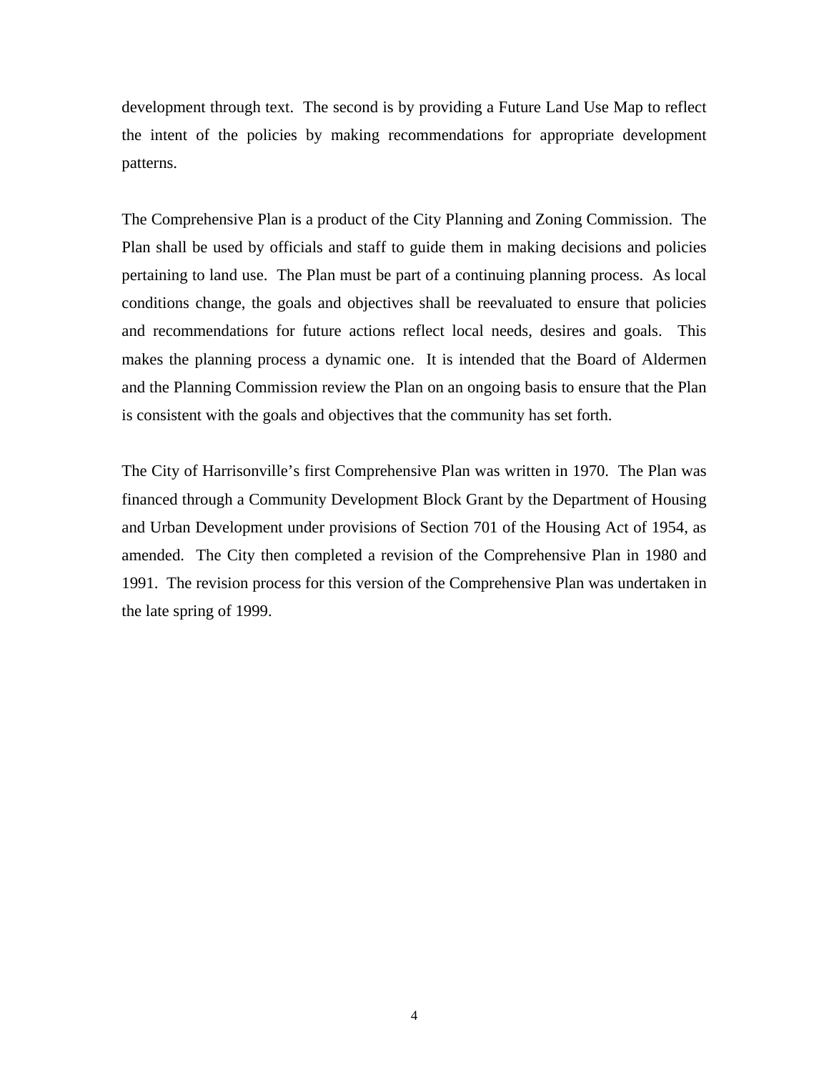development through text. The second is by providing a Future Land Use Map to reflect the intent of the policies by making recommendations for appropriate development patterns.

The Comprehensive Plan is a product of the City Planning and Zoning Commission. The Plan shall be used by officials and staff to guide them in making decisions and policies pertaining to land use. The Plan must be part of a continuing planning process. As local conditions change, the goals and objectives shall be reevaluated to ensure that policies and recommendations for future actions reflect local needs, desires and goals. This makes the planning process a dynamic one. It is intended that the Board of Aldermen and the Planning Commission review the Plan on an ongoing basis to ensure that the Plan is consistent with the goals and objectives that the community has set forth.

The City of Harrisonville's first Comprehensive Plan was written in 1970. The Plan was financed through a Community Development Block Grant by the Department of Housing and Urban Development under provisions of Section 701 of the Housing Act of 1954, as amended. The City then completed a revision of the Comprehensive Plan in 1980 and 1991. The revision process for this version of the Comprehensive Plan was undertaken in the late spring of 1999.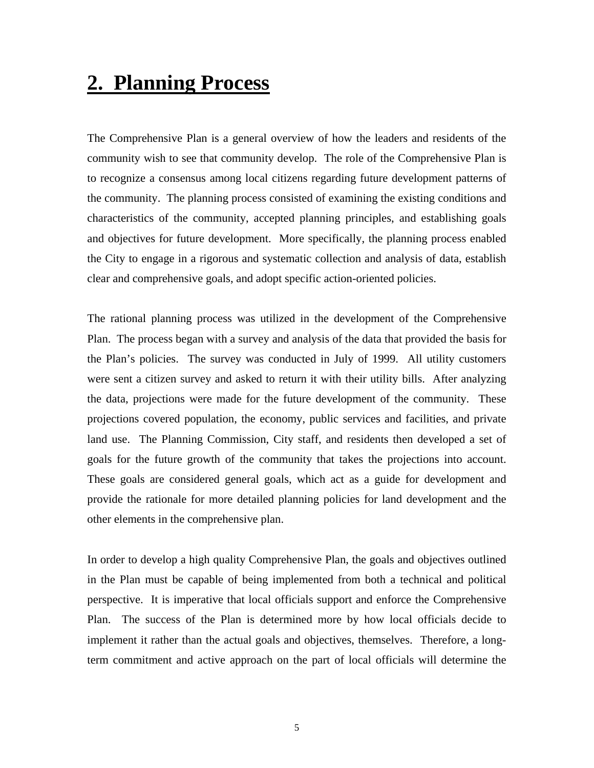# 2. Planning Process

The Comprehensive Plan is a general overview of how the leaders and residents of the community wish to see that community develop. The role of the Comprehensive Plan is to recognize a consensus among local citizens regarding future development patterns of the community. The planning process consisted of examining the existing conditions and characteristics of the community, accepted planning principles, and establishing goals and objectives for future development. More specifically, the planning process enabled the City to engage in a rigorous and systematic collection and analysis of data, establish clear and comprehensive goals, and adopt specific action-oriented policies.

The rational planning process was utilized in the development of the Comprehensive Plan. The process began with a survey and analysis of the data that provided the basis for the Plan's policies. The survey was conducted in July of 1999. All utility customers were sent a citizen survey and asked to return it with their utility bills. After analyzing the data, projections were made for the future development of the community. These projections covered population, the economy, public services and facilities, and private land use. The Planning Commission, City staff, and residents then developed a set of goals for the future growth of the community that takes the projections into account. These goals are considered general goals, which act as a guide for development and provide the rationale for more detailed planning policies for land development and the other elements in the comprehensive plan.

In order to develop a high quality Comprehensive Plan, the goals and objectives outlined in the Plan must be capable of being implemented from both a technical and political perspective. It is imperative that local officials support and enforce the Comprehensive Plan. The success of the Plan is determined more by how local officials decide to implement it rather than the actual goals and objectives, themselves. Therefore, a long-term commitment and active approach on the part of local officials will determine the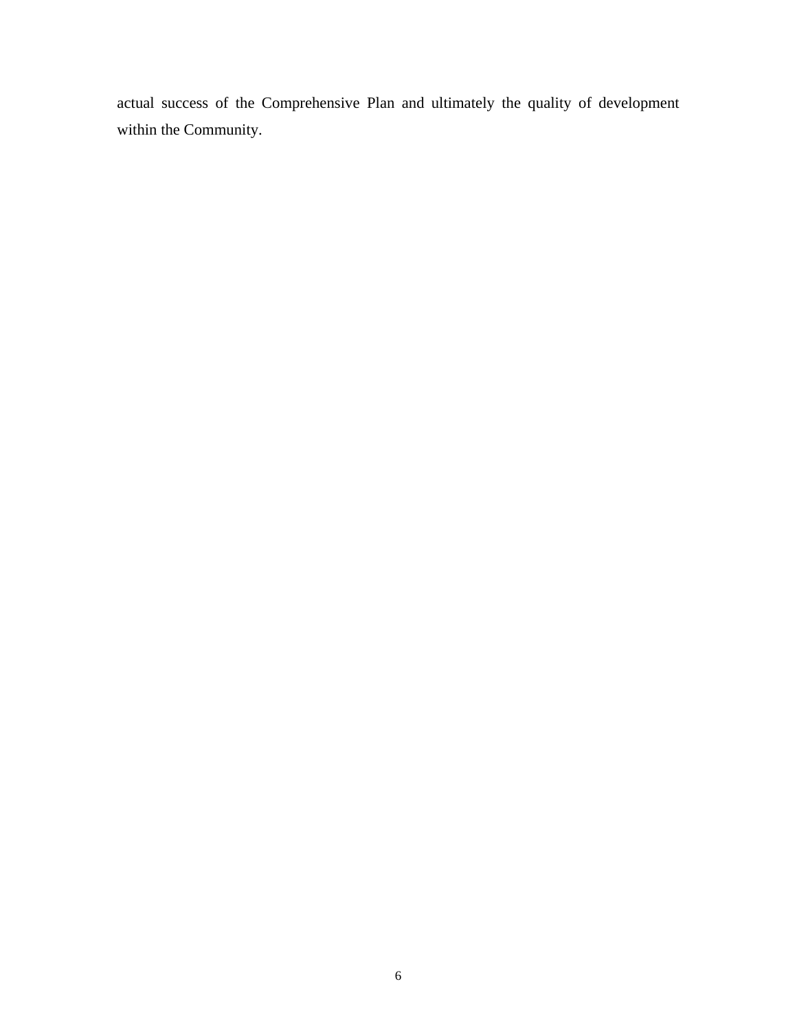actual success of the Comprehensive Plan and ultimately the quality of development within the Community.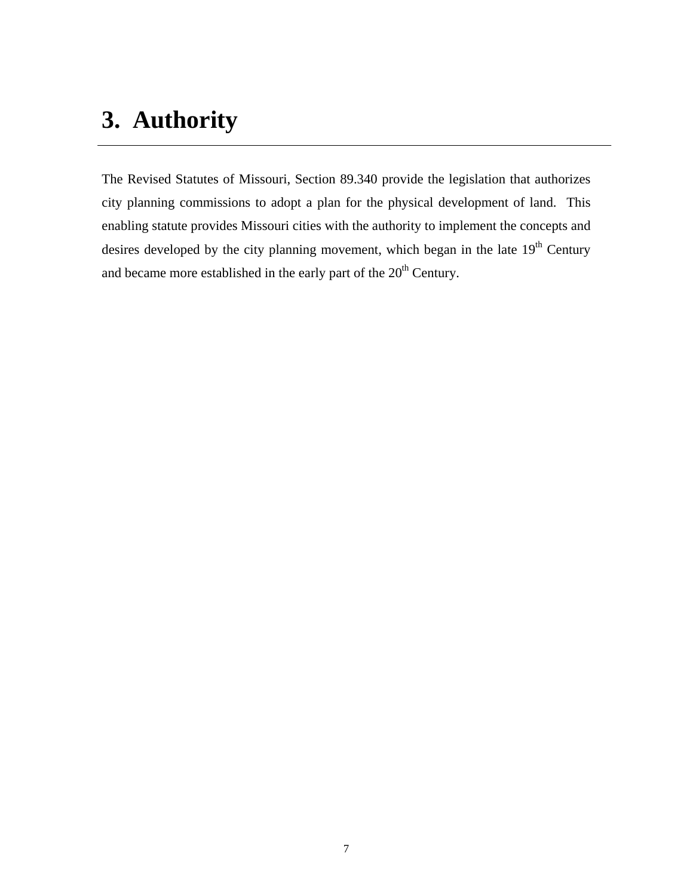# 3. Authority

The Revised Statutes of Missouri, Section 89.340 provide the legislation that authorizes city planning commissions to adopt a plan for the physical development of land. This enabling statute provides Missouri cities with the authority to implement the concepts and desires developed by the city planning movement, which began in the late $19^{th}$ Century and became more established in the early part of the $20^{th}$ Century.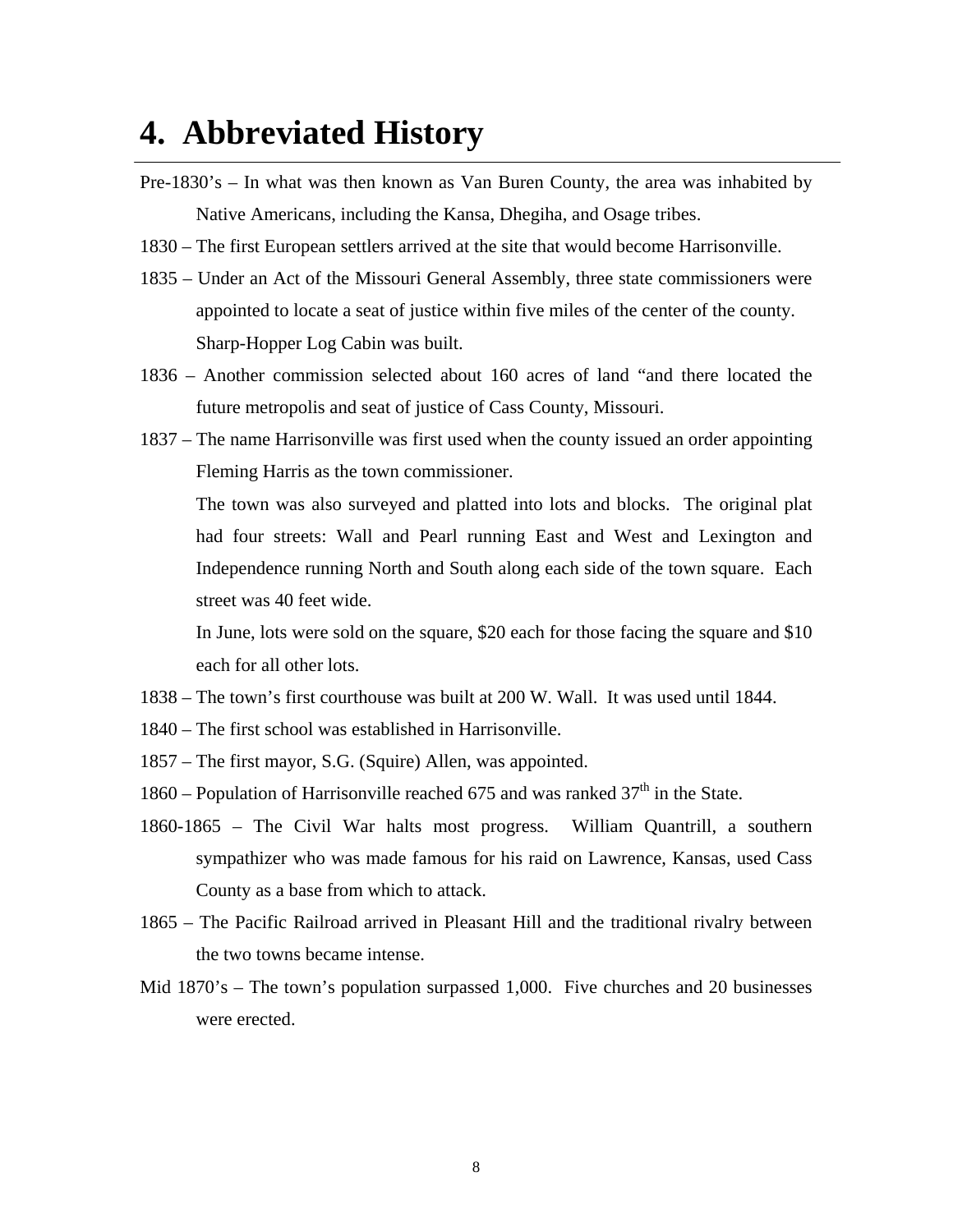# 4. Abbreviated History

Pre-1830's – In what was then known as Van Buren County, the area was inhabited by Native Americans, including the Kansa, Dhegiha, and Osage tribes.

1830 – The first European settlers arrived at the site that would become Harrisonville.

1835 – Under an Act of the Missouri General Assembly, three state commissioners were appointed to locate a seat of justice within five miles of the center of the county. Sharp-Hopper Log Cabin was built.

1836 – Another commission selected about 160 acres of land "and there located the future metropolis and seat of justice of Cass County, Missouri.

1837 – The name Harrisonville was first used when the county issued an order appointing Fleming Harris as the town commissioner.

The town was also surveyed and platted into lots and blocks. The original plat had four streets: Wall and Pearl running East and West and Lexington and Independence running North and South along each side of the town square. Each street was 40 feet wide.

In June, lots were sold on the square, \$20 each for those facing the square and \$10 each for all other lots.

1838 – The town's first courthouse was built at 200 W. Wall. It was used until 1844.

1840 – The first school was established in Harrisonville.

1857 – The first mayor, S.G. (Squire) Allen, was appointed.

1860 – Population of Harrisonville reached 675 and was ranked 37th in the State.

1860-1865 – The Civil War halts most progress. William Quantrill, a southern sympathizer who was made famous for his raid on Lawrence, Kansas, used Cass County as a base from which to attack.

1865 – The Pacific Railroad arrived in Pleasant Hill and the traditional rivalry between the two towns became intense.

Mid 1870's – The town's population surpassed 1,000. Five churches and 20 businesses were erected.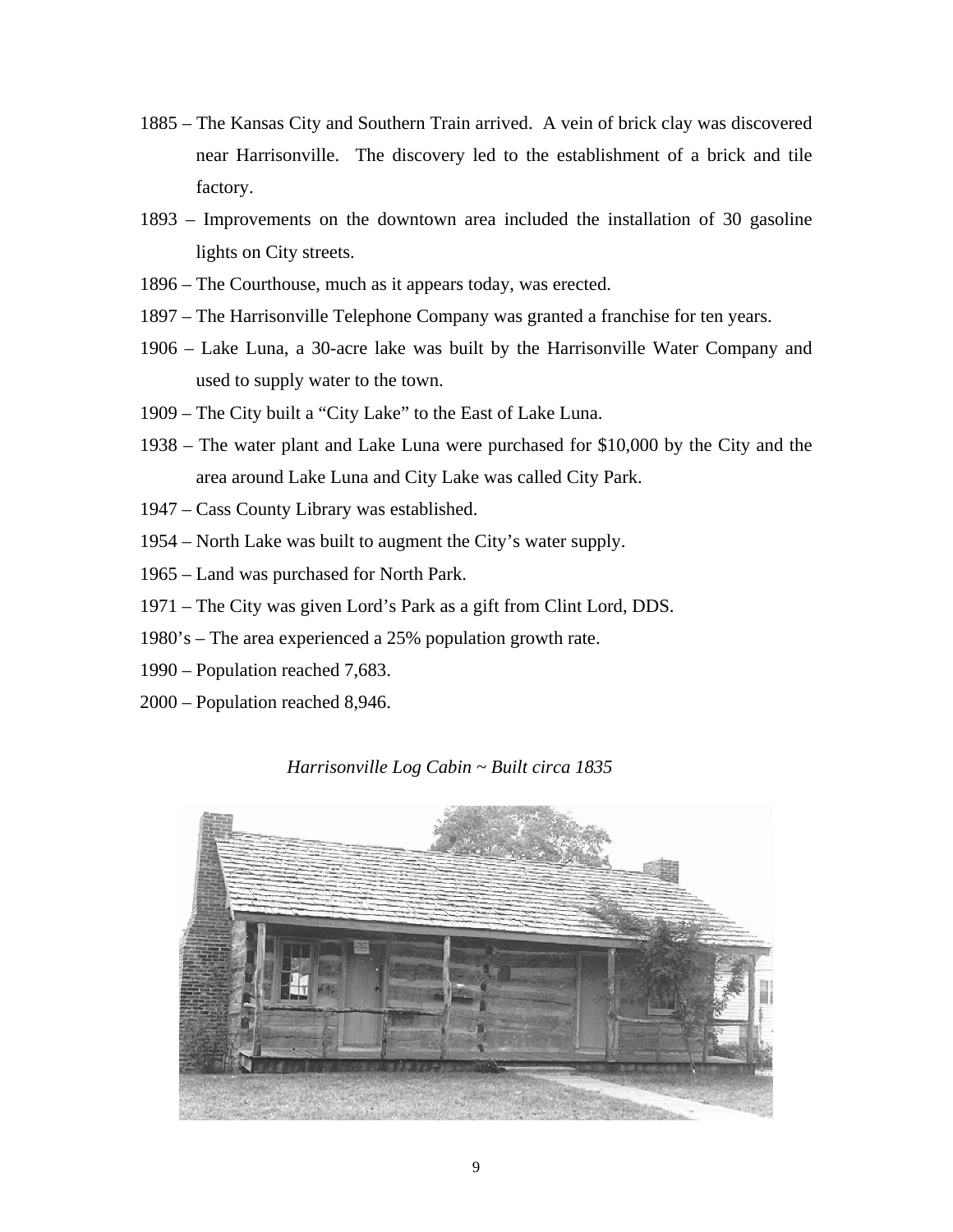1885 – The Kansas City and Southern Train arrived. A vein of brick clay was discovered near Harrisonville. The discovery led to the establishment of a brick and tile factory.

1893 – Improvements on the downtown area included the installation of 30 gasoline lights on City streets.

1896 – The Courthouse, much as it appears today, was erected.

1897 – The Harrisonville Telephone Company was granted a franchise for ten years.

1906 – Lake Luna, a 30-acre lake was built by the Harrisonville Water Company and used to supply water to the town.

1909 – The City built a "City Lake" to the East of Lake Luna.

1938 – The water plant and Lake Luna were purchased for $10,000 by the City and the area around Lake Luna and City Lake was called City Park.

1947 – Cass County Library was established.

1954 – North Lake was built to augment the City's water supply.

1965 – Land was purchased for North Park.

1971 – The City was given Lord's Park as a gift from Clint Lord, DDS.

1980's – The area experienced a 25% population growth rate.

1990 – Population reached 7,683.

2000 – Population reached 8,946.

*Harrisonville Log Cabin ~ Built circa 1835*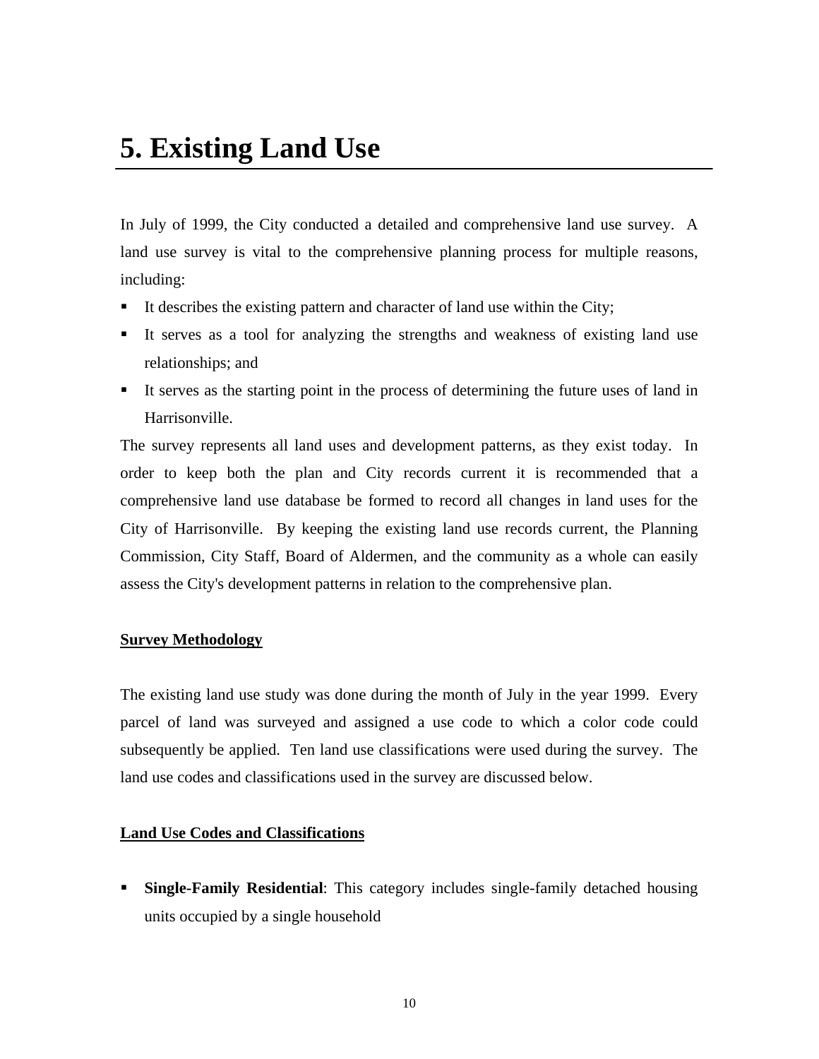# 5. Existing Land Use

In July of 1999, the City conducted a detailed and comprehensive land use survey. A land use survey is vital to the comprehensive planning process for multiple reasons, including:

- It describes the existing pattern and character of land use within the City;
- It serves as a tool for analyzing the strengths and weakness of existing land use relationships; and
- It serves as the starting point in the process of determining the future uses of land in Harrisonville.

The survey represents all land uses and development patterns, as they exist today. In order to keep both the plan and City records current it is recommended that a comprehensive land use database be formed to record all changes in land uses for the City of Harrisonville. By keeping the existing land use records current, the Planning Commission, City Staff, Board of Aldermen, and the community as a whole can easily assess the City's development patterns in relation to the comprehensive plan.

**Survey Methodology**

The existing land use study was done during the month of July in the year 1999. Every parcel of land was surveyed and assigned a use code to which a color code could subsequently be applied. Ten land use classifications were used during the survey. The land use codes and classifications used in the survey are discussed below.

**Land Use Codes and Classifications**

- **Single-Family Residential**: This category includes single-family detached housing units occupied by a single household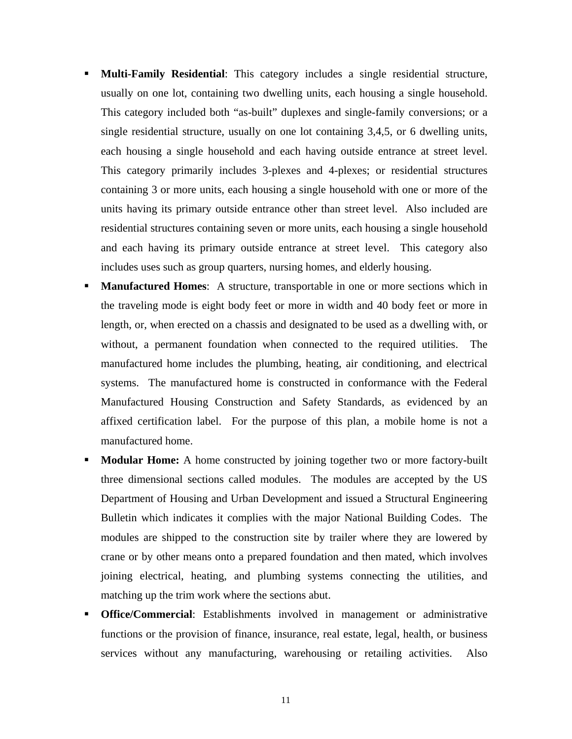- **Multi-Family Residential**: This category includes a single residential structure, usually on one lot, containing two dwelling units, each housing a single household. This category included both “as-built” duplexes and single-family conversions; or a single residential structure, usually on one lot containing 3,4,5, or 6 dwelling units, each housing a single household and each having outside entrance at street level. This category primarily includes 3-plexes and 4-plexes; or residential structures containing 3 or more units, each housing a single household with one or more of the units having its primary outside entrance other than street level. Also included are residential structures containing seven or more units, each housing a single household and each having its primary outside entrance at street level. This category also includes uses such as group quarters, nursing homes, and elderly housing.
- **Manufactured Homes**: A structure, transportable in one or more sections which in the traveling mode is eight body feet or more in width and 40 body feet or more in length, or, when erected on a chassis and designated to be used as a dwelling with, or without, a permanent foundation when connected to the required utilities. The manufactured home includes the plumbing, heating, air conditioning, and electrical systems. The manufactured home is constructed in conformance with the Federal Manufactured Housing Construction and Safety Standards, as evidenced by an affixed certification label. For the purpose of this plan, a mobile home is not a manufactured home.
- **Modular Home:** A home constructed by joining together two or more factory-built three dimensional sections called modules. The modules are accepted by the US Department of Housing and Urban Development and issued a Structural Engineering Bulletin which indicates it complies with the major National Building Codes. The modules are shipped to the construction site by trailer where they are lowered by crane or by other means onto a prepared foundation and then mated, which involves joining electrical, heating, and plumbing systems connecting the utilities, and matching up the trim work where the sections abut.
- **Office/Commercial**: Establishments involved in management or administrative functions or the provision of finance, insurance, real estate, legal, health, or business services without any manufacturing, warehousing or retailing activities. Also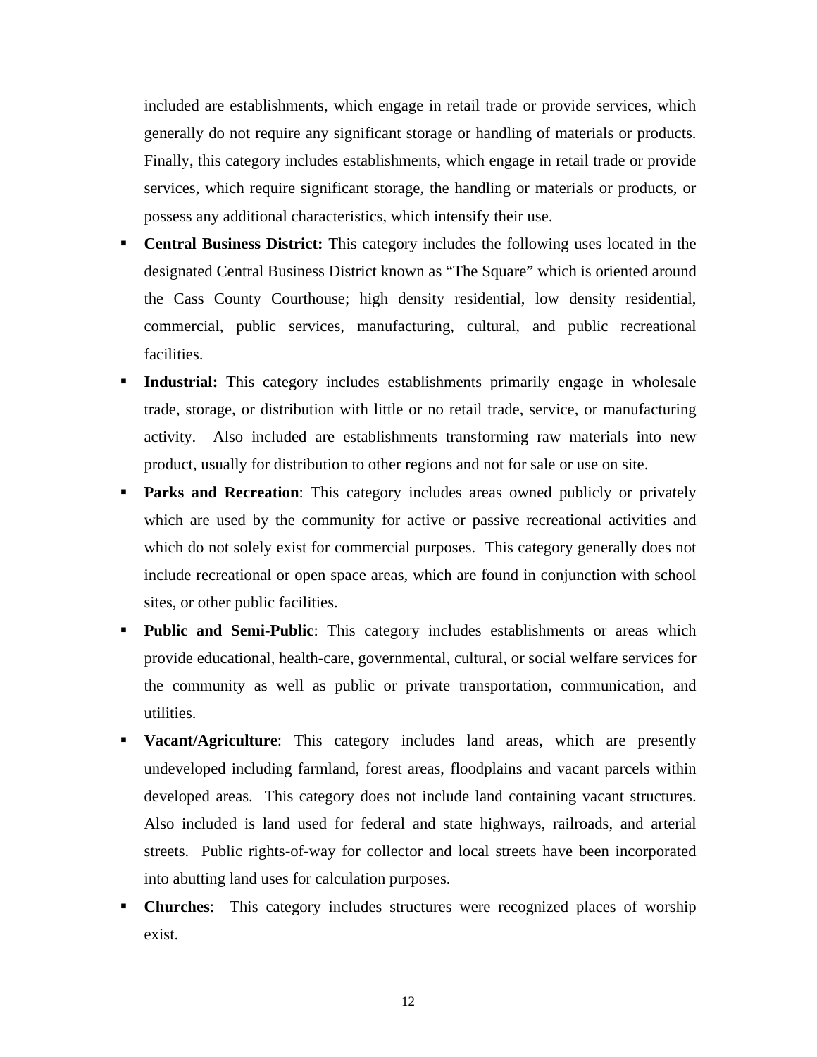included are establishments, which engage in retail trade or provide services, which generally do not require any significant storage or handling of materials or products. Finally, this category includes establishments, which engage in retail trade or provide services, which require significant storage, the handling or materials or products, or possess any additional characteristics, which intensify their use.

- **Central Business District:** This category includes the following uses located in the designated Central Business District known as "The Square" which is oriented around the Cass County Courthouse; high density residential, low density residential, commercial, public services, manufacturing, cultural, and public recreational facilities.
- **Industrial:** This category includes establishments primarily engage in wholesale trade, storage, or distribution with little or no retail trade, service, or manufacturing activity. Also included are establishments transforming raw materials into new product, usually for distribution to other regions and not for sale or use on site.
- **Parks and Recreation**: This category includes areas owned publicly or privately which are used by the community for active or passive recreational activities and which do not solely exist for commercial purposes. This category generally does not include recreational or open space areas, which are found in conjunction with school sites, or other public facilities.
- **Public and Semi-Public**: This category includes establishments or areas which provide educational, health-care, governmental, cultural, or social welfare services for the community as well as public or private transportation, communication, and utilities.
- **Vacant/Agriculture**: This category includes land areas, which are presently undeveloped including farmland, forest areas, floodplains and vacant parcels within developed areas. This category does not include land containing vacant structures. Also included is land used for federal and state highways, railroads, and arterial streets. Public rights-of-way for collector and local streets have been incorporated into abutting land uses for calculation purposes.
- **Churches**: This category includes structures were recognized places of worship exist.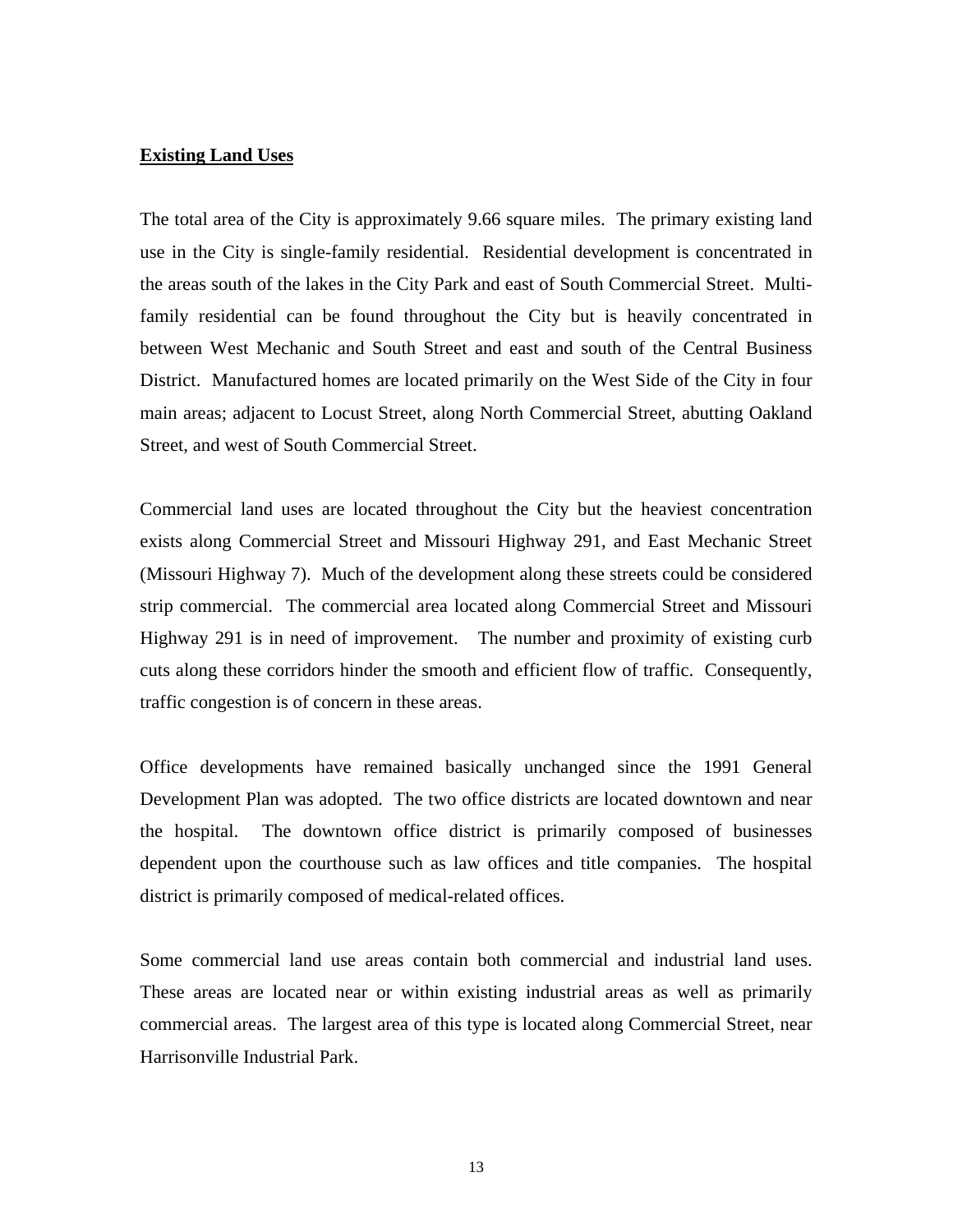**Existing Land Uses**

The total area of the City is approximately 9.66 square miles. The primary existing land use in the City is single-family residential. Residential development is concentrated in the areas south of the lakes in the City Park and east of South Commercial Street. Multi-family residential can be found throughout the City but is heavily concentrated in between West Mechanic and South Street and east and south of the Central Business District. Manufactured homes are located primarily on the West Side of the City in four main areas; adjacent to Locust Street, along North Commercial Street, abutting Oakland Street, and west of South Commercial Street.

Commercial land uses are located throughout the City but the heaviest concentration exists along Commercial Street and Missouri Highway 291, and East Mechanic Street (Missouri Highway 7). Much of the development along these streets could be considered strip commercial. The commercial area located along Commercial Street and Missouri Highway 291 is in need of improvement. The number and proximity of existing curb cuts along these corridors hinder the smooth and efficient flow of traffic. Consequently, traffic congestion is of concern in these areas.

Office developments have remained basically unchanged since the 1991 General Development Plan was adopted. The two office districts are located downtown and near the hospital. The downtown office district is primarily composed of businesses dependent upon the courthouse such as law offices and title companies. The hospital district is primarily composed of medical-related offices.

Some commercial land use areas contain both commercial and industrial land uses. These areas are located near or within existing industrial areas as well as primarily commercial areas. The largest area of this type is located along Commercial Street, near Harrisonville Industrial Park.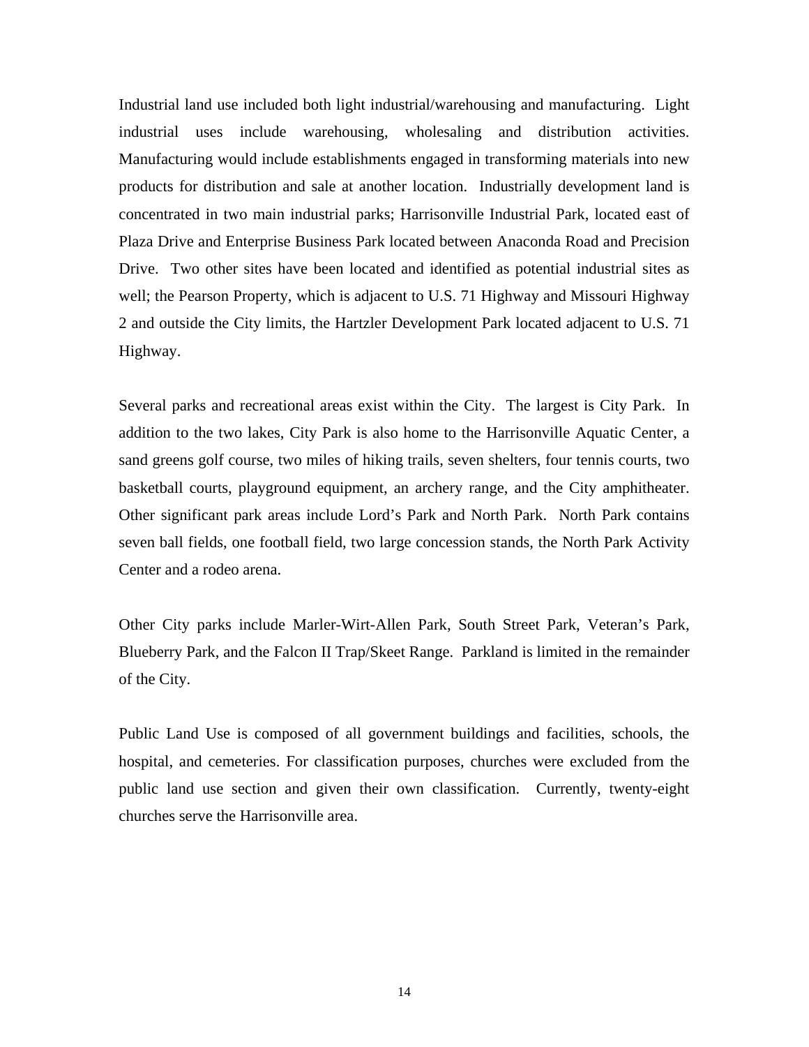Industrial land use included both light industrial/warehousing and manufacturing. Light industrial uses include warehousing, wholesaling and distribution activities. Manufacturing would include establishments engaged in transforming materials into new products for distribution and sale at another location. Industrially development land is concentrated in two main industrial parks; Harrisonville Industrial Park, located east of Plaza Drive and Enterprise Business Park located between Anaconda Road and Precision Drive. Two other sites have been located and identified as potential industrial sites as well; the Pearson Property, which is adjacent to U.S. 71 Highway and Missouri Highway 2 and outside the City limits, the Hartzler Development Park located adjacent to U.S. 71 Highway.

Several parks and recreational areas exist within the City. The largest is City Park. In addition to the two lakes, City Park is also home to the Harrisonville Aquatic Center, a sand greens golf course, two miles of hiking trails, seven shelters, four tennis courts, two basketball courts, playground equipment, an archery range, and the City amphitheater. Other significant park areas include Lord's Park and North Park. North Park contains seven ball fields, one football field, two large concession stands, the North Park Activity Center and a rodeo arena.

Other City parks include Marler-Wirt-Allen Park, South Street Park, Veteran's Park, Blueberry Park, and the Falcon II Trap/Skeet Range. Parkland is limited in the remainder of the City.

Public Land Use is composed of all government buildings and facilities, schools, the hospital, and cemeteries. For classification purposes, churches were excluded from the public land use section and given their own classification. Currently, twenty-eight churches serve the Harrisonville area.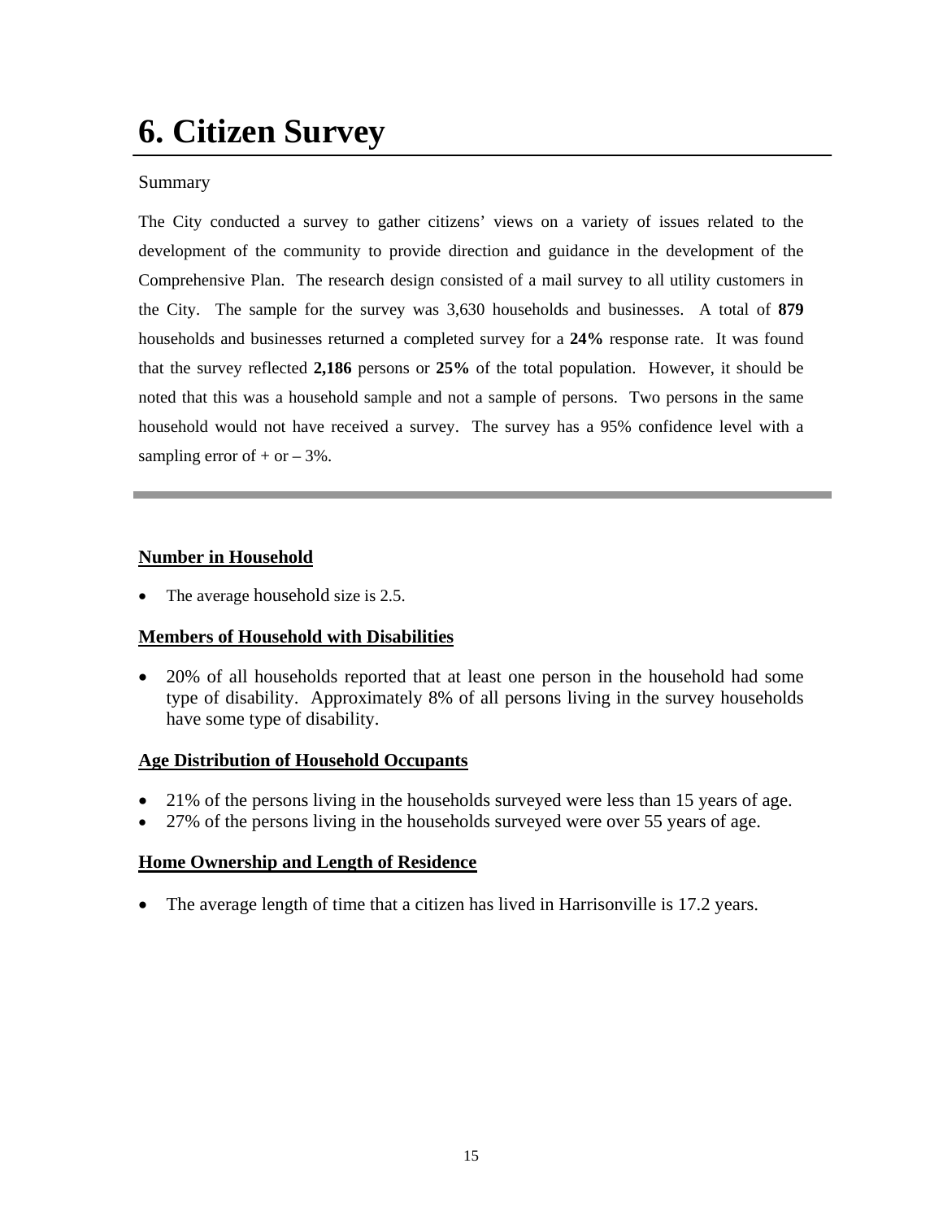# 6. Citizen Survey

Summary

The City conducted a survey to gather citizens' views on a variety of issues related to the development of the community to provide direction and guidance in the development of the Comprehensive Plan. The research design consisted of a mail survey to all utility customers in the City. The sample for the survey was 3,630 households and businesses. A total of **879** households and businesses returned a completed survey for a **24%** response rate. It was found that the survey reflected **2,186** persons or **25%** of the total population. However, it should be noted that this was a household sample and not a sample of persons. Two persons in the same household would not have received a survey. The survey has a 95% confidence level with a sampling error of + or – 3%.

---

**<u>Number in Household</u>**

- The average household size is 2.5.

**<u>Members of Household with Disabilities</u>**

- 20% of all households reported that at least one person in the household had some type of disability. Approximately 8% of all persons living in the survey households have some type of disability.

**<u>Age Distribution of Household Occupants</u>**

- 21% of the persons living in the households surveyed were less than 15 years of age.
- 27% of the persons living in the households surveyed were over 55 years of age.

**<u>Home Ownership and Length of Residence</u>**

- The average length of time that a citizen has lived in Harrisonville is 17.2 years.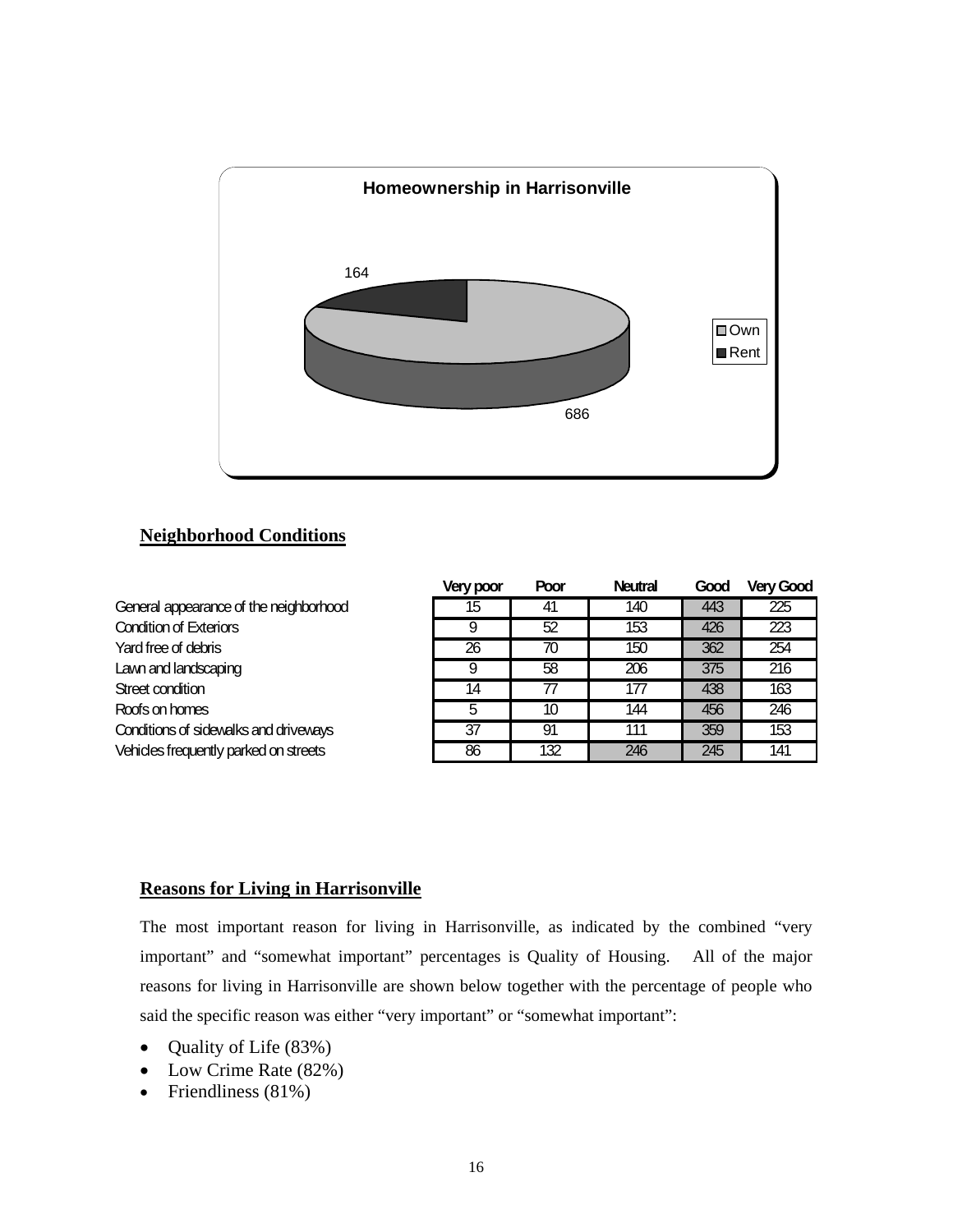Homeownership in Harrisonville

164

686

Own

Rent

## Neighborhood Conditions

| | Very poor | Poor | Neutral | Good | Very Good |
|---|---|---|---|---|---|
| General appearance of the neighborhood | 15 | 41 | 140 | 443 | 225 |
| Condition of Exteriors | 9 | 52 | 153 | 426 | 223 |
| Yard free of debris | 26 | 70 | 150 | 362 | 254 |
| Lawn and landscaping | 9 | 58 | 206 | 375 | 216 |
| Street condition | 14 | 77 | 177 | 438 | 163 |
| Roofs on homes | 5 | 10 | 144 | 456 | 246 |
| Conditions of sidewalks and driveways | 37 | 91 | 111 | 359 | 153 |
| Vehicles frequently parked on streets | 86 | 132 | 246 | 245 | 141 |

## Reasons for Living in Harrisonville

The most important reason for living in Harrisonville, as indicated by the combined "very important" and "somewhat important" percentages is Quality of Housing. All of the major reasons for living in Harrisonville are shown below together with the percentage of people who said the specific reason was either "very important" or "somewhat important":

- Quality of Life (83%)
- Low Crime Rate (82%)
- Friendliness (81%)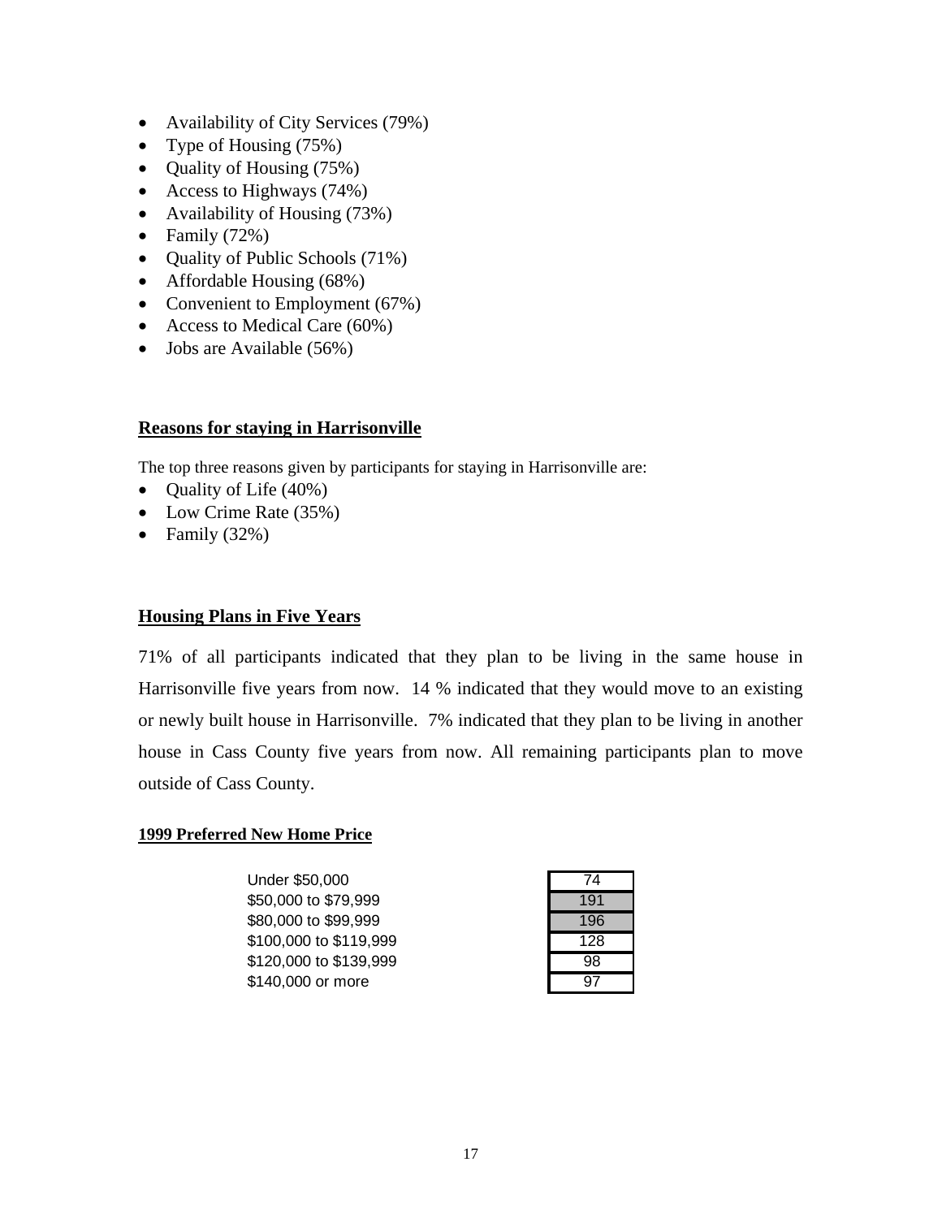- Availability of City Services (79%)
- Type of Housing (75%)
- Quality of Housing (75%)
- Access to Highways (74%)
- Availability of Housing (73%)
- Family (72%)
- Quality of Public Schools (71%)
- Affordable Housing (68%)
- Convenient to Employment (67%)
- Access to Medical Care (60%)
- Jobs are Available (56%)

## Reasons for staying in Harrisonville

The top three reasons given by participants for staying in Harrisonville are:

- Quality of Life (40%)
- Low Crime Rate (35%)
- Family (32%)

## Housing Plans in Five Years

71% of all participants indicated that they plan to be living in the same house in Harrisonville five years from now. 14 % indicated that they would move to an existing or newly built house in Harrisonville. 7% indicated that they plan to be living in another house in Cass County five years from now. All remaining participants plan to move outside of Cass County.

### 1999 Preferred New Home Price

| | |
|---|---|
| Under $50,000 | 74 |
| $50,000 to $79,999 | 191 |
| $80,000 to $99,999 | 196 |
| $100,000 to $119,999 | 128 |
| $120,000 to $139,999 | 98 |
| $140,000 or more | 97 |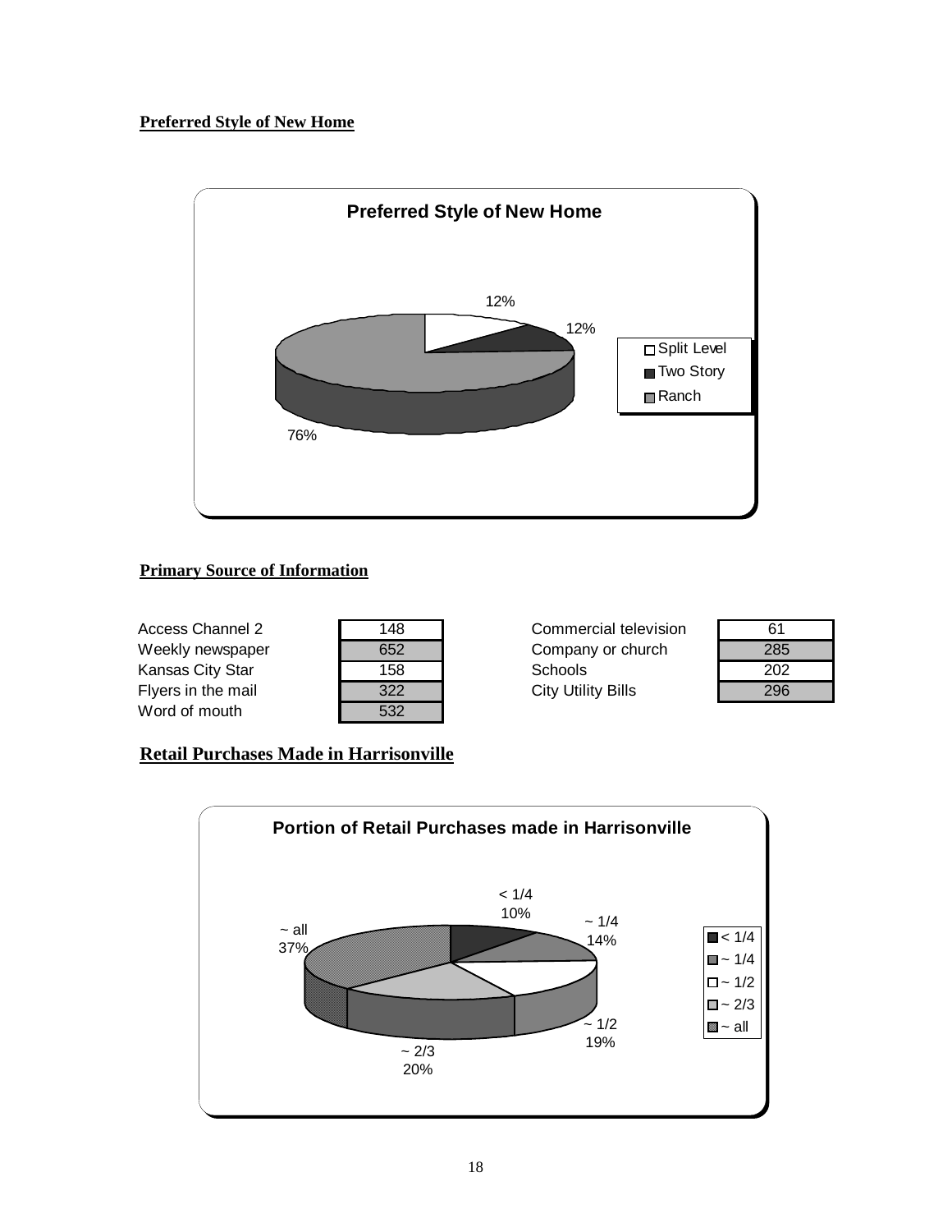**Preferred Style of New Home**

Preferred Style of New Home

12%

12%

76%

Split Level
Two Story
Ranch

**Primary Source of Information**

| | | | |
|---|---|---|---|
| Access Channel 2 | 148 | Commercial television | 61 |
| Weekly newspaper | 652 | Company or church | 285 |
| Kansas City Star | 158 | Schools | 202 |
| Flyers in the mail | 322 | City Utility Bills | 296 |
| Word of mouth | 532 | | |

**Retail Purchases Made in Harrisonville**

Portion of Retail Purchases made in Harrisonville

< 1/4
10%

~ 1/4
14%

~ 1/2
19%

~ 2/3
20%

~ all
37%

< 1/4
~ 1/4
~ 1/2
~ 2/3
~ all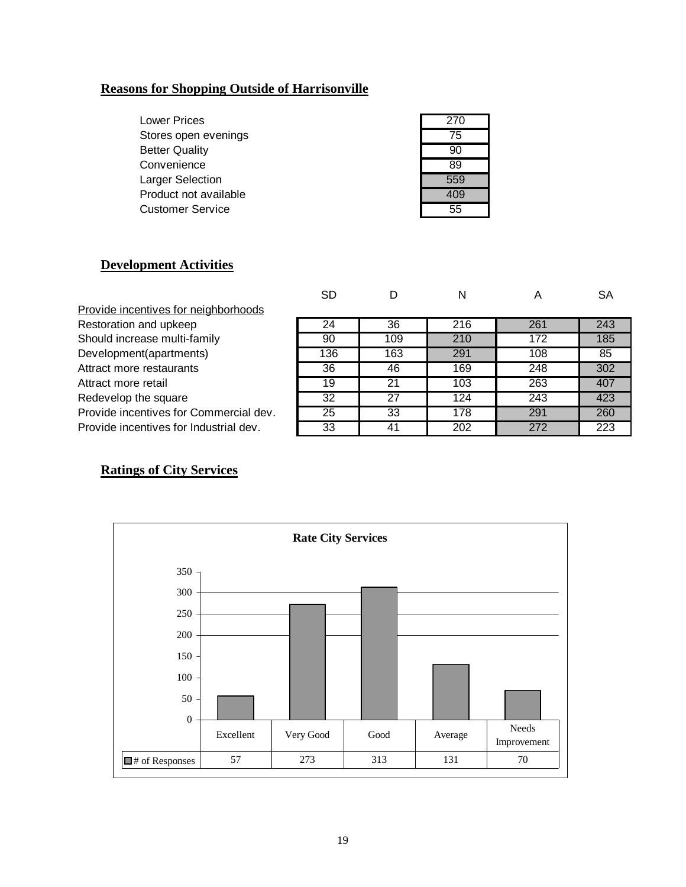## Reasons for Shopping Outside of Harrisonville

| | |
|---|---|
| Lower Prices | 270 |
| Stores open evenings | 75 |
| Better Quality | 90 |
| Convenience | 89 |
| Larger Selection | 559 |
| Product not available | 409 |
| Customer Service | 55 |

## Development Activities

| | SD | D | N | A | SA |
|---|---|---|---|---|---|
| Provide incentives for neighborhoods | | | | | |
| Restoration and upkeep | 24 | 36 | 216 | 261 | 243 |
| Should increase multi-family | 90 | 109 | 210 | 172 | 185 |
| Development(apartments) | 136 | 163 | 291 | 108 | 85 |
| Attract more restaurants | 36 | 46 | 169 | 248 | 302 |
| Attract more retail | 19 | 21 | 103 | 263 | 407 |
| Redevelop the square | 32 | 27 | 124 | 243 | 423 |
| Provide incentives for Commercial dev. | 25 | 33 | 178 | 291 | 260 |
| Provide incentives for Industrial dev. | 33 | 41 | 202 | 272 | 223 |

## Ratings of City Services

Rate City Services

350
300
250
200
150
100
50
0

Excellent | Very Good | Good | Average | Needs Improvement

# of Responses | 57 | 273 | 313 | 131 | 70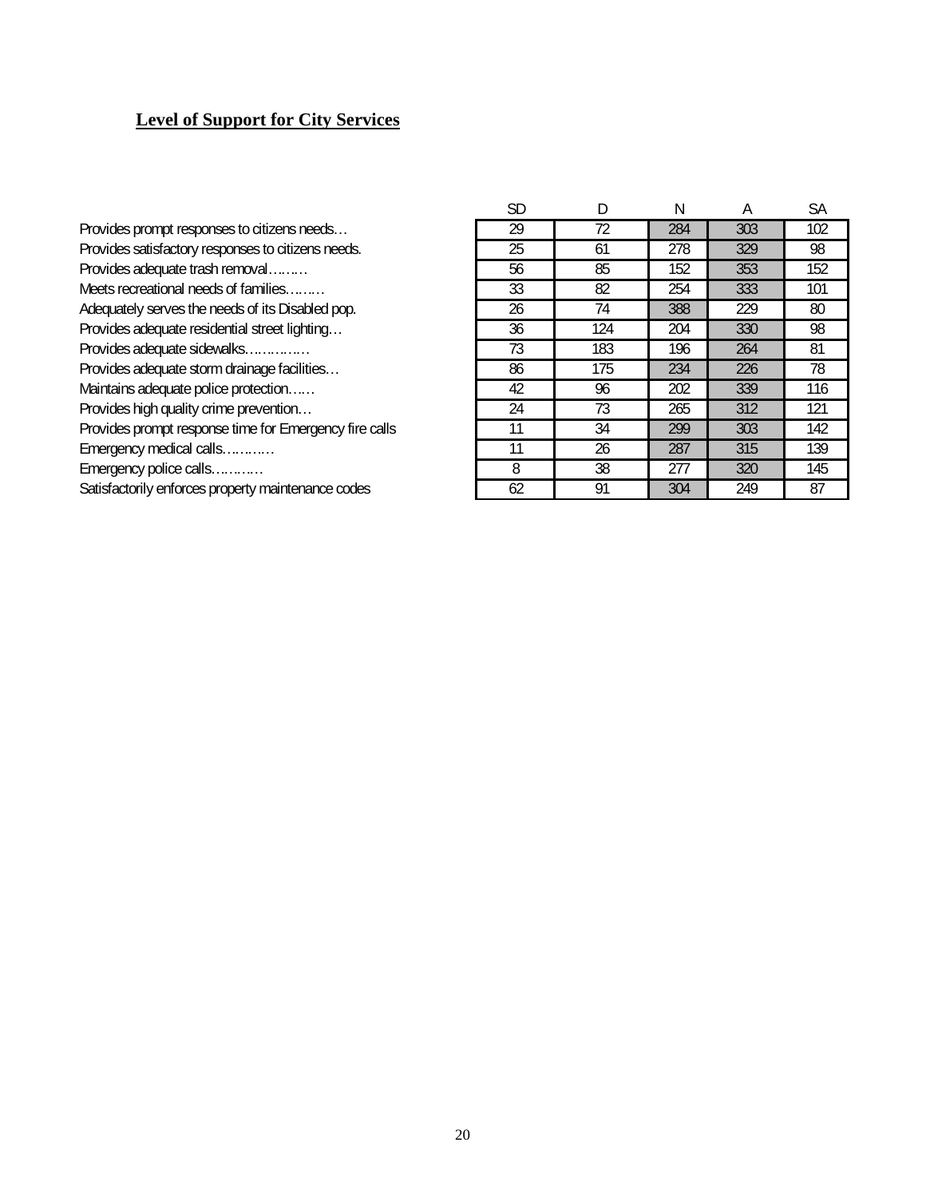**Level of Support for City Services**

| | SD | D | N | A | SA |
|---|---|---|---|---|---|
| Provides prompt responses to citizens needs… | 29 | 72 | 284 | 303 | 102 |
| Provides satisfactory responses to citizens needs. | 25 | 61 | 278 | 329 | 98 |
| Provides adequate trash removal……… | 56 | 85 | 152 | 353 | 152 |
| Meets recreational needs of families……… | 33 | 82 | 254 | 333 | 101 |
| Adequately serves the needs of its Disabled pop. | 26 | 74 | 388 | 229 | 80 |
| Provides adequate residential street lighting… | 36 | 124 | 204 | 330 | 98 |
| Provides adequate sidewalks………….. | 73 | 183 | 196 | 264 | 81 |
| Provides adequate storm drainage facilities… | 86 | 175 | 234 | 226 | 78 |
| Maintains adequate police protection…… | 42 | 96 | 202 | 339 | 116 |
| Provides high quality crime prevention… | 24 | 73 | 265 | 312 | 121 |
| Provides prompt response time for Emergency fire calls | 11 | 34 | 299 | 303 | 142 |
| Emergency medical calls………… | 11 | 26 | 287 | 315 | 139 |
| Emergency police calls………… | 8 | 38 | 277 | 320 | 145 |
| Satisfactorily enforces property maintenance codes | 62 | 91 | 304 | 249 | 87 |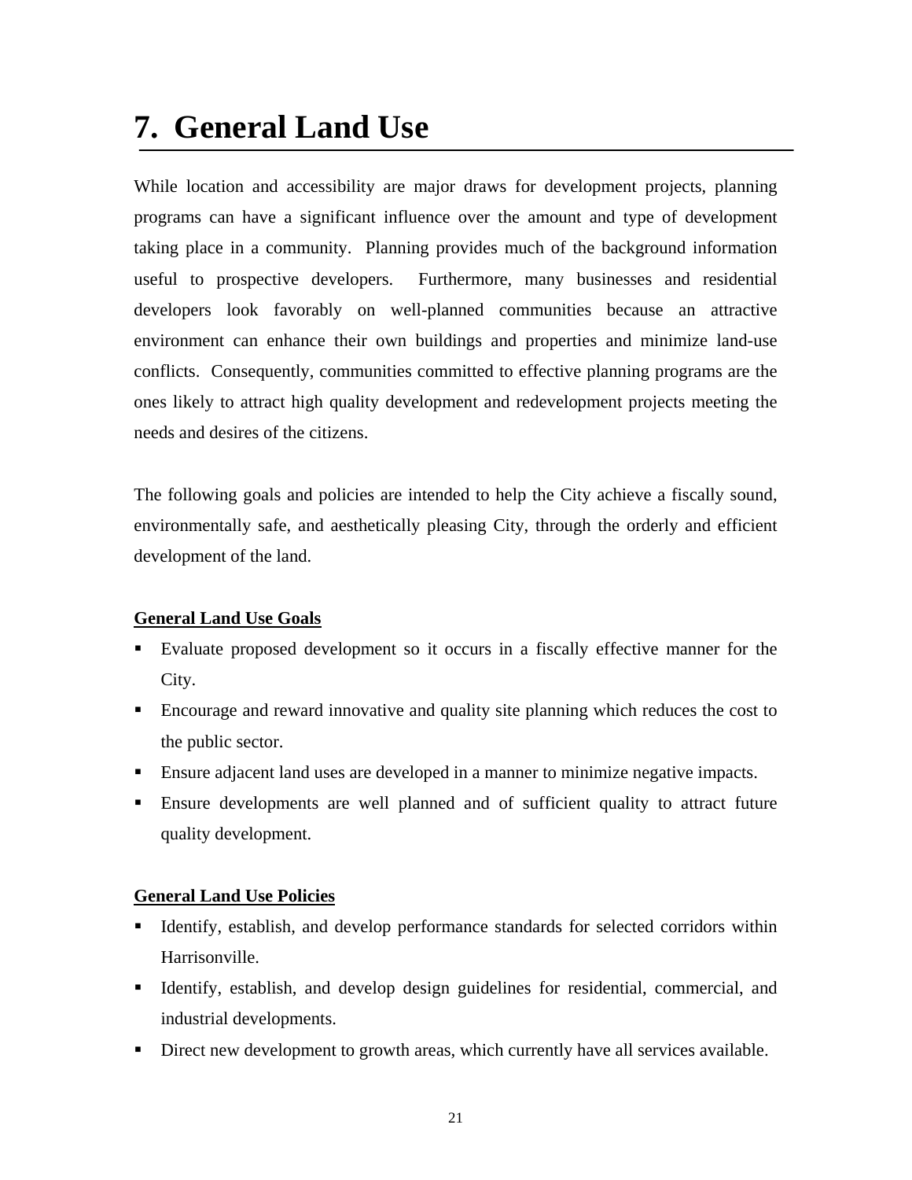# 7. General Land Use

While location and accessibility are major draws for development projects, planning programs can have a significant influence over the amount and type of development taking place in a community. Planning provides much of the background information useful to prospective developers. Furthermore, many businesses and residential developers look favorably on well-planned communities because an attractive environment can enhance their own buildings and properties and minimize land-use conflicts. Consequently, communities committed to effective planning programs are the ones likely to attract high quality development and redevelopment projects meeting the needs and desires of the citizens.

The following goals and policies are intended to help the City achieve a fiscally sound, environmentally safe, and aesthetically pleasing City, through the orderly and efficient development of the land.

**General Land Use Goals**

- Evaluate proposed development so it occurs in a fiscally effective manner for the City.
- Encourage and reward innovative and quality site planning which reduces the cost to the public sector.
- Ensure adjacent land uses are developed in a manner to minimize negative impacts.
- Ensure developments are well planned and of sufficient quality to attract future quality development.

**General Land Use Policies**

- Identify, establish, and develop performance standards for selected corridors within Harrisonville.
- Identify, establish, and develop design guidelines for residential, commercial, and industrial developments.
- Direct new development to growth areas, which currently have all services available.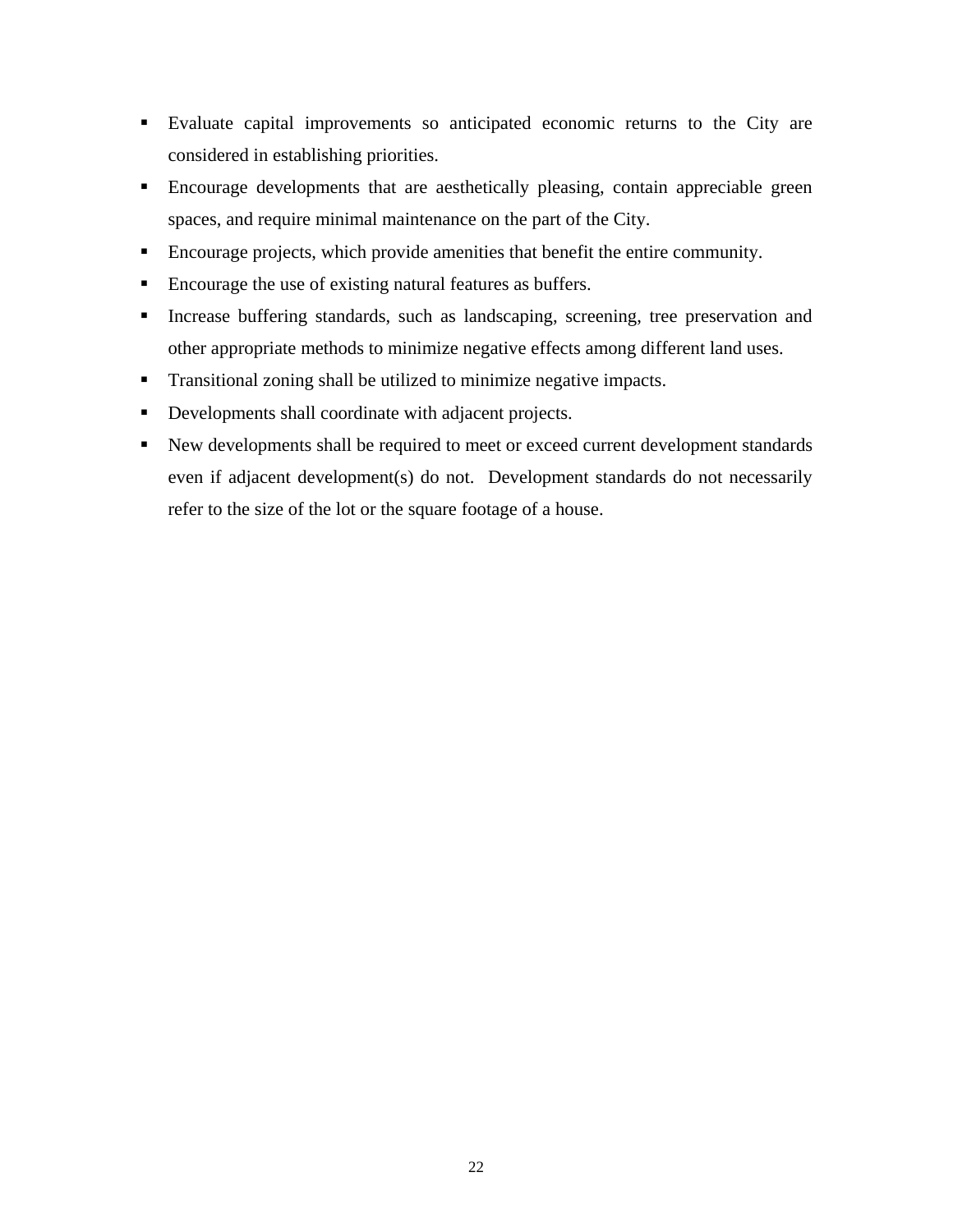- Evaluate capital improvements so anticipated economic returns to the City are considered in establishing priorities.
- Encourage developments that are aesthetically pleasing, contain appreciable green spaces, and require minimal maintenance on the part of the City.
- Encourage projects, which provide amenities that benefit the entire community.
- Encourage the use of existing natural features as buffers.
- Increase buffering standards, such as landscaping, screening, tree preservation and other appropriate methods to minimize negative effects among different land uses.
- Transitional zoning shall be utilized to minimize negative impacts.
- Developments shall coordinate with adjacent projects.
- New developments shall be required to meet or exceed current development standards even if adjacent development(s) do not. Development standards do not necessarily refer to the size of the lot or the square footage of a house.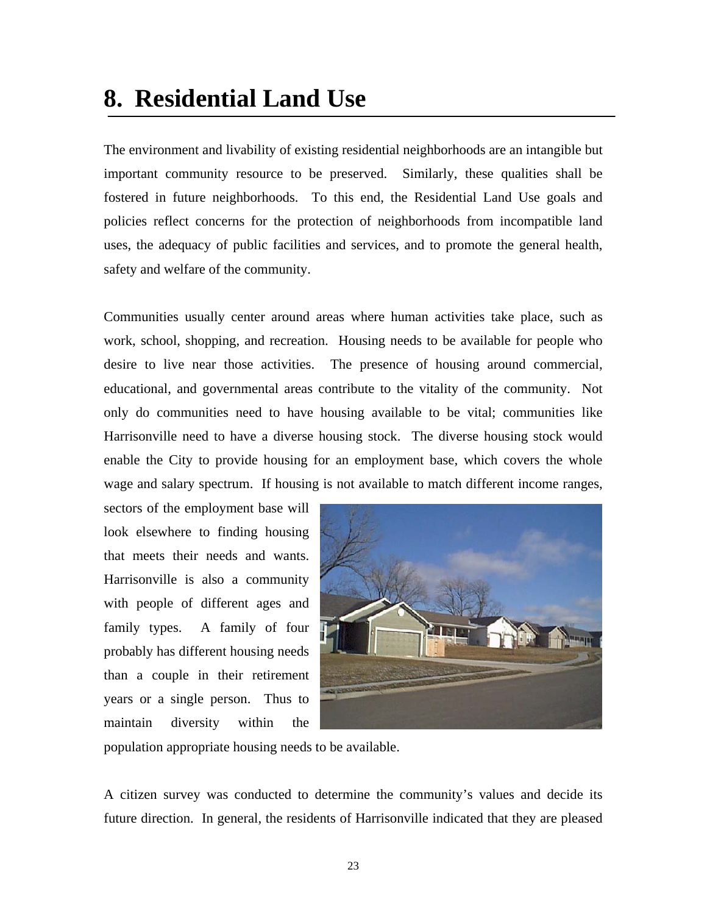# 8. Residential Land Use

The environment and livability of existing residential neighborhoods are an intangible but important community resource to be preserved. Similarly, these qualities shall be fostered in future neighborhoods. To this end, the Residential Land Use goals and policies reflect concerns for the protection of neighborhoods from incompatible land uses, the adequacy of public facilities and services, and to promote the general health, safety and welfare of the community.

Communities usually center around areas where human activities take place, such as work, school, shopping, and recreation. Housing needs to be available for people who desire to live near those activities. The presence of housing around commercial, educational, and governmental areas contribute to the vitality of the community. Not only do communities need to have housing available to be vital; communities like Harrisonville need to have a diverse housing stock. The diverse housing stock would enable the City to provide housing for an employment base, which covers the whole wage and salary spectrum. If housing is not available to match different income ranges, sectors of the employment base will look elsewhere to finding housing that meets their needs and wants. Harrisonville is also a community with people of different ages and family types. A family of four probably has different housing needs than a couple in their retirement years or a single person. Thus to maintain diversity within the population appropriate housing needs to be available.

A citizen survey was conducted to determine the community's values and decide its future direction. In general, the residents of Harrisonville indicated that they are pleased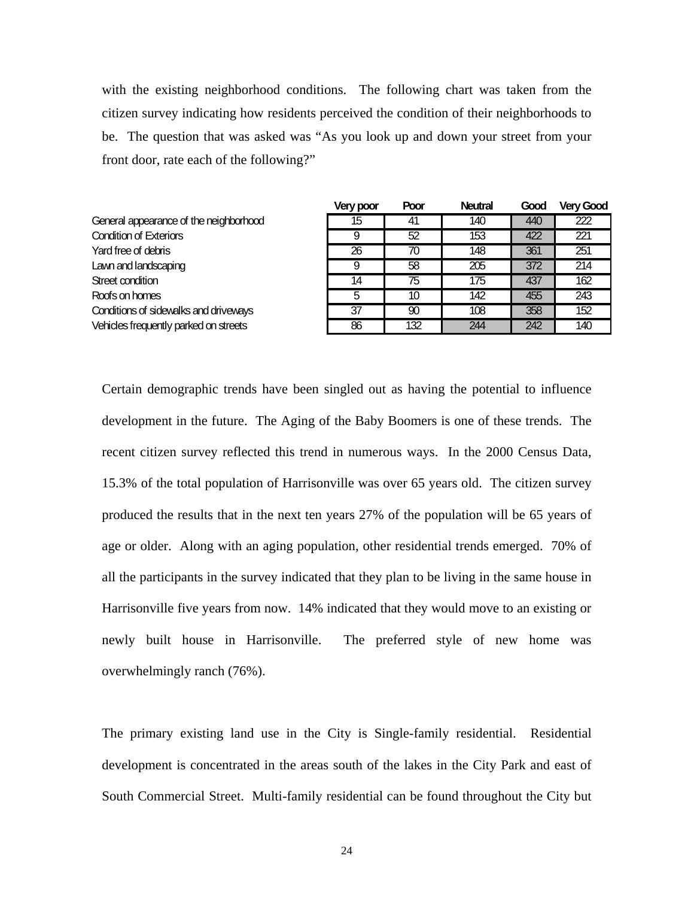with the existing neighborhood conditions. The following chart was taken from the citizen survey indicating how residents perceived the condition of their neighborhoods to be. The question that was asked was "As you look up and down your street from your front door, rate each of the following?"

| | Very poor | Poor | Neutral | Good | Very Good |
|---|---|---|---|---|---|
| General appearance of the neighborhood | 15 | 41 | 140 | 440 | 222 |
| Condition of Exteriors | 9 | 52 | 153 | 422 | 221 |
| Yard free of debris | 26 | 70 | 148 | 361 | 251 |
| Lawn and landscaping | 9 | 58 | 205 | 372 | 214 |
| Street condition | 14 | 75 | 175 | 437 | 162 |
| Roofs on homes | 5 | 10 | 142 | 455 | 243 |
| Conditions of sidewalks and driveways | 37 | 90 | 108 | 358 | 152 |
| Vehicles frequently parked on streets | 86 | 132 | 244 | 242 | 140 |

Certain demographic trends have been singled out as having the potential to influence development in the future. The Aging of the Baby Boomers is one of these trends. The recent citizen survey reflected this trend in numerous ways. In the 2000 Census Data, 15.3% of the total population of Harrisonville was over 65 years old. The citizen survey produced the results that in the next ten years 27% of the population will be 65 years of age or older. Along with an aging population, other residential trends emerged. 70% of all the participants in the survey indicated that they plan to be living in the same house in Harrisonville five years from now. 14% indicated that they would move to an existing or newly built house in Harrisonville. The preferred style of new home was overwhelmingly ranch (76%).

The primary existing land use in the City is Single-family residential. Residential development is concentrated in the areas south of the lakes in the City Park and east of South Commercial Street. Multi-family residential can be found throughout the City but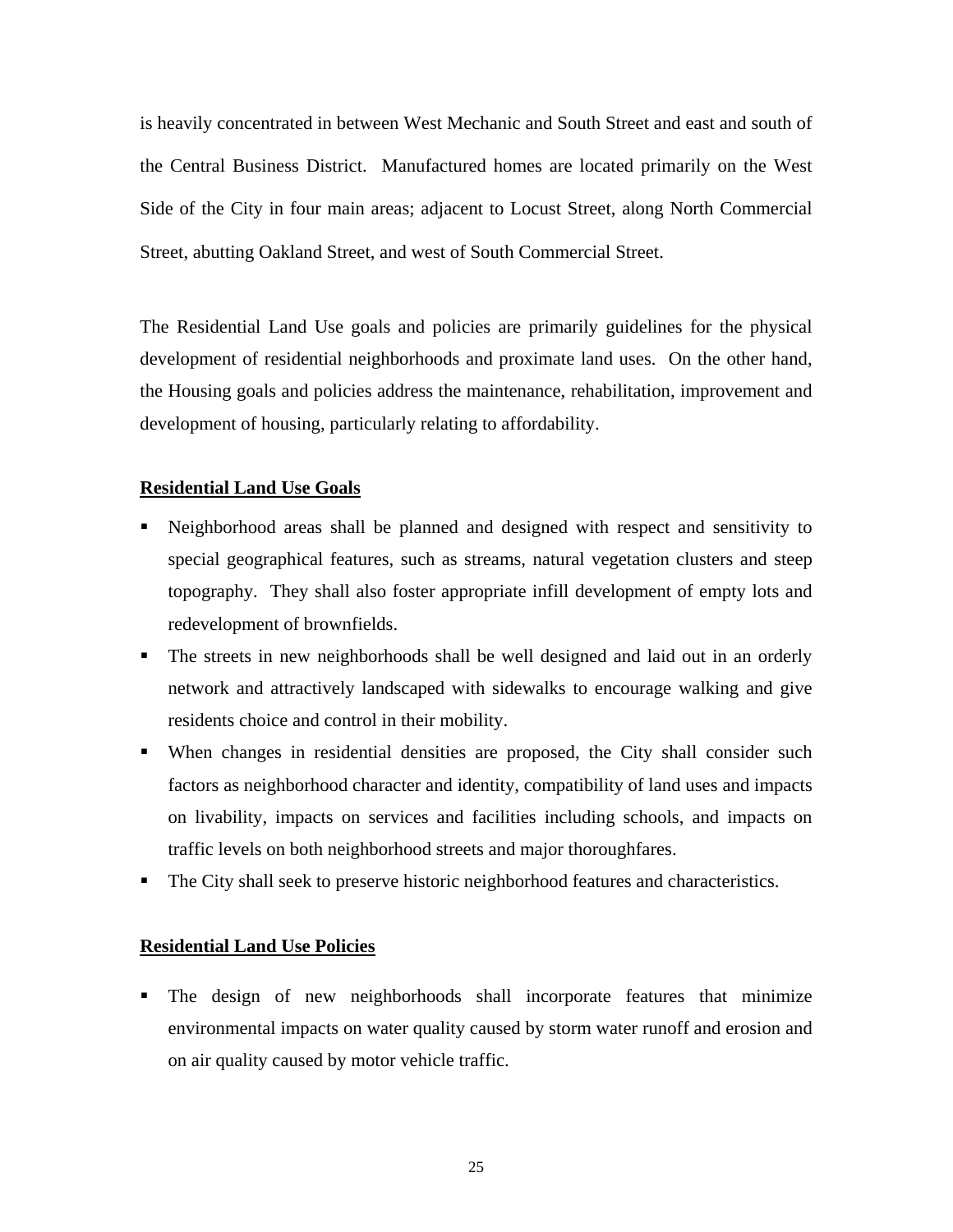is heavily concentrated in between West Mechanic and South Street and east and south of the Central Business District. Manufactured homes are located primarily on the West Side of the City in four main areas; adjacent to Locust Street, along North Commercial Street, abutting Oakland Street, and west of South Commercial Street.

The Residential Land Use goals and policies are primarily guidelines for the physical development of residential neighborhoods and proximate land uses. On the other hand, the Housing goals and policies address the maintenance, rehabilitation, improvement and development of housing, particularly relating to affordability.

**Residential Land Use Goals**

- Neighborhood areas shall be planned and designed with respect and sensitivity to special geographical features, such as streams, natural vegetation clusters and steep topography. They shall also foster appropriate infill development of empty lots and redevelopment of brownfields.
- The streets in new neighborhoods shall be well designed and laid out in an orderly network and attractively landscaped with sidewalks to encourage walking and give residents choice and control in their mobility.
- When changes in residential densities are proposed, the City shall consider such factors as neighborhood character and identity, compatibility of land uses and impacts on livability, impacts on services and facilities including schools, and impacts on traffic levels on both neighborhood streets and major thoroughfares.
- The City shall seek to preserve historic neighborhood features and characteristics.

**Residential Land Use Policies**

- The design of new neighborhoods shall incorporate features that minimize environmental impacts on water quality caused by storm water runoff and erosion and on air quality caused by motor vehicle traffic.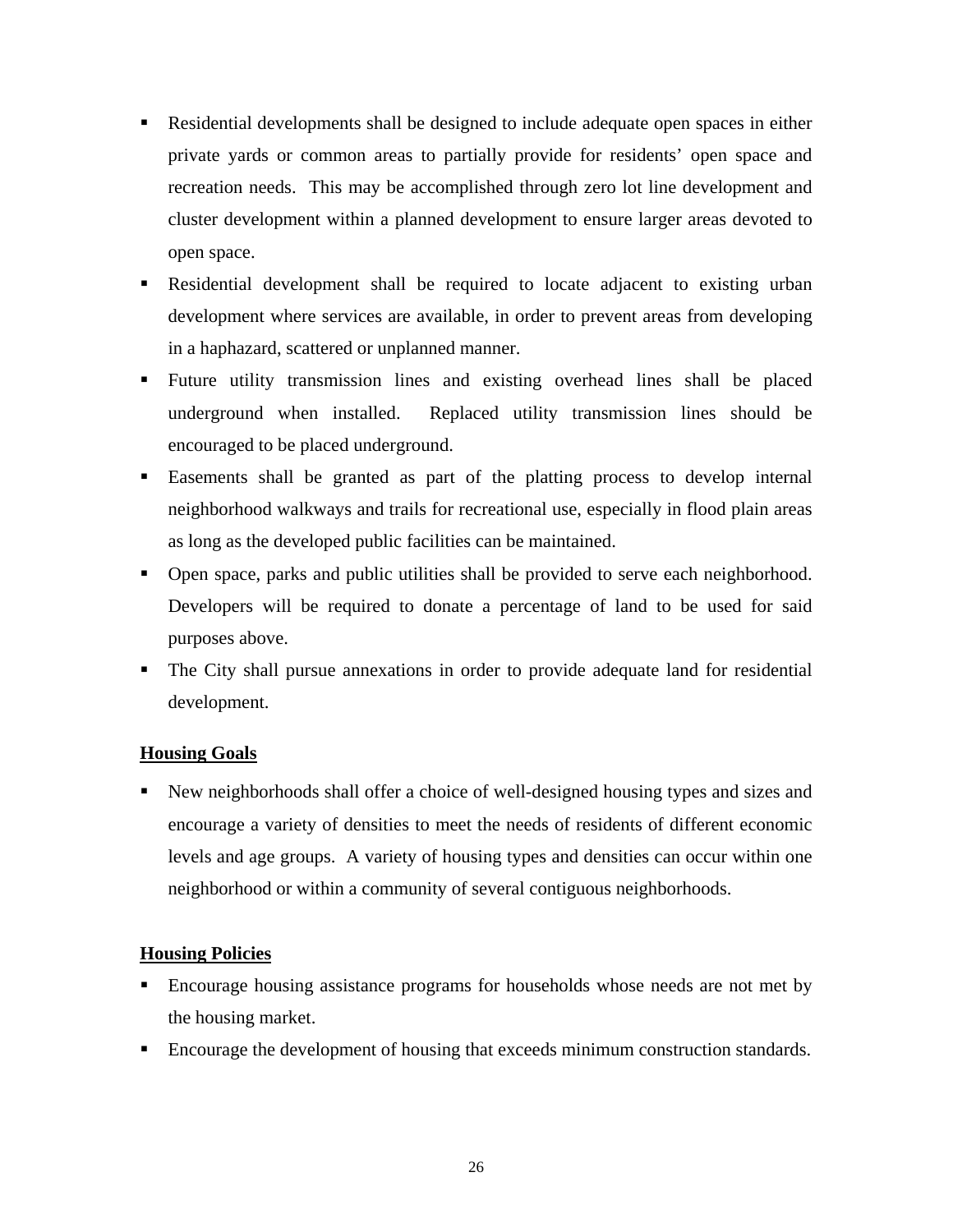- Residential developments shall be designed to include adequate open spaces in either private yards or common areas to partially provide for residents' open space and recreation needs. This may be accomplished through zero lot line development and cluster development within a planned development to ensure larger areas devoted to open space.
- Residential development shall be required to locate adjacent to existing urban development where services are available, in order to prevent areas from developing in a haphazard, scattered or unplanned manner.
- Future utility transmission lines and existing overhead lines shall be placed underground when installed. Replaced utility transmission lines should be encouraged to be placed underground.
- Easements shall be granted as part of the platting process to develop internal neighborhood walkways and trails for recreational use, especially in flood plain areas as long as the developed public facilities can be maintained.
- Open space, parks and public utilities shall be provided to serve each neighborhood. Developers will be required to donate a percentage of land to be used for said purposes above.
- The City shall pursue annexations in order to provide adequate land for residential development.

## Housing Goals

- New neighborhoods shall offer a choice of well-designed housing types and sizes and encourage a variety of densities to meet the needs of residents of different economic levels and age groups. A variety of housing types and densities can occur within one neighborhood or within a community of several contiguous neighborhoods.

## Housing Policies

- Encourage housing assistance programs for households whose needs are not met by the housing market.
- Encourage the development of housing that exceeds minimum construction standards.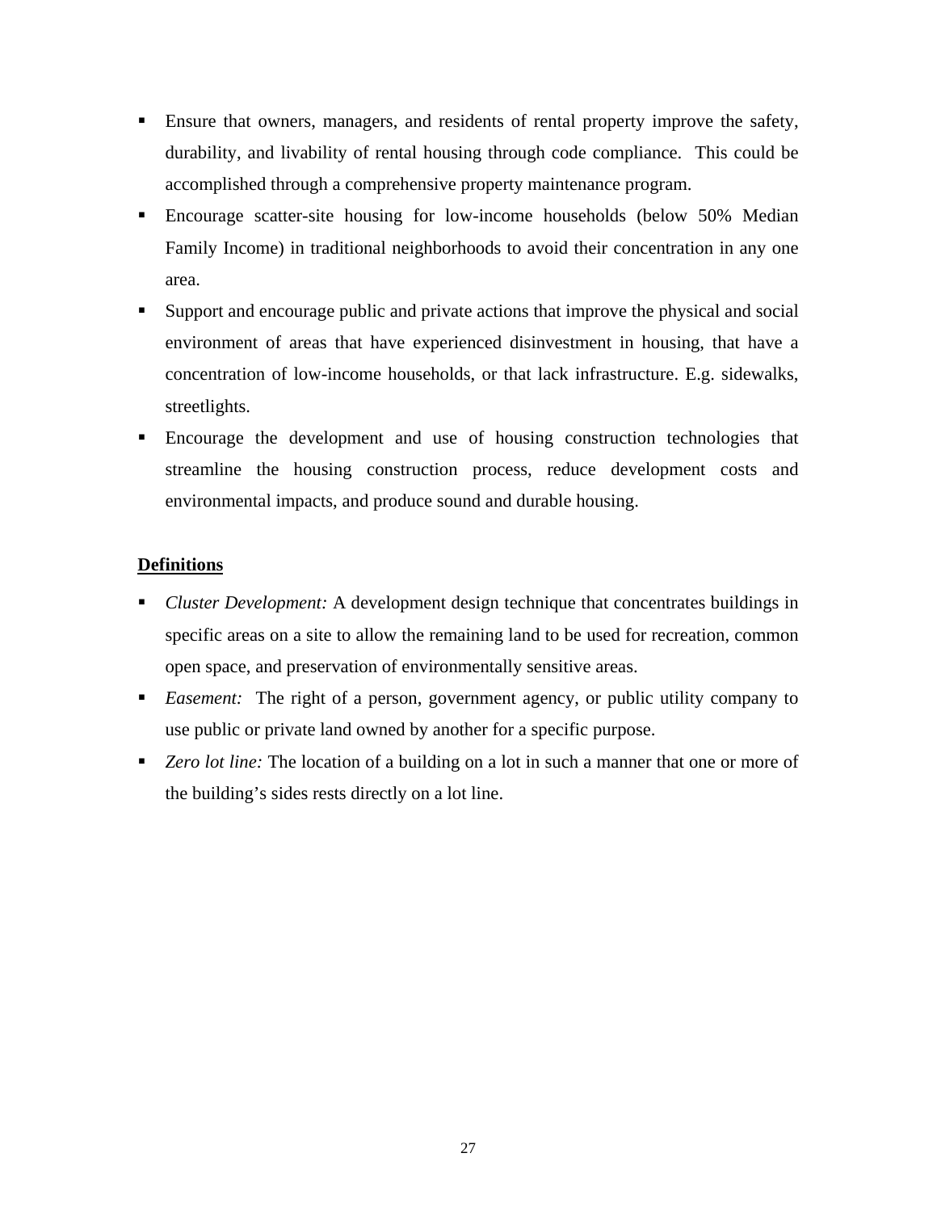- Ensure that owners, managers, and residents of rental property improve the safety, durability, and livability of rental housing through code compliance. This could be accomplished through a comprehensive property maintenance program.
- Encourage scatter-site housing for low-income households (below 50% Median Family Income) in traditional neighborhoods to avoid their concentration in any one area.
- Support and encourage public and private actions that improve the physical and social environment of areas that have experienced disinvestment in housing, that have a concentration of low-income households, or that lack infrastructure. E.g. sidewalks, streetlights.
- Encourage the development and use of housing construction technologies that streamline the housing construction process, reduce development costs and environmental impacts, and produce sound and durable housing.

**Definitions**

- *Cluster Development:* A development design technique that concentrates buildings in specific areas on a site to allow the remaining land to be used for recreation, common open space, and preservation of environmentally sensitive areas.
- *Easement:* The right of a person, government agency, or public utility company to use public or private land owned by another for a specific purpose.
- *Zero lot line:* The location of a building on a lot in such a manner that one or more of the building's sides rests directly on a lot line.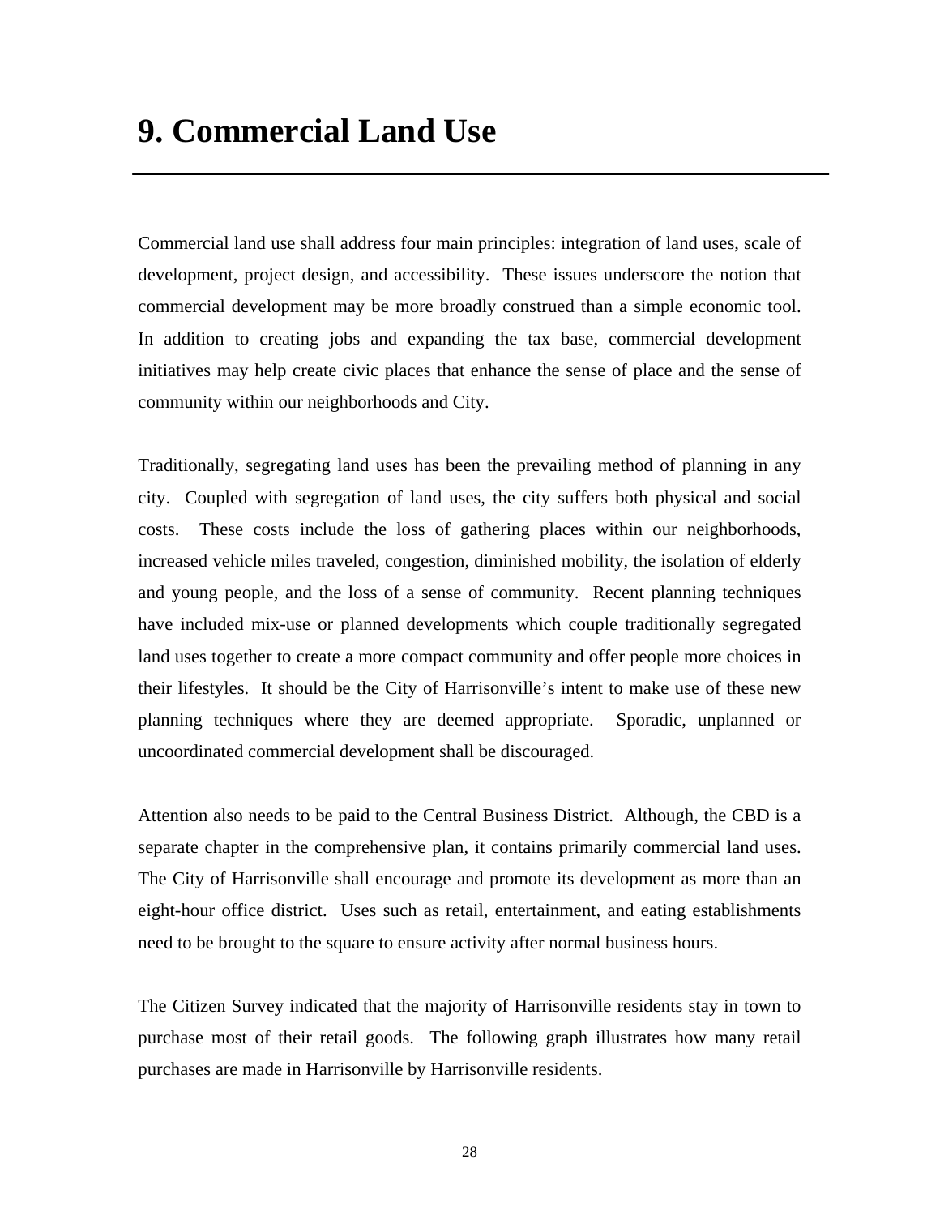# 9. Commercial Land Use

Commercial land use shall address four main principles: integration of land uses, scale of development, project design, and accessibility. These issues underscore the notion that commercial development may be more broadly construed than a simple economic tool. In addition to creating jobs and expanding the tax base, commercial development initiatives may help create civic places that enhance the sense of place and the sense of community within our neighborhoods and City.

Traditionally, segregating land uses has been the prevailing method of planning in any city. Coupled with segregation of land uses, the city suffers both physical and social costs. These costs include the loss of gathering places within our neighborhoods, increased vehicle miles traveled, congestion, diminished mobility, the isolation of elderly and young people, and the loss of a sense of community. Recent planning techniques have included mix-use or planned developments which couple traditionally segregated land uses together to create a more compact community and offer people more choices in their lifestyles. It should be the City of Harrisonville's intent to make use of these new planning techniques where they are deemed appropriate. Sporadic, unplanned or uncoordinated commercial development shall be discouraged.

Attention also needs to be paid to the Central Business District. Although, the CBD is a separate chapter in the comprehensive plan, it contains primarily commercial land uses. The City of Harrisonville shall encourage and promote its development as more than an eight-hour office district. Uses such as retail, entertainment, and eating establishments need to be brought to the square to ensure activity after normal business hours.

The Citizen Survey indicated that the majority of Harrisonville residents stay in town to purchase most of their retail goods. The following graph illustrates how many retail purchases are made in Harrisonville by Harrisonville residents.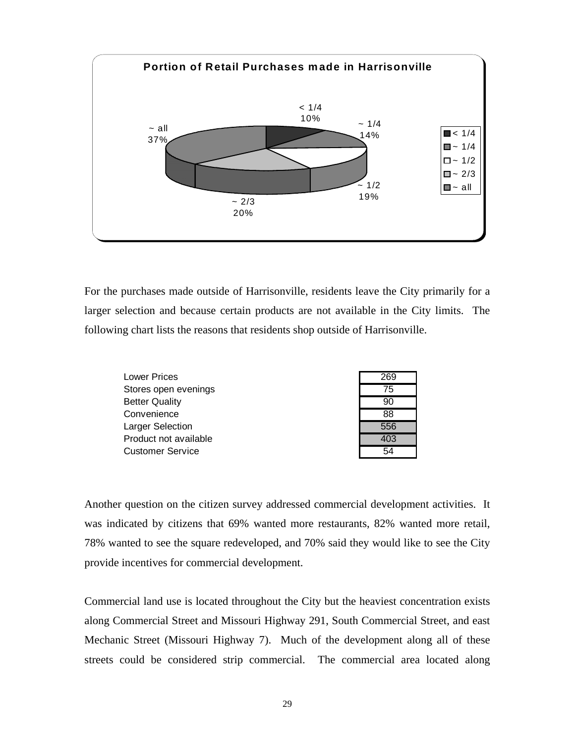**Portion of Retail Purchases made in Harrisonville**

| Portion | Percent |
|---|---|
| < 1/4 | 10% |
| ~ 1/4 | 14% |
| ~ 1/2 | 19% |
| ~ 2/3 | 20% |
| ~ all | 37% |

For the purchases made outside of Harrisonville, residents leave the City primarily for a larger selection and because certain products are not available in the City limits. The following chart lists the reasons that residents shop outside of Harrisonville.

| Reason | Count |
|---|---|
| Lower Prices | 269 |
| Stores open evenings | 75 |
| Better Quality | 90 |
| Convenience | 88 |
| Larger Selection | 556 |
| Product not available | 403 |
| Customer Service | 54 |

Another question on the citizen survey addressed commercial development activities. It was indicated by citizens that 69% wanted more restaurants, 82% wanted more retail, 78% wanted to see the square redeveloped, and 70% said they would like to see the City provide incentives for commercial development.

Commercial land use is located throughout the City but the heaviest concentration exists along Commercial Street and Missouri Highway 291, South Commercial Street, and east Mechanic Street (Missouri Highway 7). Much of the development along all of these streets could be considered strip commercial. The commercial area located along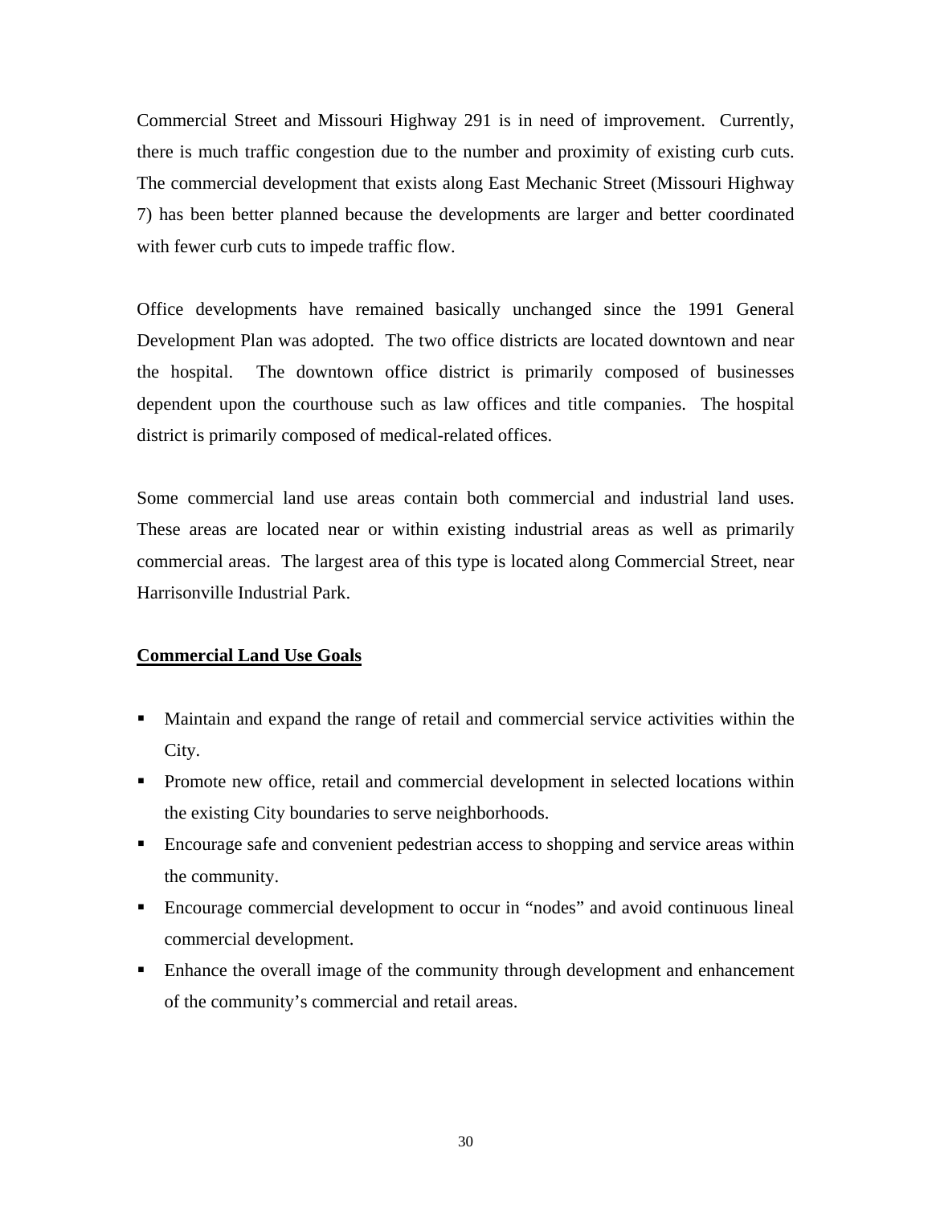Commercial Street and Missouri Highway 291 is in need of improvement. Currently, there is much traffic congestion due to the number and proximity of existing curb cuts. The commercial development that exists along East Mechanic Street (Missouri Highway 7) has been better planned because the developments are larger and better coordinated with fewer curb cuts to impede traffic flow.

Office developments have remained basically unchanged since the 1991 General Development Plan was adopted. The two office districts are located downtown and near the hospital. The downtown office district is primarily composed of businesses dependent upon the courthouse such as law offices and title companies. The hospital district is primarily composed of medical-related offices.

Some commercial land use areas contain both commercial and industrial land uses. These areas are located near or within existing industrial areas as well as primarily commercial areas. The largest area of this type is located along Commercial Street, near Harrisonville Industrial Park.

## Commercial Land Use Goals

- Maintain and expand the range of retail and commercial service activities within the City.
- Promote new office, retail and commercial development in selected locations within the existing City boundaries to serve neighborhoods.
- Encourage safe and convenient pedestrian access to shopping and service areas within the community.
- Encourage commercial development to occur in “nodes” and avoid continuous lineal commercial development.
- Enhance the overall image of the community through development and enhancement of the community’s commercial and retail areas.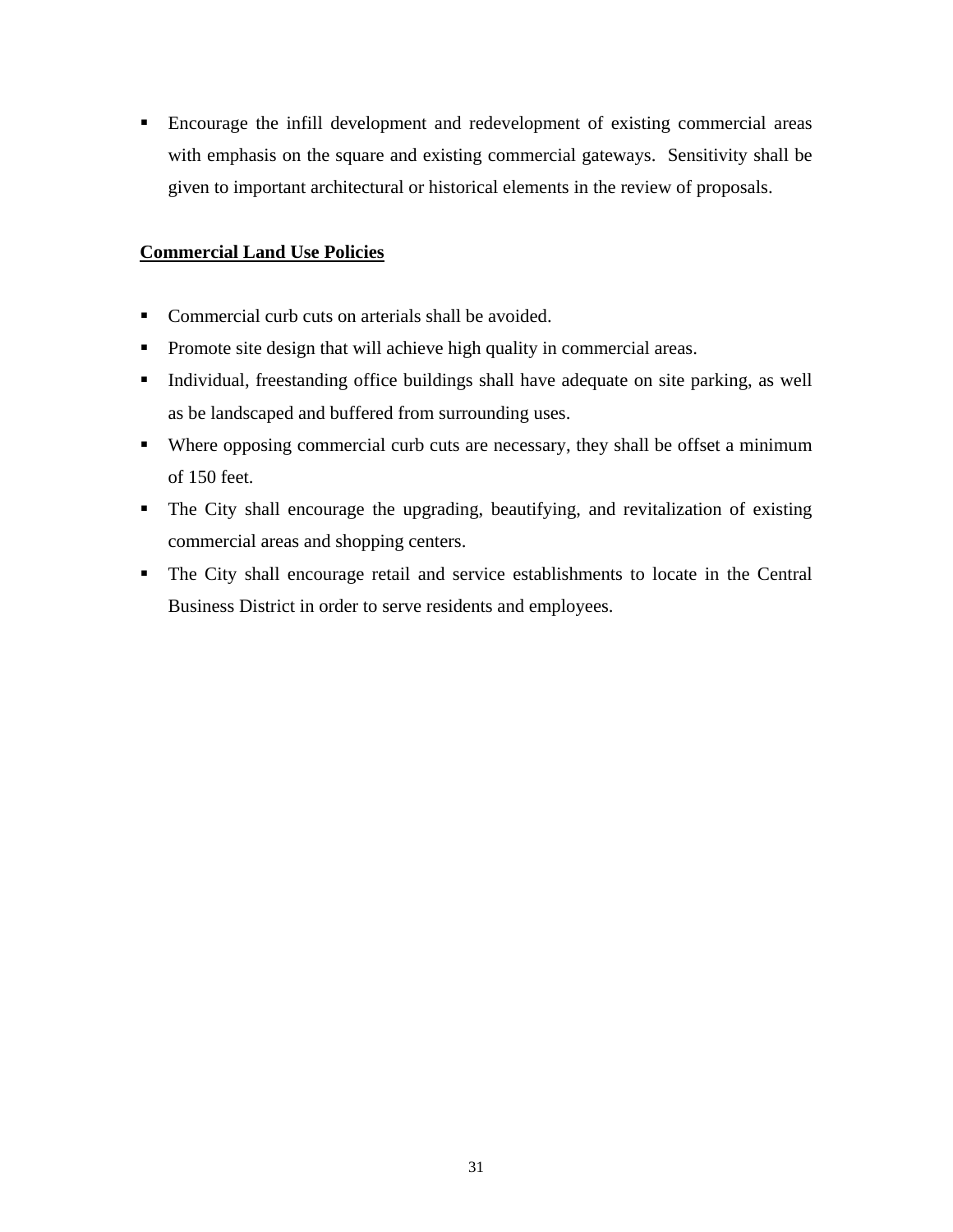- Encourage the infill development and redevelopment of existing commercial areas with emphasis on the square and existing commercial gateways. Sensitivity shall be given to important architectural or historical elements in the review of proposals.

**<u>Commercial Land Use Policies</u>**

- Commercial curb cuts on arterials shall be avoided.
- Promote site design that will achieve high quality in commercial areas.
- Individual, freestanding office buildings shall have adequate on site parking, as well as be landscaped and buffered from surrounding uses.
- Where opposing commercial curb cuts are necessary, they shall be offset a minimum of 150 feet.
- The City shall encourage the upgrading, beautifying, and revitalization of existing commercial areas and shopping centers.
- The City shall encourage retail and service establishments to locate in the Central Business District in order to serve residents and employees.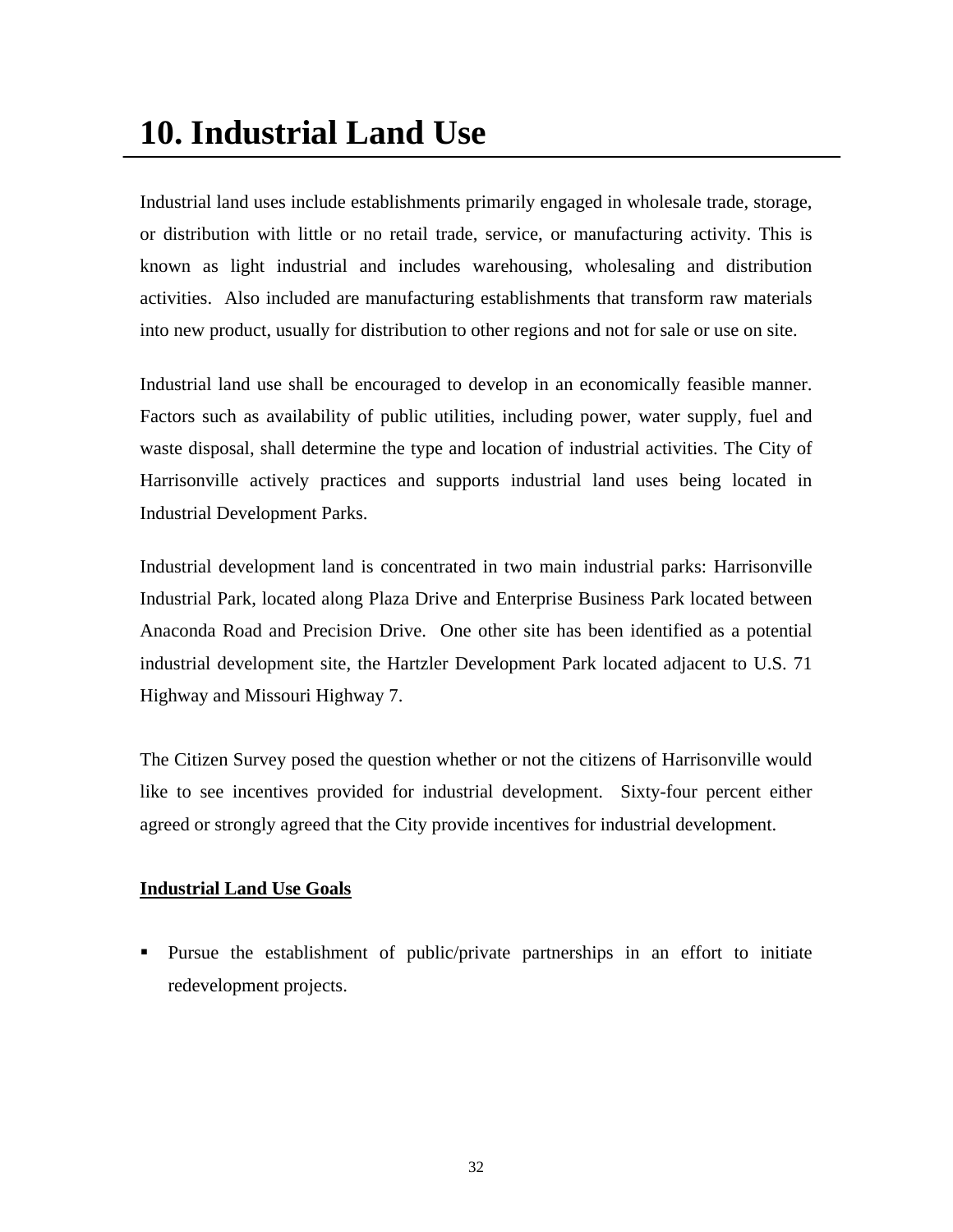# 10. Industrial Land Use

Industrial land uses include establishments primarily engaged in wholesale trade, storage, or distribution with little or no retail trade, service, or manufacturing activity. This is known as light industrial and includes warehousing, wholesaling and distribution activities. Also included are manufacturing establishments that transform raw materials into new product, usually for distribution to other regions and not for sale or use on site.

Industrial land use shall be encouraged to develop in an economically feasible manner. Factors such as availability of public utilities, including power, water supply, fuel and waste disposal, shall determine the type and location of industrial activities. The City of Harrisonville actively practices and supports industrial land uses being located in Industrial Development Parks.

Industrial development land is concentrated in two main industrial parks: Harrisonville Industrial Park, located along Plaza Drive and Enterprise Business Park located between Anaconda Road and Precision Drive. One other site has been identified as a potential industrial development site, the Hartzler Development Park located adjacent to U.S. 71 Highway and Missouri Highway 7.

The Citizen Survey posed the question whether or not the citizens of Harrisonville would like to see incentives provided for industrial development. Sixty-four percent either agreed or strongly agreed that the City provide incentives for industrial development.

**Industrial Land Use Goals**

- Pursue the establishment of public/private partnerships in an effort to initiate redevelopment projects.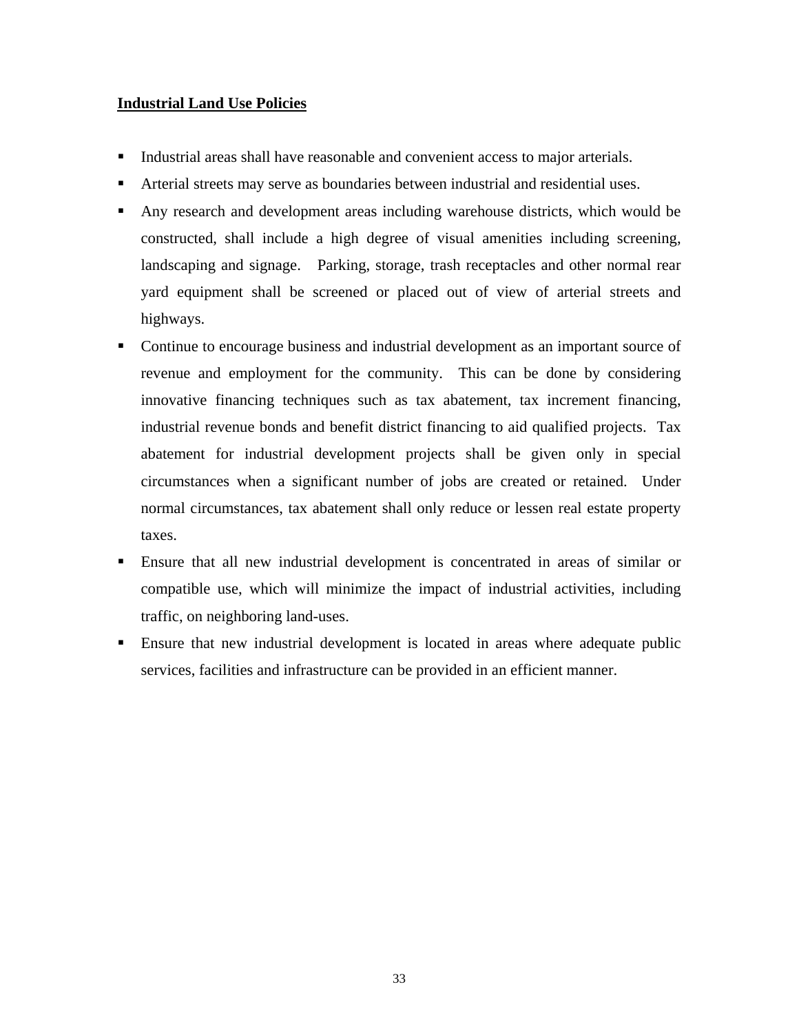**Industrial Land Use Policies**

- Industrial areas shall have reasonable and convenient access to major arterials.
- Arterial streets may serve as boundaries between industrial and residential uses.
- Any research and development areas including warehouse districts, which would be constructed, shall include a high degree of visual amenities including screening, landscaping and signage. Parking, storage, trash receptacles and other normal rear yard equipment shall be screened or placed out of view of arterial streets and highways.
- Continue to encourage business and industrial development as an important source of revenue and employment for the community. This can be done by considering innovative financing techniques such as tax abatement, tax increment financing, industrial revenue bonds and benefit district financing to aid qualified projects. Tax abatement for industrial development projects shall be given only in special circumstances when a significant number of jobs are created or retained. Under normal circumstances, tax abatement shall only reduce or lessen real estate property taxes.
- Ensure that all new industrial development is concentrated in areas of similar or compatible use, which will minimize the impact of industrial activities, including traffic, on neighboring land-uses.
- Ensure that new industrial development is located in areas where adequate public services, facilities and infrastructure can be provided in an efficient manner.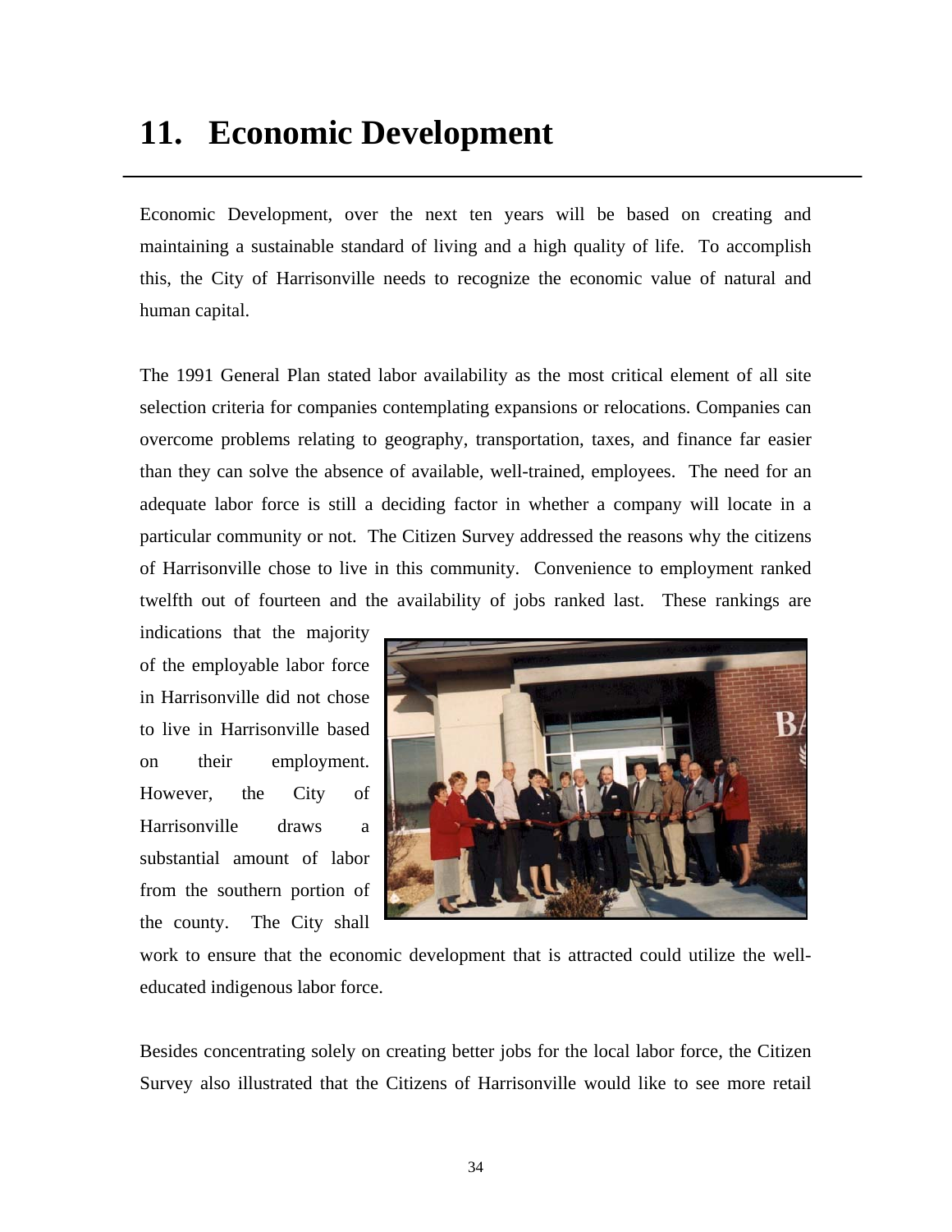# 11. Economic Development

Economic Development, over the next ten years will be based on creating and maintaining a sustainable standard of living and a high quality of life. To accomplish this, the City of Harrisonville needs to recognize the economic value of natural and human capital.

The 1991 General Plan stated labor availability as the most critical element of all site selection criteria for companies contemplating expansions or relocations. Companies can overcome problems relating to geography, transportation, taxes, and finance far easier than they can solve the absence of available, well-trained, employees. The need for an adequate labor force is still a deciding factor in whether a company will locate in a particular community or not. The Citizen Survey addressed the reasons why the citizens of Harrisonville chose to live in this community. Convenience to employment ranked twelfth out of fourteen and the availability of jobs ranked last. These rankings are indications that the majority of the employable labor force in Harrisonville did not chose to live in Harrisonville based on their employment. However, the City of Harrisonville draws a substantial amount of labor from the southern portion of the county. The City shall work to ensure that the economic development that is attracted could utilize the well-educated indigenous labor force.

Besides concentrating solely on creating better jobs for the local labor force, the Citizen Survey also illustrated that the Citizens of Harrisonville would like to see more retail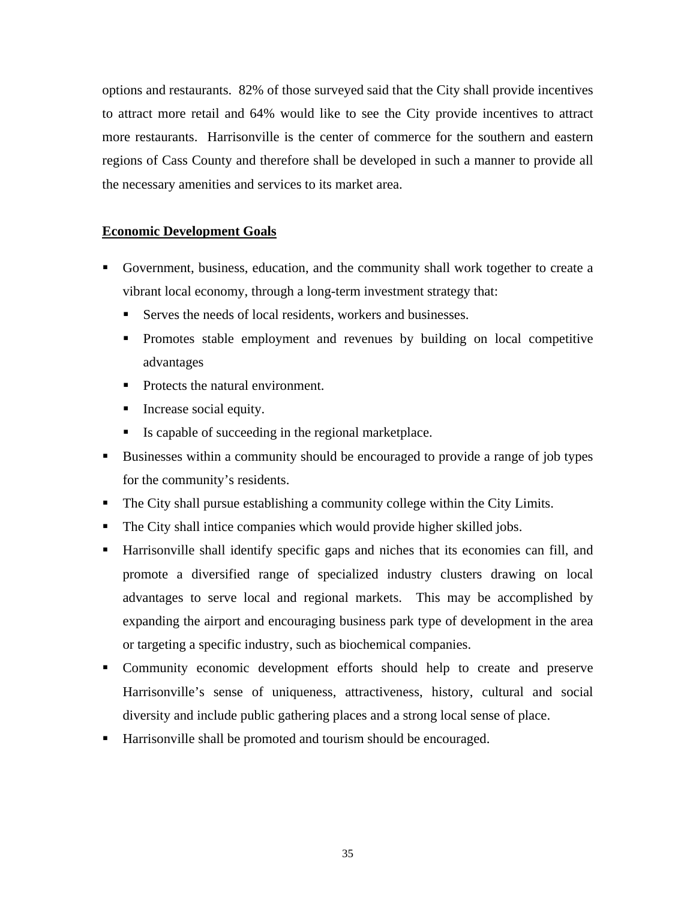options and restaurants. 82% of those surveyed said that the City shall provide incentives to attract more retail and 64% would like to see the City provide incentives to attract more restaurants. Harrisonville is the center of commerce for the southern and eastern regions of Cass County and therefore shall be developed in such a manner to provide all the necessary amenities and services to its market area.

**Economic Development Goals**

- Government, business, education, and the community shall work together to create a vibrant local economy, through a long-term investment strategy that:
  - Serves the needs of local residents, workers and businesses.
  - Promotes stable employment and revenues by building on local competitive advantages
  - Protects the natural environment.
  - Increase social equity.
  - Is capable of succeeding in the regional marketplace.
- Businesses within a community should be encouraged to provide a range of job types for the community's residents.
- The City shall pursue establishing a community college within the City Limits.
- The City shall intice companies which would provide higher skilled jobs.
- Harrisonville shall identify specific gaps and niches that its economies can fill, and promote a diversified range of specialized industry clusters drawing on local advantages to serve local and regional markets. This may be accomplished by expanding the airport and encouraging business park type of development in the area or targeting a specific industry, such as biochemical companies.
- Community economic development efforts should help to create and preserve Harrisonville's sense of uniqueness, attractiveness, history, cultural and social diversity and include public gathering places and a strong local sense of place.
- Harrisonville shall be promoted and tourism should be encouraged.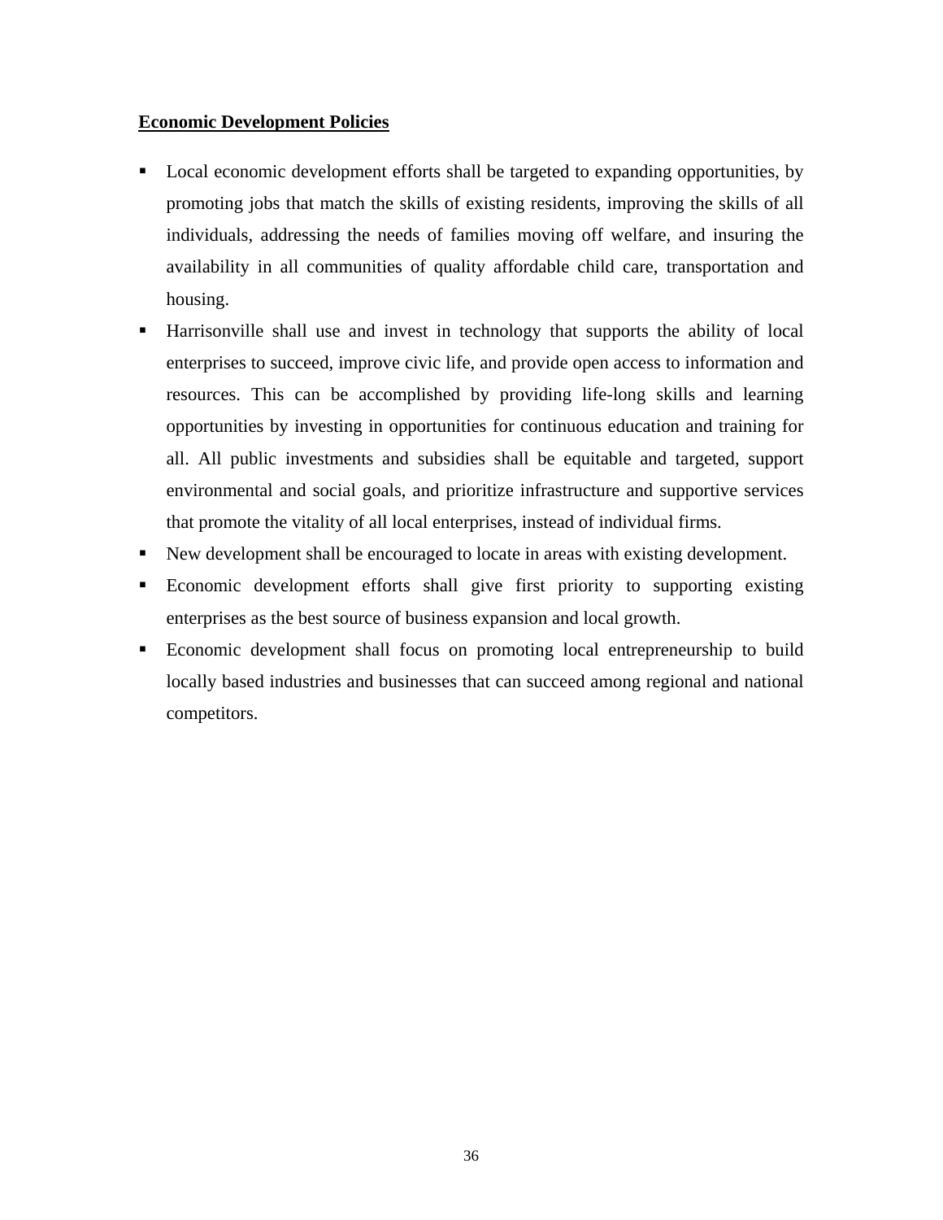**Economic Development Policies**

- Local economic development efforts shall be targeted to expanding opportunities, by promoting jobs that match the skills of existing residents, improving the skills of all individuals, addressing the needs of families moving off welfare, and insuring the availability in all communities of quality affordable child care, transportation and housing.
- Harrisonville shall use and invest in technology that supports the ability of local enterprises to succeed, improve civic life, and provide open access to information and resources. This can be accomplished by providing life-long skills and learning opportunities by investing in opportunities for continuous education and training for all. All public investments and subsidies shall be equitable and targeted, support environmental and social goals, and prioritize infrastructure and supportive services that promote the vitality of all local enterprises, instead of individual firms.
- New development shall be encouraged to locate in areas with existing development.
- Economic development efforts shall give first priority to supporting existing enterprises as the best source of business expansion and local growth.
- Economic development shall focus on promoting local entrepreneurship to build locally based industries and businesses that can succeed among regional and national competitors.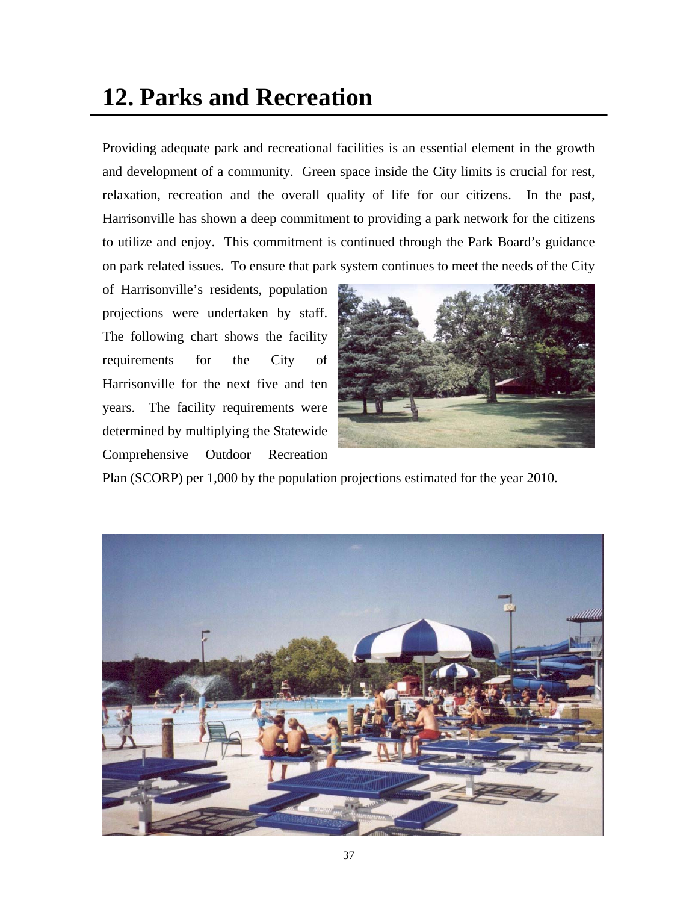# 12. Parks and Recreation

Providing adequate park and recreational facilities is an essential element in the growth and development of a community. Green space inside the City limits is crucial for rest, relaxation, recreation and the overall quality of life for our citizens. In the past, Harrisonville has shown a deep commitment to providing a park network for the citizens to utilize and enjoy. This commitment is continued through the Park Board's guidance on park related issues. To ensure that park system continues to meet the needs of the City of Harrisonville's residents, population projections were undertaken by staff. The following chart shows the facility requirements for the City of Harrisonville for the next five and ten years. The facility requirements were determined by multiplying the Statewide Comprehensive Outdoor Recreation Plan (SCORP) per 1,000 by the population projections estimated for the year 2010.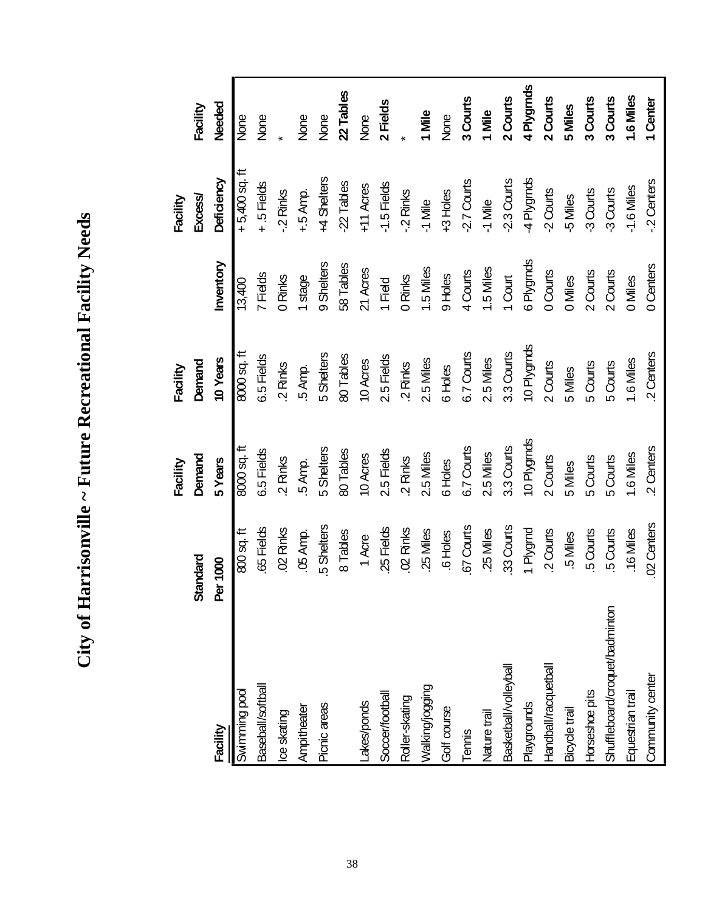# City of Harrisonville ~ Future Recreational Facility Needs

| Facility | Standard Per 1000 | Facility Demand 5 Years | Facility Demand 10 Years | Inventory | Facility Excess/ Deficiency | Facility Needed |
|---|---|---|---|---|---|---|
| Swimming pool | 800 sq. ft | 8000 sq. ft | 8000 sq. ft | 13,400 | + 5,400 sq. ft | None |
| Baseball/softball | .65 Fields | 6.5 Fields | 6.5 Fields | 7 Fields | + .5 Fields | None |
| Ice skating | .02 Rinks | .2 Rinks | .2 Rinks | 0 Rinks | -.2 Rinks | * |
| Ampitheater | .05 Amp. | .5 Amp. | .5 Amp. | 1 stage | +.5 Amp. | None |
| Picnic areas | .5 Shelters | 5 Shelters | 5 Shelters | 9 Shelters | +4 Shelters | None |
| | 8 Tables | 80 Tables | 80 Tables | 58 Tables | -22 Tables | **22 Tables** |
| Lakes/ponds | 1 Acre | 10 Acres | 10 Acres | 21 Acres | +11 Acres | None |
| Soccer/football | .25 Fields | 2.5 Fields | 2.5 Fields | 1 Field | -1.5 Fields | **2 Fields** |
| Roller-skating | .02 Rinks | .2 Rinks | .2 Rinks | 0 Rinks | -.2 Rinks | * |
| Walking/jogging | .25 Miles | 2.5 Miles | 2.5 Miles | 1.5 Miles | -1 Mile | **1 Mile** |
| Golf course | .6 Holes | 6 Holes | 6 Holes | 9 Holes | +3 Holes | None |
| Tennis | .67 Courts | 6.7 Courts | 6.7 Courts | 4 Courts | -2.7 Courts | **3 Courts** |
| Nature trail | .25 Miles | 2.5 Miles | 2.5 Miles | 1.5 Miles | -1 Mile | **1 Mile** |
| Basketball/volleyball | .33 Courts | 3.3 Courts | 3.3 Courts | 1 Court | -2.3 Courts | **2 Courts** |
| Playgrounds | 1 Plygrnd | 10 Plygrnds | 10 Plygrnds | 6 Plygrnds | -4 Plygrnds | **4 Plygrnds** |
| Handball/racquetball | .2 Courts | 2 Courts | 2 Courts | 0 Courts | -2 Courts | **2 Courts** |
| Bicycle trail | .5 Miles | 5 Miles | 5 Miles | 0 Miles | -5 Miles | **5 Miles** |
| Horseshoe pits | .5 Courts | 5 Courts | 5 Courts | 2 Courts | -3 Courts | **3 Courts** |
| Shuffleboard/croquet/badminton | .5 Courts | 5 Courts | 5 Courts | 2 Courts | -3 Courts | **3 Courts** |
| Equestrian trail | .16 Miles | 1.6 Miles | 1.6 Miles | 0 Miles | -1.6 Miles | **1.6 Miles** |
| Community center | .02 Centers | .2 Centers | .2 Centers | 0 Centers | -.2 Centers | **1 Center** |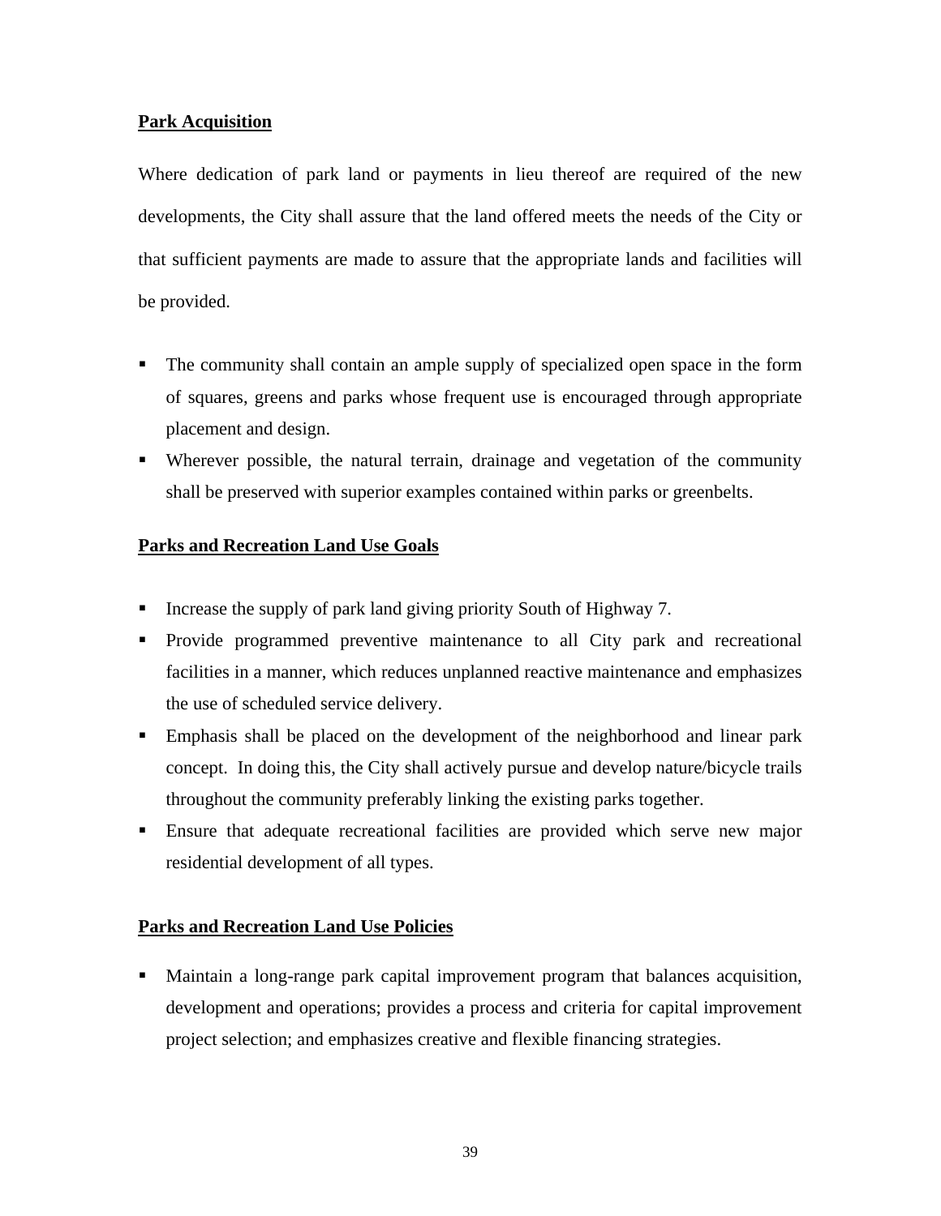**Park Acquisition**

Where dedication of park land or payments in lieu thereof are required of the new developments, the City shall assure that the land offered meets the needs of the City or that sufficient payments are made to assure that the appropriate lands and facilities will be provided.

- The community shall contain an ample supply of specialized open space in the form of squares, greens and parks whose frequent use is encouraged through appropriate placement and design.
- Wherever possible, the natural terrain, drainage and vegetation of the community shall be preserved with superior examples contained within parks or greenbelts.

**Parks and Recreation Land Use Goals**

- Increase the supply of park land giving priority South of Highway 7.
- Provide programmed preventive maintenance to all City park and recreational facilities in a manner, which reduces unplanned reactive maintenance and emphasizes the use of scheduled service delivery.
- Emphasis shall be placed on the development of the neighborhood and linear park concept. In doing this, the City shall actively pursue and develop nature/bicycle trails throughout the community preferably linking the existing parks together.
- Ensure that adequate recreational facilities are provided which serve new major residential development of all types.

**Parks and Recreation Land Use Policies**

- Maintain a long-range park capital improvement program that balances acquisition, development and operations; provides a process and criteria for capital improvement project selection; and emphasizes creative and flexible financing strategies.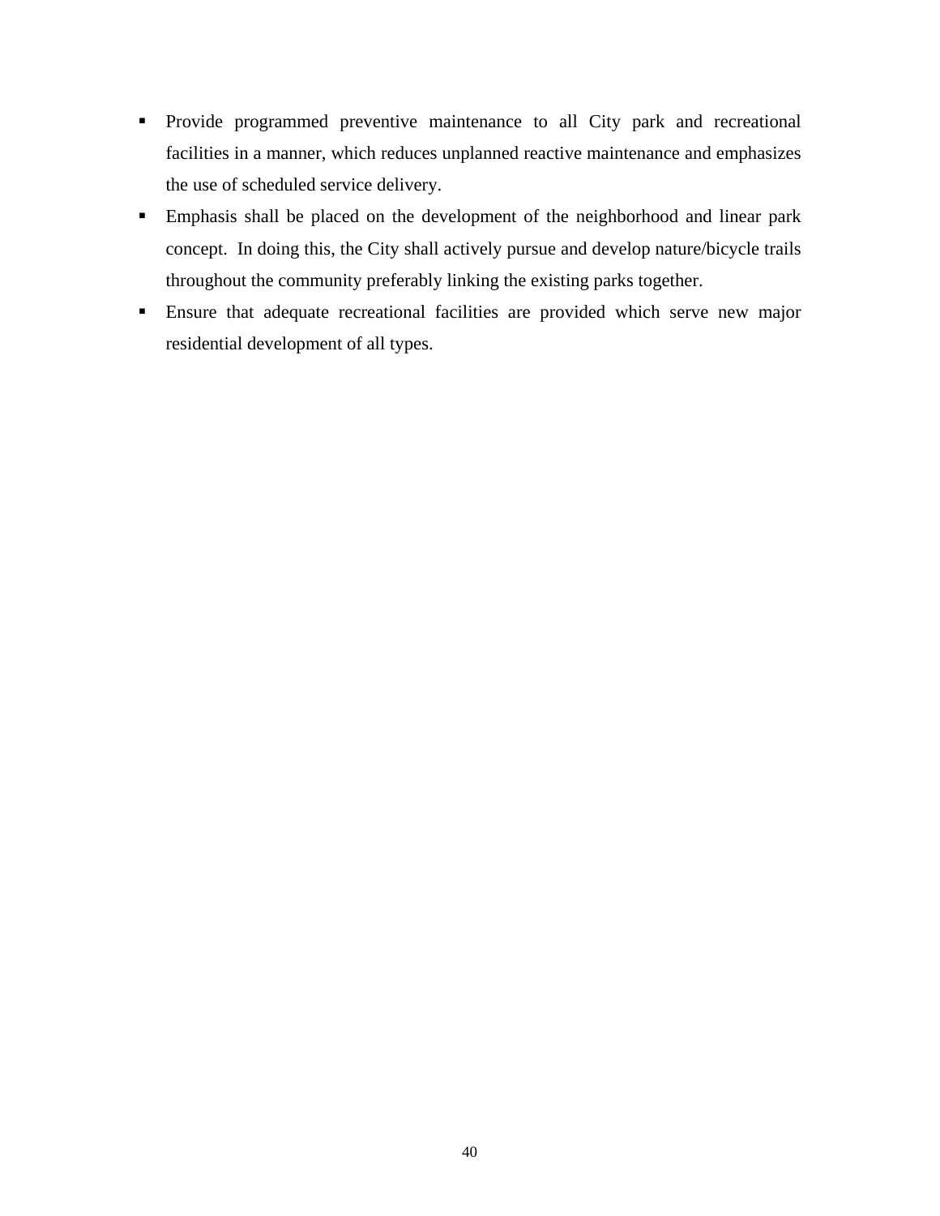- Provide programmed preventive maintenance to all City park and recreational facilities in a manner, which reduces unplanned reactive maintenance and emphasizes the use of scheduled service delivery.
- Emphasis shall be placed on the development of the neighborhood and linear park concept. In doing this, the City shall actively pursue and develop nature/bicycle trails throughout the community preferably linking the existing parks together.
- Ensure that adequate recreational facilities are provided which serve new major residential development of all types.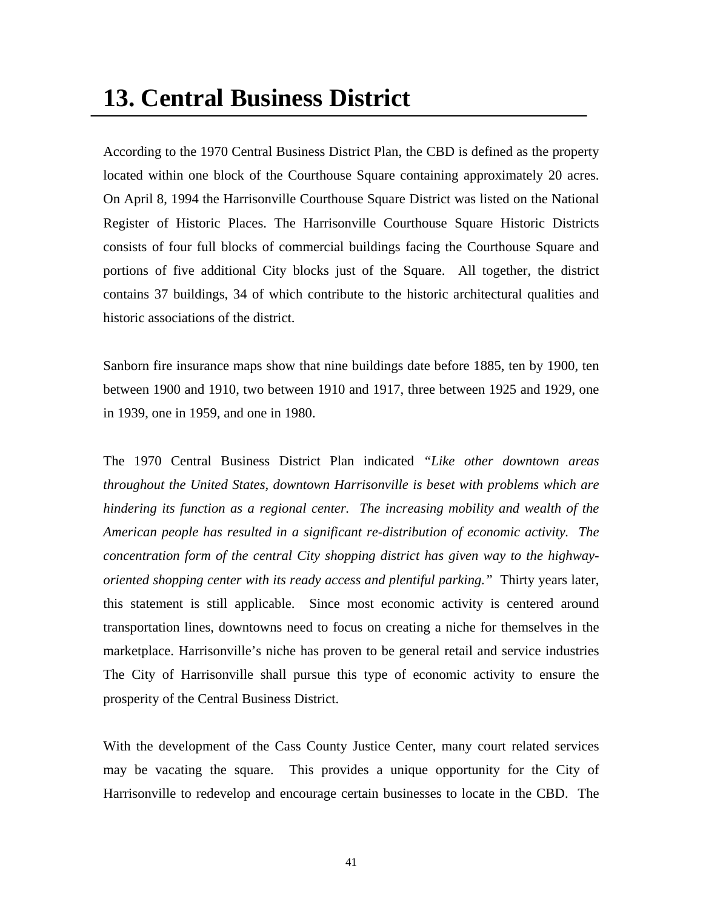# 13. Central Business District

According to the 1970 Central Business District Plan, the CBD is defined as the property located within one block of the Courthouse Square containing approximately 20 acres. On April 8, 1994 the Harrisonville Courthouse Square District was listed on the National Register of Historic Places. The Harrisonville Courthouse Square Historic Districts consists of four full blocks of commercial buildings facing the Courthouse Square and portions of five additional City blocks just of the Square. All together, the district contains 37 buildings, 34 of which contribute to the historic architectural qualities and historic associations of the district.

Sanborn fire insurance maps show that nine buildings date before 1885, ten by 1900, ten between 1900 and 1910, two between 1910 and 1917, three between 1925 and 1929, one in 1939, one in 1959, and one in 1980.

The 1970 Central Business District Plan indicated *"Like other downtown areas throughout the United States, downtown Harrisonville is beset with problems which are hindering its function as a regional center. The increasing mobility and wealth of the American people has resulted in a significant re-distribution of economic activity. The concentration form of the central City shopping district has given way to the highway-oriented shopping center with its ready access and plentiful parking."* Thirty years later, this statement is still applicable. Since most economic activity is centered around transportation lines, downtowns need to focus on creating a niche for themselves in the marketplace. Harrisonville's niche has proven to be general retail and service industries The City of Harrisonville shall pursue this type of economic activity to ensure the prosperity of the Central Business District.

With the development of the Cass County Justice Center, many court related services may be vacating the square. This provides a unique opportunity for the City of Harrisonville to redevelop and encourage certain businesses to locate in the CBD. The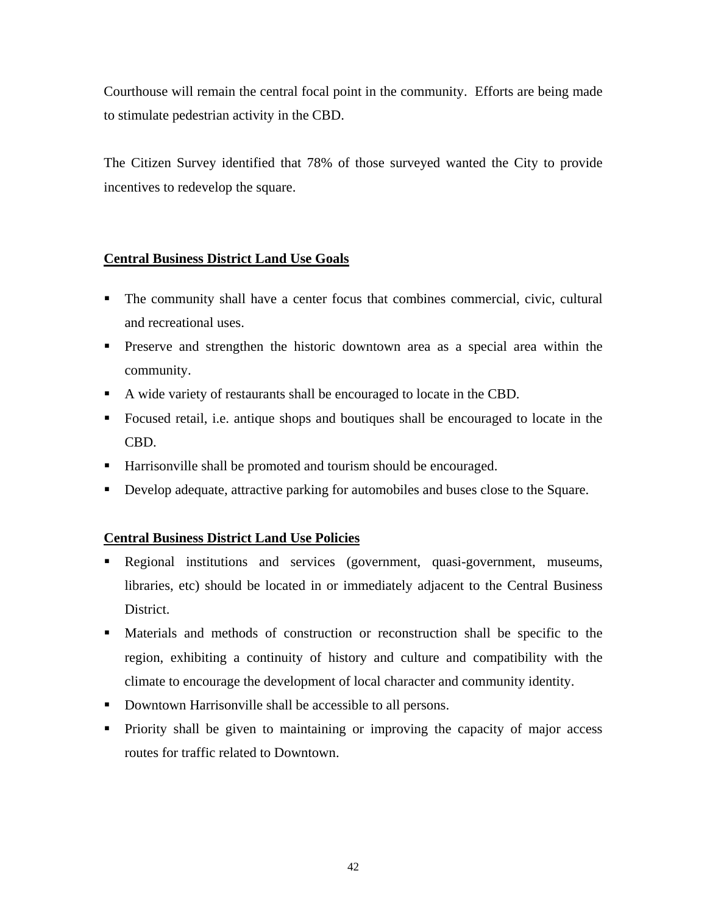Courthouse will remain the central focal point in the community. Efforts are being made to stimulate pedestrian activity in the CBD.

The Citizen Survey identified that 78% of those surveyed wanted the City to provide incentives to redevelop the square.

**Central Business District Land Use Goals**

- The community shall have a center focus that combines commercial, civic, cultural and recreational uses.
- Preserve and strengthen the historic downtown area as a special area within the community.
- A wide variety of restaurants shall be encouraged to locate in the CBD.
- Focused retail, i.e. antique shops and boutiques shall be encouraged to locate in the CBD.
- Harrisonville shall be promoted and tourism should be encouraged.
- Develop adequate, attractive parking for automobiles and buses close to the Square.

**Central Business District Land Use Policies**

- Regional institutions and services (government, quasi-government, museums, libraries, etc) should be located in or immediately adjacent to the Central Business District.
- Materials and methods of construction or reconstruction shall be specific to the region, exhibiting a continuity of history and culture and compatibility with the climate to encourage the development of local character and community identity.
- Downtown Harrisonville shall be accessible to all persons.
- Priority shall be given to maintaining or improving the capacity of major access routes for traffic related to Downtown.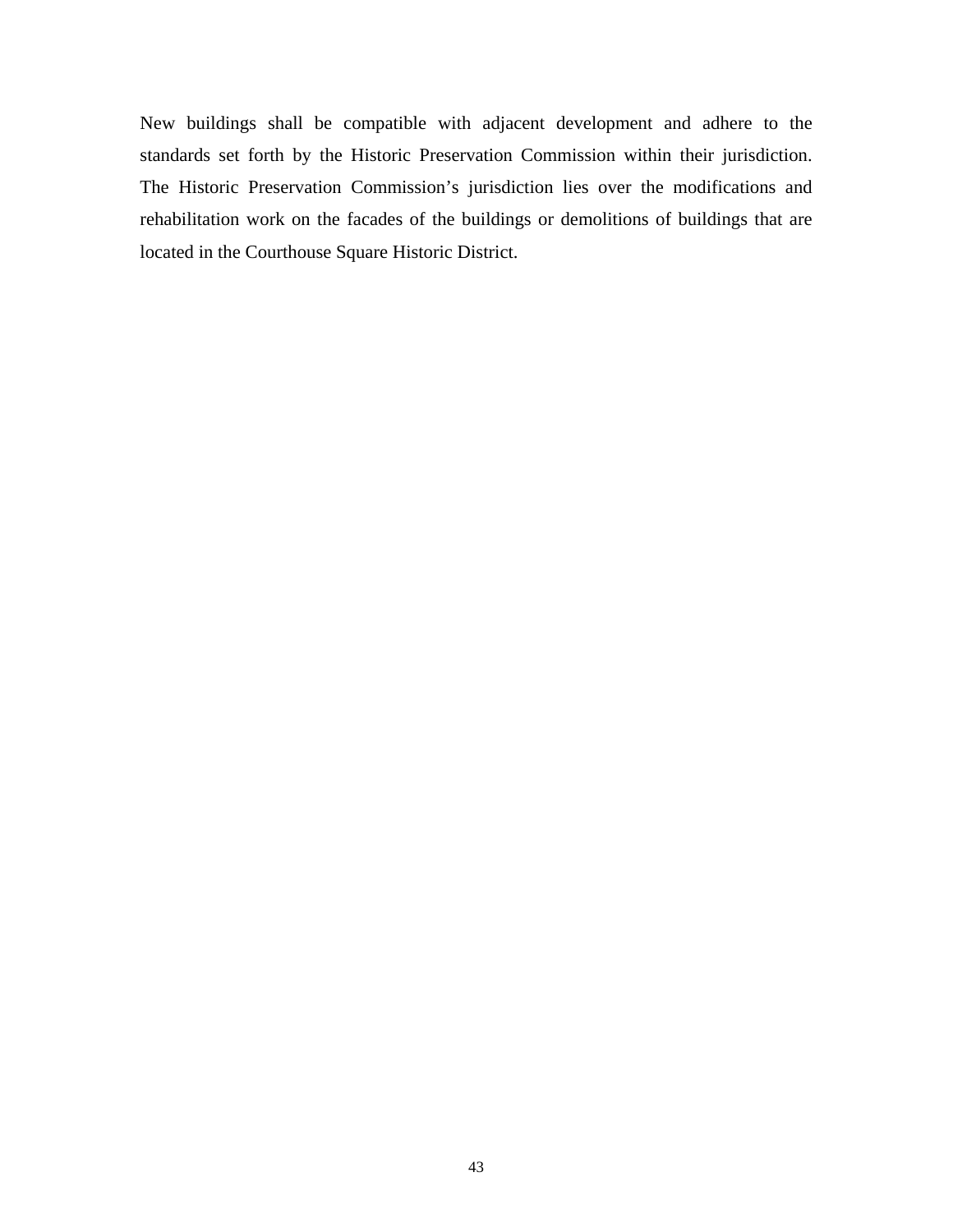New buildings shall be compatible with adjacent development and adhere to the standards set forth by the Historic Preservation Commission within their jurisdiction. The Historic Preservation Commission's jurisdiction lies over the modifications and rehabilitation work on the facades of the buildings or demolitions of buildings that are located in the Courthouse Square Historic District.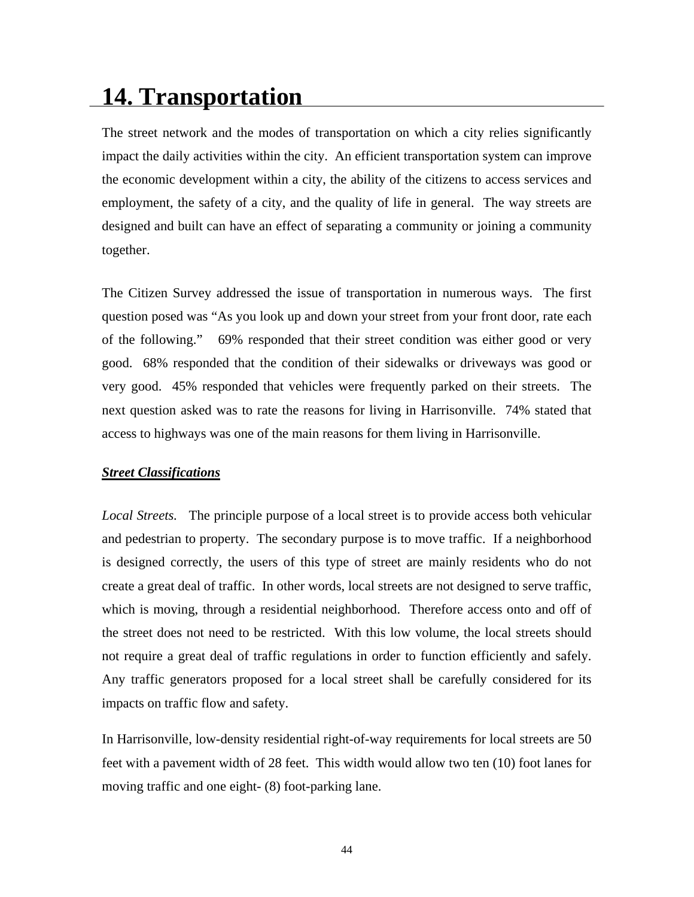# 14. Transportation

The street network and the modes of transportation on which a city relies significantly impact the daily activities within the city. An efficient transportation system can improve the economic development within a city, the ability of the citizens to access services and employment, the safety of a city, and the quality of life in general. The way streets are designed and built can have an effect of separating a community or joining a community together.

The Citizen Survey addressed the issue of transportation in numerous ways. The first question posed was "As you look up and down your street from your front door, rate each of the following." 69% responded that their street condition was either good or very good. 68% responded that the condition of their sidewalks or driveways was good or very good. 45% responded that vehicles were frequently parked on their streets. The next question asked was to rate the reasons for living in Harrisonville. 74% stated that access to highways was one of the main reasons for them living in Harrisonville.

***Street Classifications***

*Local Streets.* The principle purpose of a local street is to provide access both vehicular and pedestrian to property. The secondary purpose is to move traffic. If a neighborhood is designed correctly, the users of this type of street are mainly residents who do not create a great deal of traffic. In other words, local streets are not designed to serve traffic, which is moving, through a residential neighborhood. Therefore access onto and off of the street does not need to be restricted. With this low volume, the local streets should not require a great deal of traffic regulations in order to function efficiently and safely. Any traffic generators proposed for a local street shall be carefully considered for its impacts on traffic flow and safety.

In Harrisonville, low-density residential right-of-way requirements for local streets are 50 feet with a pavement width of 28 feet. This width would allow two ten (10) foot lanes for moving traffic and one eight- (8) foot-parking lane.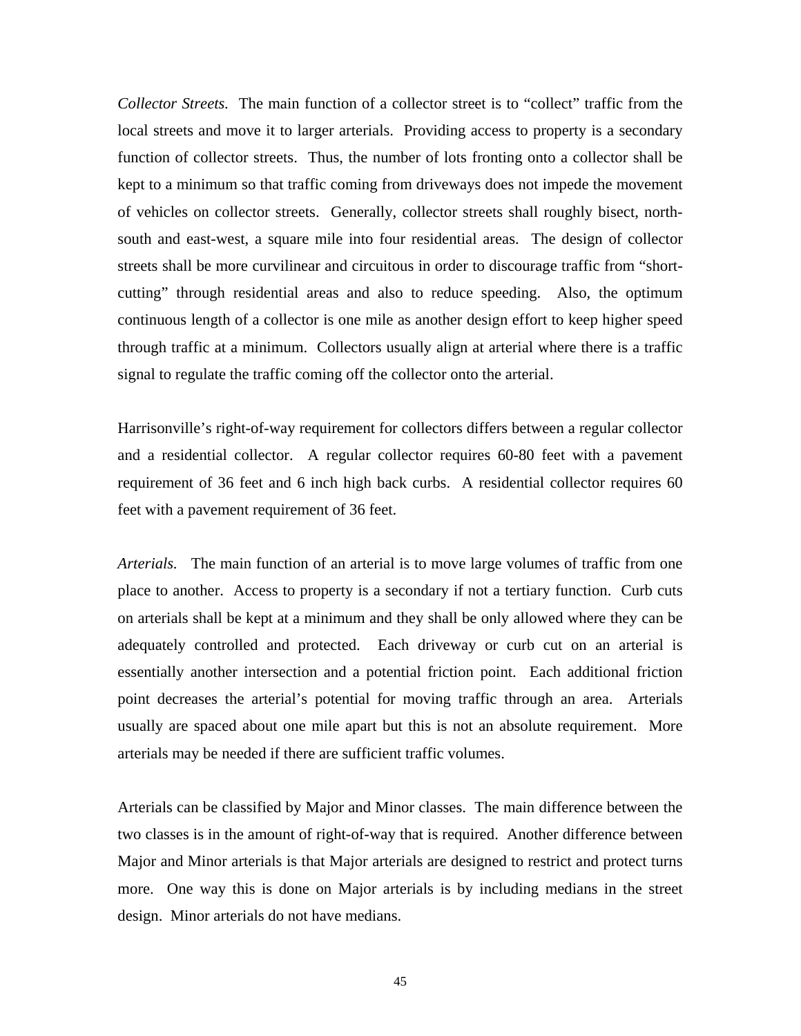*Collector Streets.* The main function of a collector street is to "collect" traffic from the local streets and move it to larger arterials. Providing access to property is a secondary function of collector streets. Thus, the number of lots fronting onto a collector shall be kept to a minimum so that traffic coming from driveways does not impede the movement of vehicles on collector streets. Generally, collector streets shall roughly bisect, north-south and east-west, a square mile into four residential areas. The design of collector streets shall be more curvilinear and circuitous in order to discourage traffic from "short-cutting" through residential areas and also to reduce speeding. Also, the optimum continuous length of a collector is one mile as another design effort to keep higher speed through traffic at a minimum. Collectors usually align at arterial where there is a traffic signal to regulate the traffic coming off the collector onto the arterial.

Harrisonville's right-of-way requirement for collectors differs between a regular collector and a residential collector. A regular collector requires 60-80 feet with a pavement requirement of 36 feet and 6 inch high back curbs. A residential collector requires 60 feet with a pavement requirement of 36 feet.

*Arterials.* The main function of an arterial is to move large volumes of traffic from one place to another. Access to property is a secondary if not a tertiary function. Curb cuts on arterials shall be kept at a minimum and they shall be only allowed where they can be adequately controlled and protected. Each driveway or curb cut on an arterial is essentially another intersection and a potential friction point. Each additional friction point decreases the arterial's potential for moving traffic through an area. Arterials usually are spaced about one mile apart but this is not an absolute requirement. More arterials may be needed if there are sufficient traffic volumes.

Arterials can be classified by Major and Minor classes. The main difference between the two classes is in the amount of right-of-way that is required. Another difference between Major and Minor arterials is that Major arterials are designed to restrict and protect turns more. One way this is done on Major arterials is by including medians in the street design. Minor arterials do not have medians.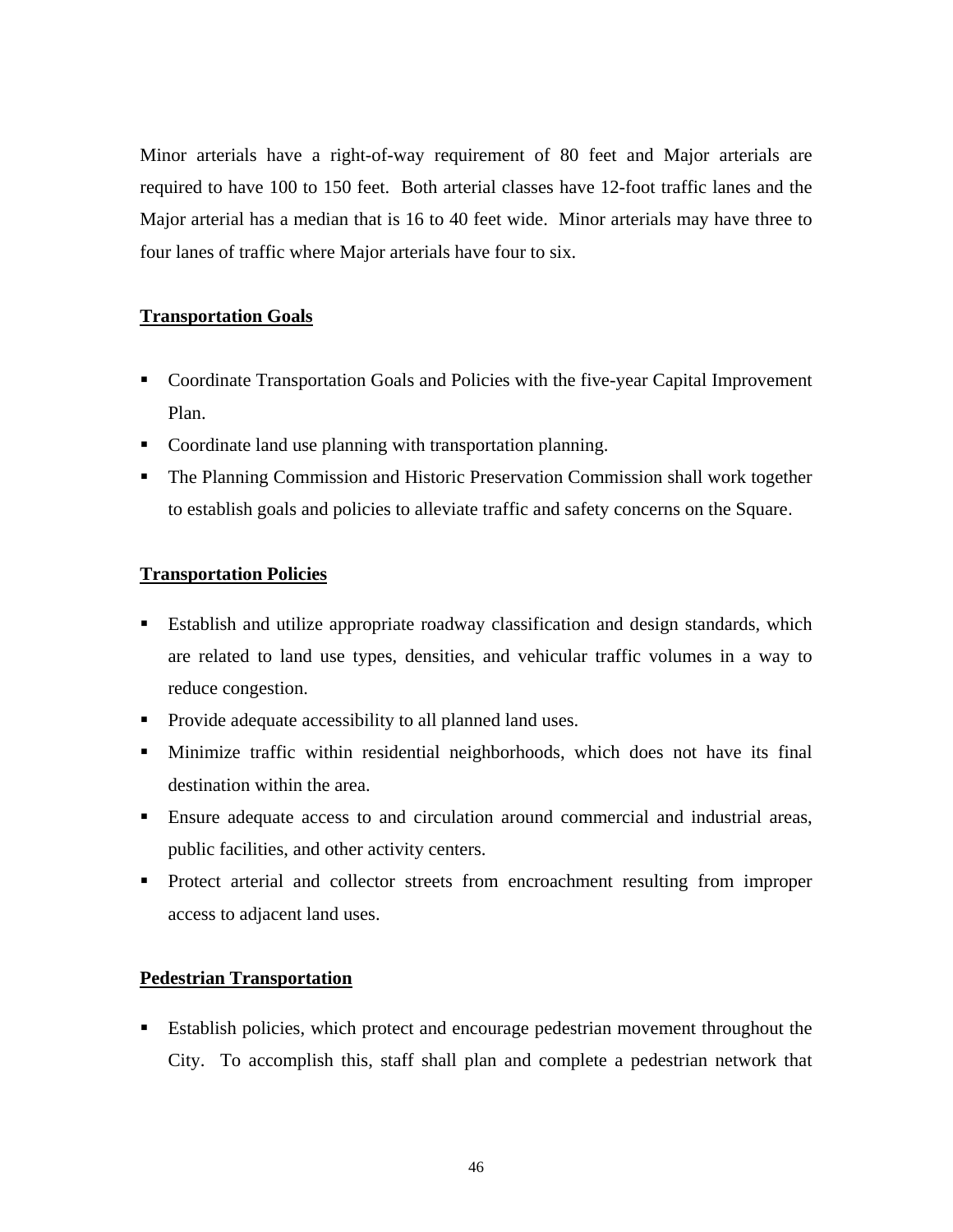Minor arterials have a right-of-way requirement of 80 feet and Major arterials are required to have 100 to 150 feet. Both arterial classes have 12-foot traffic lanes and the Major arterial has a median that is 16 to 40 feet wide. Minor arterials may have three to four lanes of traffic where Major arterials have four to six.

**Transportation Goals**

- Coordinate Transportation Goals and Policies with the five-year Capital Improvement Plan.
- Coordinate land use planning with transportation planning.
- The Planning Commission and Historic Preservation Commission shall work together to establish goals and policies to alleviate traffic and safety concerns on the Square.

**Transportation Policies**

- Establish and utilize appropriate roadway classification and design standards, which are related to land use types, densities, and vehicular traffic volumes in a way to reduce congestion.
- Provide adequate accessibility to all planned land uses.
- Minimize traffic within residential neighborhoods, which does not have its final destination within the area.
- Ensure adequate access to and circulation around commercial and industrial areas, public facilities, and other activity centers.
- Protect arterial and collector streets from encroachment resulting from improper access to adjacent land uses.

**Pedestrian Transportation**

- Establish policies, which protect and encourage pedestrian movement throughout the City. To accomplish this, staff shall plan and complete a pedestrian network that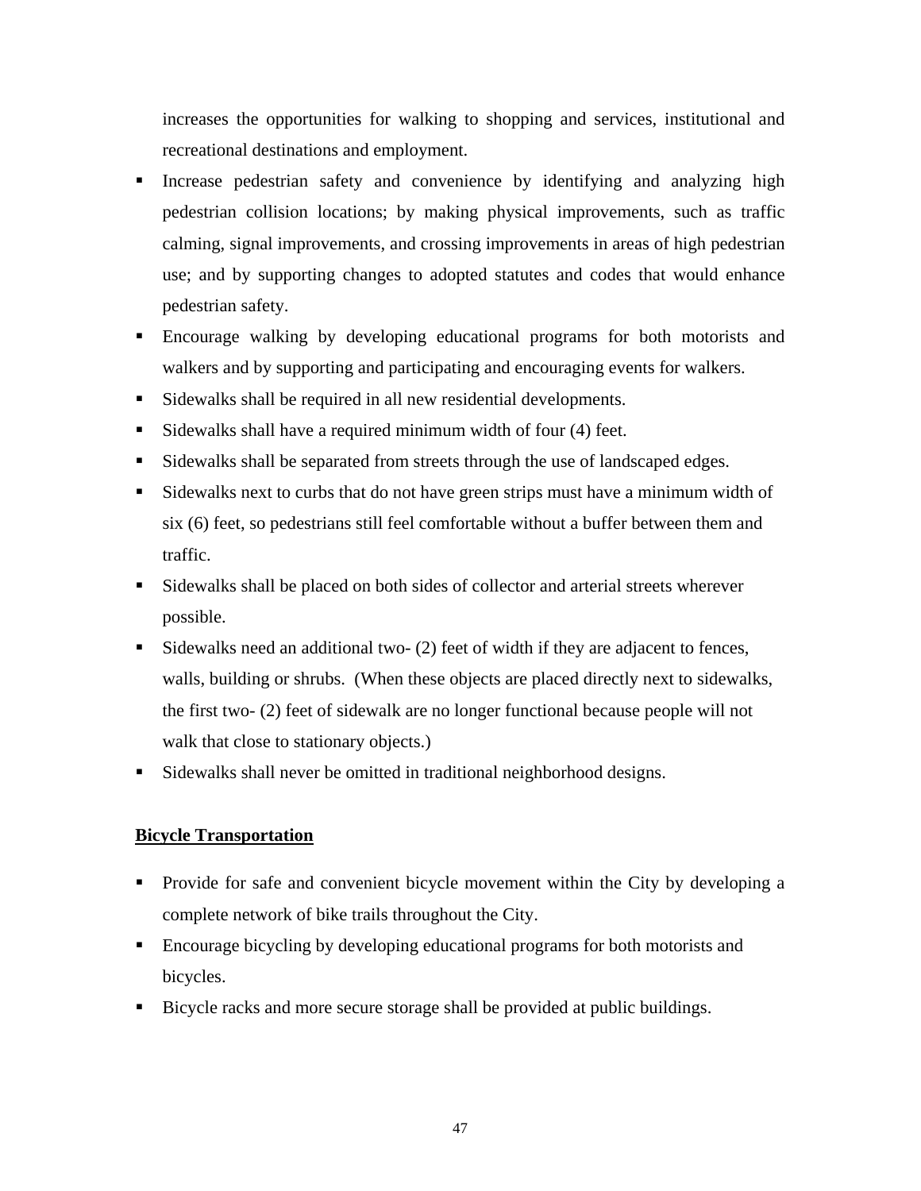increases the opportunities for walking to shopping and services, institutional and recreational destinations and employment.

- Increase pedestrian safety and convenience by identifying and analyzing high pedestrian collision locations; by making physical improvements, such as traffic calming, signal improvements, and crossing improvements in areas of high pedestrian use; and by supporting changes to adopted statutes and codes that would enhance pedestrian safety.
- Encourage walking by developing educational programs for both motorists and walkers and by supporting and participating and encouraging events for walkers.
- Sidewalks shall be required in all new residential developments.
- Sidewalks shall have a required minimum width of four (4) feet.
- Sidewalks shall be separated from streets through the use of landscaped edges.
- Sidewalks next to curbs that do not have green strips must have a minimum width of six (6) feet, so pedestrians still feel comfortable without a buffer between them and traffic.
- Sidewalks shall be placed on both sides of collector and arterial streets wherever possible.
- Sidewalks need an additional two- (2) feet of width if they are adjacent to fences, walls, building or shrubs. (When these objects are placed directly next to sidewalks, the first two- (2) feet of sidewalk are no longer functional because people will not walk that close to stationary objects.)
- Sidewalks shall never be omitted in traditional neighborhood designs.

## Bicycle Transportation

- Provide for safe and convenient bicycle movement within the City by developing a complete network of bike trails throughout the City.
- Encourage bicycling by developing educational programs for both motorists and bicycles.
- Bicycle racks and more secure storage shall be provided at public buildings.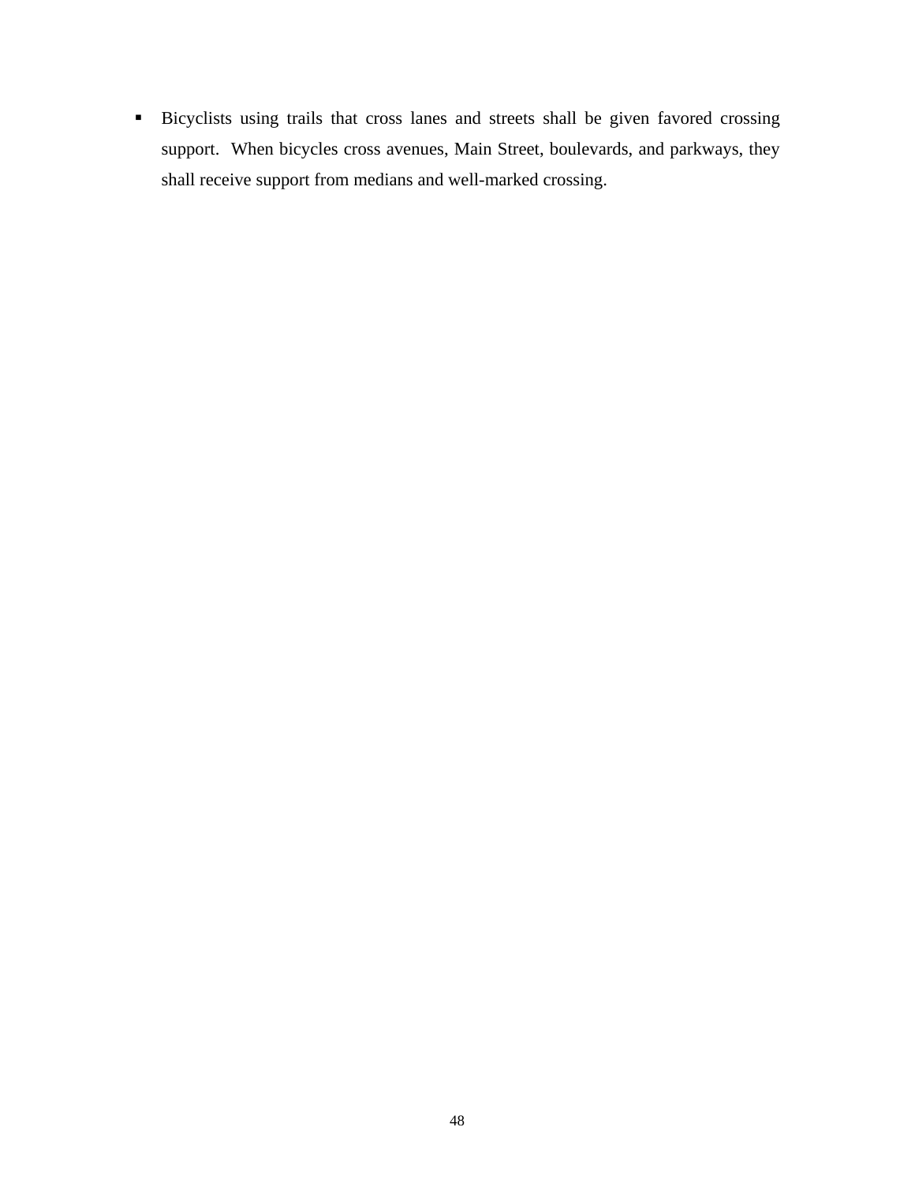- Bicyclists using trails that cross lanes and streets shall be given favored crossing support. When bicycles cross avenues, Main Street, boulevards, and parkways, they shall receive support from medians and well-marked crossing.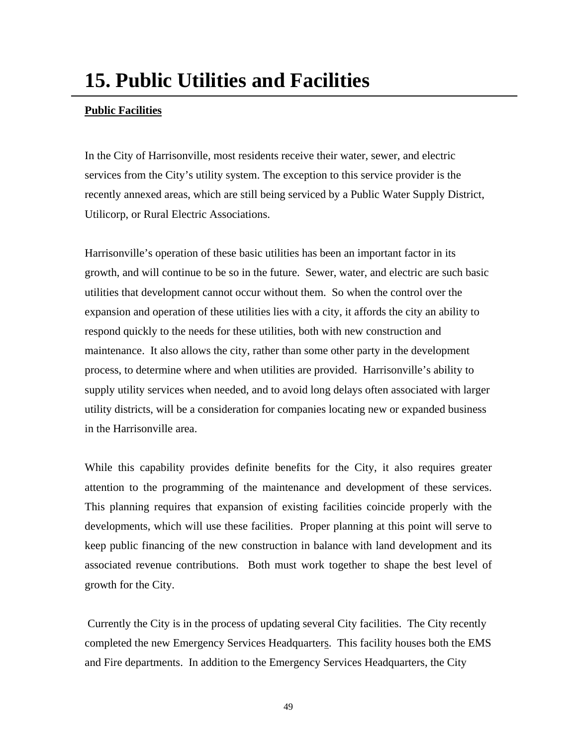# 15. Public Utilities and Facilities

**Public Facilities**

In the City of Harrisonville, most residents receive their water, sewer, and electric services from the City's utility system. The exception to this service provider is the recently annexed areas, which are still being serviced by a Public Water Supply District, Utilicorp, or Rural Electric Associations.

Harrisonville's operation of these basic utilities has been an important factor in its growth, and will continue to be so in the future. Sewer, water, and electric are such basic utilities that development cannot occur without them. So when the control over the expansion and operation of these utilities lies with a city, it affords the city an ability to respond quickly to the needs for these utilities, both with new construction and maintenance. It also allows the city, rather than some other party in the development process, to determine where and when utilities are provided. Harrisonville's ability to supply utility services when needed, and to avoid long delays often associated with larger utility districts, will be a consideration for companies locating new or expanded business in the Harrisonville area.

While this capability provides definite benefits for the City, it also requires greater attention to the programming of the maintenance and development of these services. This planning requires that expansion of existing facilities coincide properly with the developments, which will use these facilities. Proper planning at this point will serve to keep public financing of the new construction in balance with land development and its associated revenue contributions. Both must work together to shape the best level of growth for the City.

Currently the City is in the process of updating several City facilities. The City recently completed the new Emergency Services Headquarters. This facility houses both the EMS and Fire departments. In addition to the Emergency Services Headquarters, the City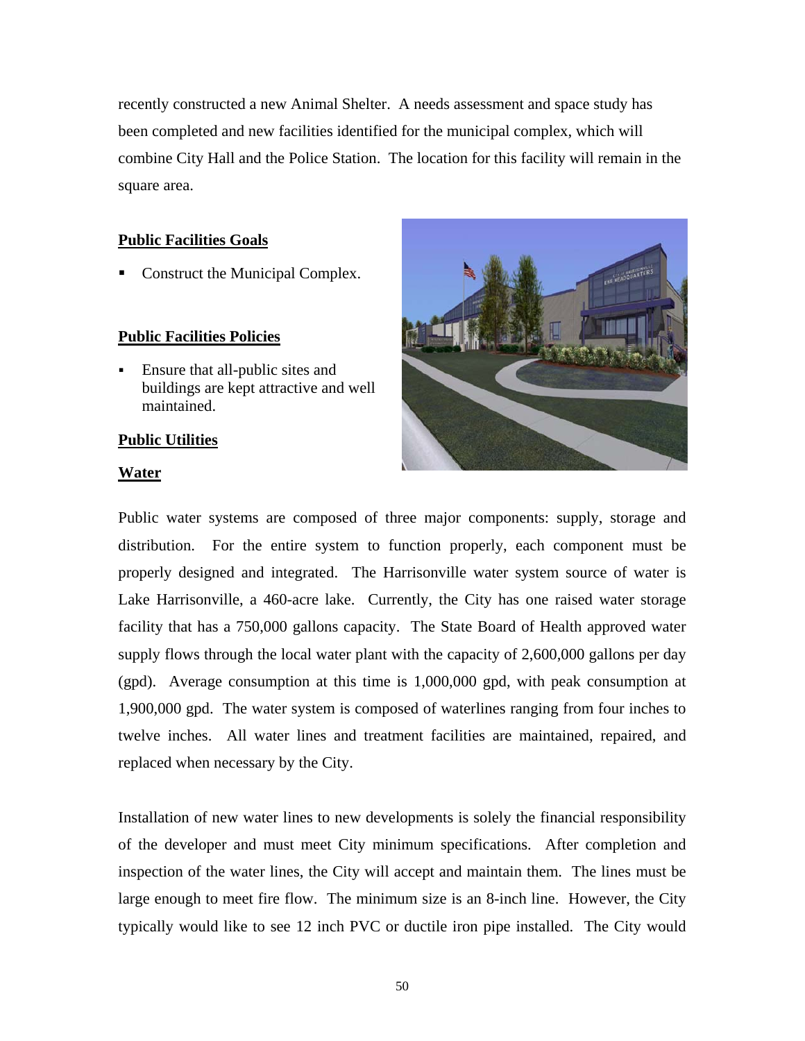recently constructed a new Animal Shelter. A needs assessment and space study has been completed and new facilities identified for the municipal complex, which will combine City Hall and the Police Station. The location for this facility will remain in the square area.

**Public Facilities Goals**

- Construct the Municipal Complex.

**Public Facilities Policies**

- Ensure that all-public sites and buildings are kept attractive and well maintained.

**Public Utilities**

**Water**

Public water systems are composed of three major components: supply, storage and distribution. For the entire system to function properly, each component must be properly designed and integrated. The Harrisonville water system source of water is Lake Harrisonville, a 460-acre lake. Currently, the City has one raised water storage facility that has a 750,000 gallons capacity. The State Board of Health approved water supply flows through the local water plant with the capacity of 2,600,000 gallons per day (gpd). Average consumption at this time is 1,000,000 gpd, with peak consumption at 1,900,000 gpd. The water system is composed of waterlines ranging from four inches to twelve inches. All water lines and treatment facilities are maintained, repaired, and replaced when necessary by the City.

Installation of new water lines to new developments is solely the financial responsibility of the developer and must meet City minimum specifications. After completion and inspection of the water lines, the City will accept and maintain them. The lines must be large enough to meet fire flow. The minimum size is an 8-inch line. However, the City typically would like to see 12 inch PVC or ductile iron pipe installed. The City would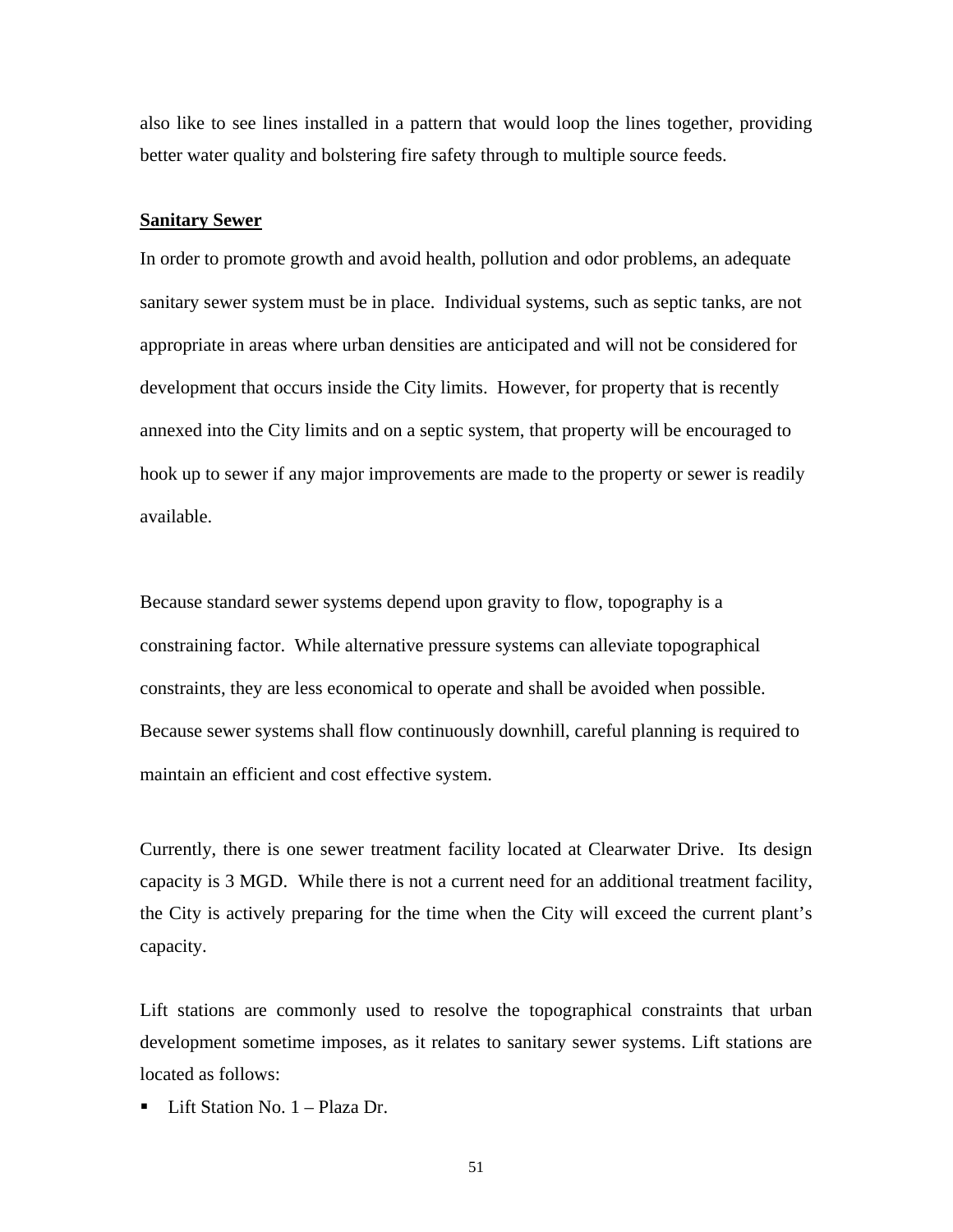also like to see lines installed in a pattern that would loop the lines together, providing better water quality and bolstering fire safety through to multiple source feeds.

**Sanitary Sewer**

In order to promote growth and avoid health, pollution and odor problems, an adequate sanitary sewer system must be in place. Individual systems, such as septic tanks, are not appropriate in areas where urban densities are anticipated and will not be considered for development that occurs inside the City limits. However, for property that is recently annexed into the City limits and on a septic system, that property will be encouraged to hook up to sewer if any major improvements are made to the property or sewer is readily available.

Because standard sewer systems depend upon gravity to flow, topography is a constraining factor. While alternative pressure systems can alleviate topographical constraints, they are less economical to operate and shall be avoided when possible. Because sewer systems shall flow continuously downhill, careful planning is required to maintain an efficient and cost effective system.

Currently, there is one sewer treatment facility located at Clearwater Drive. Its design capacity is 3 MGD. While there is not a current need for an additional treatment facility, the City is actively preparing for the time when the City will exceed the current plant's capacity.

Lift stations are commonly used to resolve the topographical constraints that urban development sometime imposes, as it relates to sanitary sewer systems. Lift stations are located as follows:

- Lift Station No. 1 – Plaza Dr.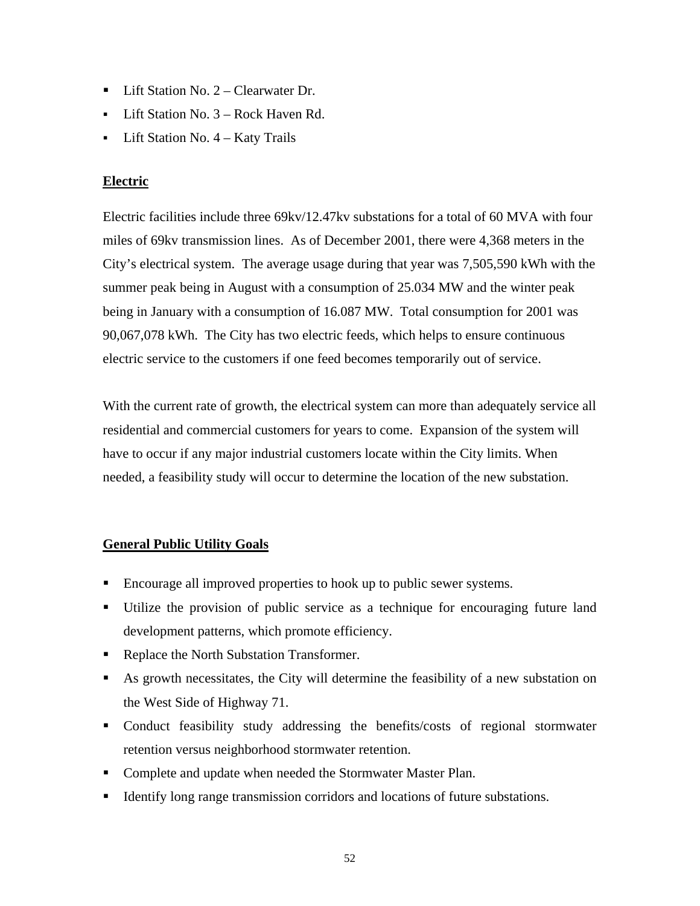- Lift Station No. 2 – Clearwater Dr.
- Lift Station No. 3 – Rock Haven Rd.
- Lift Station No. 4 – Katy Trails

**Electric**

Electric facilities include three 69kv/12.47kv substations for a total of 60 MVA with four miles of 69kv transmission lines. As of December 2001, there were 4,368 meters in the City's electrical system. The average usage during that year was 7,505,590 kWh with the summer peak being in August with a consumption of 25.034 MW and the winter peak being in January with a consumption of 16.087 MW. Total consumption for 2001 was 90,067,078 kWh. The City has two electric feeds, which helps to ensure continuous electric service to the customers if one feed becomes temporarily out of service.

With the current rate of growth, the electrical system can more than adequately service all residential and commercial customers for years to come. Expansion of the system will have to occur if any major industrial customers locate within the City limits. When needed, a feasibility study will occur to determine the location of the new substation.

**General Public Utility Goals**

- Encourage all improved properties to hook up to public sewer systems.
- Utilize the provision of public service as a technique for encouraging future land development patterns, which promote efficiency.
- Replace the North Substation Transformer.
- As growth necessitates, the City will determine the feasibility of a new substation on the West Side of Highway 71.
- Conduct feasibility study addressing the benefits/costs of regional stormwater retention versus neighborhood stormwater retention.
- Complete and update when needed the Stormwater Master Plan.
- Identify long range transmission corridors and locations of future substations.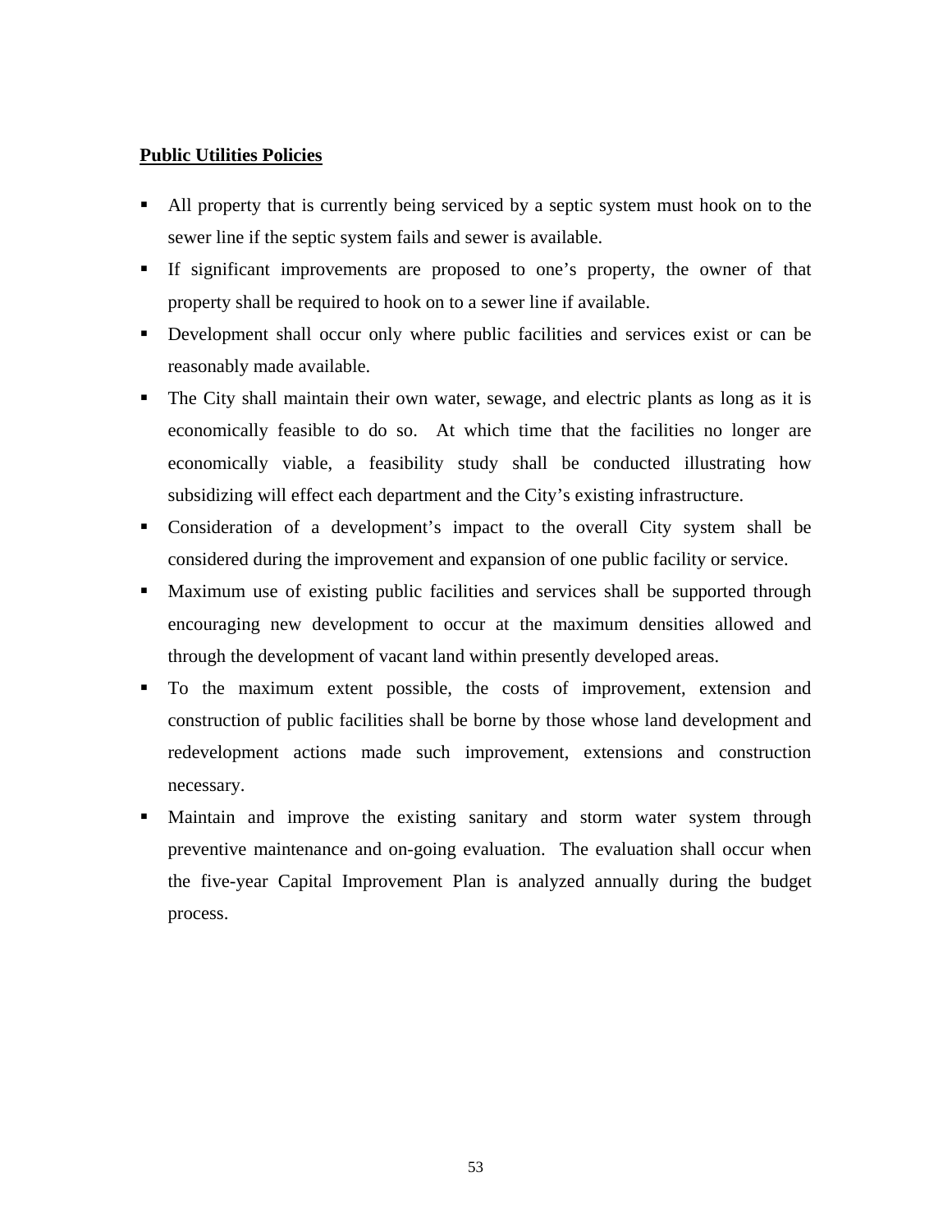**Public Utilities Policies**

- All property that is currently being serviced by a septic system must hook on to the sewer line if the septic system fails and sewer is available.
- If significant improvements are proposed to one's property, the owner of that property shall be required to hook on to a sewer line if available.
- Development shall occur only where public facilities and services exist or can be reasonably made available.
- The City shall maintain their own water, sewage, and electric plants as long as it is economically feasible to do so. At which time that the facilities no longer are economically viable, a feasibility study shall be conducted illustrating how subsidizing will effect each department and the City's existing infrastructure.
- Consideration of a development's impact to the overall City system shall be considered during the improvement and expansion of one public facility or service.
- Maximum use of existing public facilities and services shall be supported through encouraging new development to occur at the maximum densities allowed and through the development of vacant land within presently developed areas.
- To the maximum extent possible, the costs of improvement, extension and construction of public facilities shall be borne by those whose land development and redevelopment actions made such improvement, extensions and construction necessary.
- Maintain and improve the existing sanitary and storm water system through preventive maintenance and on-going evaluation. The evaluation shall occur when the five-year Capital Improvement Plan is analyzed annually during the budget process.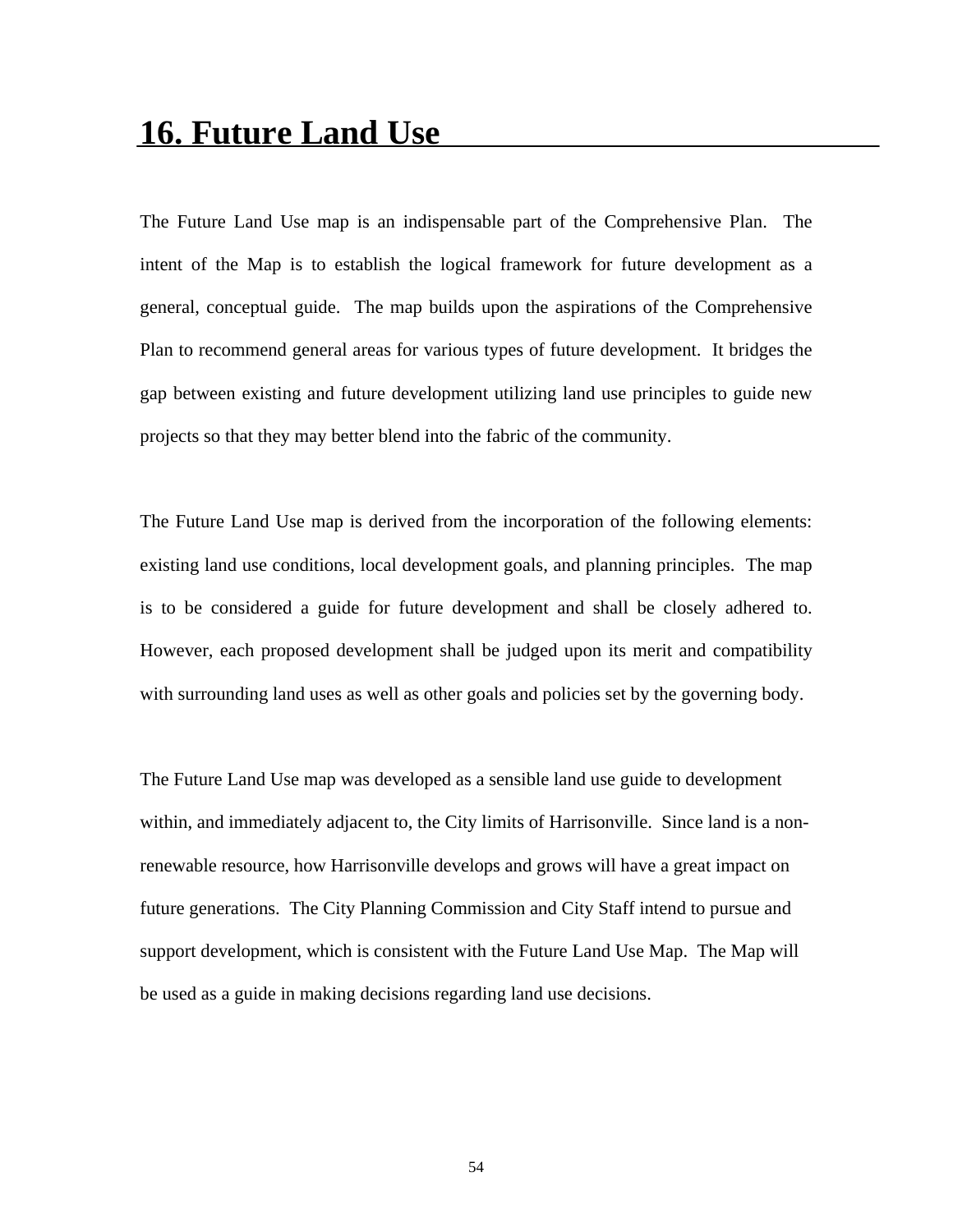# 16. Future Land Use

The Future Land Use map is an indispensable part of the Comprehensive Plan. The intent of the Map is to establish the logical framework for future development as a general, conceptual guide. The map builds upon the aspirations of the Comprehensive Plan to recommend general areas for various types of future development. It bridges the gap between existing and future development utilizing land use principles to guide new projects so that they may better blend into the fabric of the community.

The Future Land Use map is derived from the incorporation of the following elements: existing land use conditions, local development goals, and planning principles. The map is to be considered a guide for future development and shall be closely adhered to. However, each proposed development shall be judged upon its merit and compatibility with surrounding land uses as well as other goals and policies set by the governing body.

The Future Land Use map was developed as a sensible land use guide to development within, and immediately adjacent to, the City limits of Harrisonville. Since land is a non-renewable resource, how Harrisonville develops and grows will have a great impact on future generations. The City Planning Commission and City Staff intend to pursue and support development, which is consistent with the Future Land Use Map. The Map will be used as a guide in making decisions regarding land use decisions.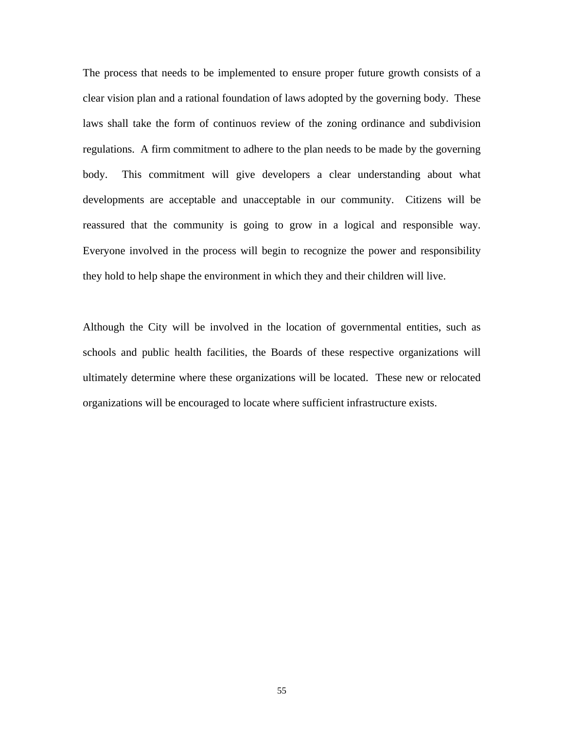The process that needs to be implemented to ensure proper future growth consists of a clear vision plan and a rational foundation of laws adopted by the governing body. These laws shall take the form of continuos review of the zoning ordinance and subdivision regulations. A firm commitment to adhere to the plan needs to be made by the governing body. This commitment will give developers a clear understanding about what developments are acceptable and unacceptable in our community. Citizens will be reassured that the community is going to grow in a logical and responsible way. Everyone involved in the process will begin to recognize the power and responsibility they hold to help shape the environment in which they and their children will live.

Although the City will be involved in the location of governmental entities, such as schools and public health facilities, the Boards of these respective organizations will ultimately determine where these organizations will be located. These new or relocated organizations will be encouraged to locate where sufficient infrastructure exists.